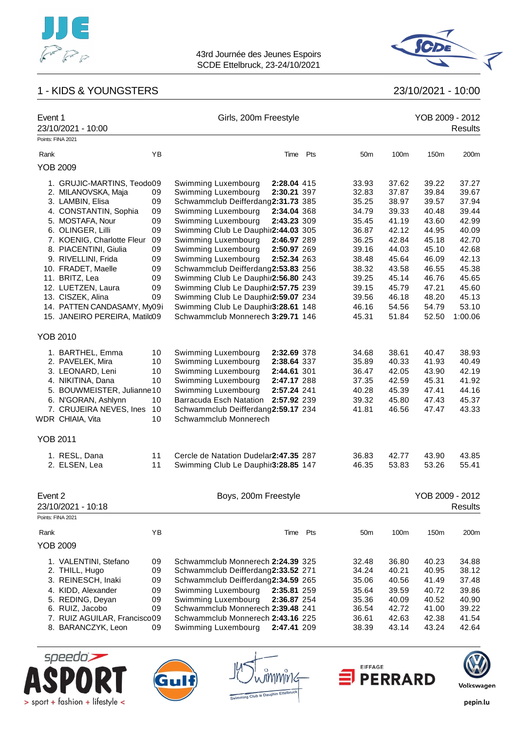43rd Journée des Jeunes Espoirs
SCDE Ettelbruck, 23-24/10/2021

# 1 - KIDS & YOUNGSTERS

23/10/2021 - 10:00

## Event 1 — Girls, 200m Freestyle

23/10/2021 - 10:00 — YOB 2009 - 2012 — Results

Points: FINA 2021

| Rank | Name | YB | Club | Time | Pts | 50m | 100m | 150m | 200m |
|---|---|---|---|---|---|---|---|---|---|
| **YOB 2009** | | | | | | | | | |
| 1. | GRUJIC-MARTINS, Teodo | 09 | Swimming Luxembourg | **2:28.04** | 415 | 33.93 | 37.62 | 39.22 | 37.27 |
| 2. | MILANOVSKA, Maja | 09 | Swimming Luxembourg | **2:30.21** | 397 | 32.83 | 37.87 | 39.84 | 39.67 |
| 3. | LAMBIN, Elisa | 09 | Schwammclub Deifferdang | **2:31.73** | 385 | 35.25 | 38.97 | 39.57 | 37.94 |
| 4. | CONSTANTIN, Sophia | 09 | Swimming Luxembourg | **2:34.04** | 368 | 34.79 | 39.33 | 40.48 | 39.44 |
| 5. | MOSTAFA, Nour | 09 | Swimming Luxembourg | **2:43.23** | 309 | 35.45 | 41.19 | 43.60 | 42.99 |
| 6. | OLINGER, Lilli | 09 | Swimming Club Le Dauphi | **2:44.03** | 305 | 36.87 | 42.12 | 44.95 | 40.09 |
| 7. | KOENIG, Charlotte Fleur | 09 | Swimming Luxembourg | **2:46.97** | 289 | 36.25 | 42.84 | 45.18 | 42.70 |
| 8. | PIACENTINI, Giulia | 09 | Swimming Luxembourg | **2:50.97** | 269 | 39.16 | 44.03 | 45.10 | 42.68 |
| 9. | RIVELLINI, Frida | 09 | Swimming Luxembourg | **2:52.34** | 263 | 38.48 | 45.64 | 46.09 | 42.13 |
| 10. | FRADET, Maelle | 09 | Schwammclub Deifferdang | **2:53.83** | 256 | 38.32 | 43.58 | 46.55 | 45.38 |
| 11. | BRITZ, Lea | 09 | Swimming Club Le Dauphi | **2:56.80** | 243 | 39.25 | 45.14 | 46.76 | 45.65 |
| 12. | LUETZEN, Laura | 09 | Swimming Club Le Dauphi | **2:57.75** | 239 | 39.15 | 45.79 | 47.21 | 45.60 |
| 13. | CISZEK, Alina | 09 | Swimming Club Le Dauphi | **2:59.07** | 234 | 39.56 | 46.18 | 48.20 | 45.13 |
| 14. | PATTEN CANDASAMY, My | 09 | Swimming Club Le Dauphi | **3:28.61** | 148 | 46.16 | 54.56 | 54.79 | 53.10 |
| 15. | JANEIRO PEREIRA, Matild | 09 | Schwammclub Monnerech | **3:29.71** | 146 | 45.31 | 51.84 | 52.50 | 1:00.06 |
| **YOB 2010** | | | | | | | | | |
| 1. | BARTHEL, Emma | 10 | Swimming Luxembourg | **2:32.69** | 378 | 34.68 | 38.61 | 40.47 | 38.93 |
| 2. | PAVELEK, Mira | 10 | Swimming Luxembourg | **2:38.64** | 337 | 35.89 | 40.33 | 41.93 | 40.49 |
| 3. | LEONARD, Leni | 10 | Swimming Luxembourg | **2:44.61** | 301 | 36.47 | 42.05 | 43.90 | 42.19 |
| 4. | NIKITINA, Dana | 10 | Swimming Luxembourg | **2:47.17** | 288 | 37.35 | 42.59 | 45.31 | 41.92 |
| 5. | BOUWMEISTER, Julianne | 10 | Swimming Luxembourg | **2:57.24** | 241 | 40.28 | 45.39 | 47.41 | 44.16 |
| 6. | N'GORAN, Ashlynn | 10 | Barracuda Esch Natation | **2:57.92** | 239 | 39.32 | 45.80 | 47.43 | 45.37 |
| 7. | CRUJEIRA NEVES, Ines | 10 | Schwammclub Deifferdang | **2:59.17** | 234 | 41.81 | 46.56 | 47.47 | 43.33 |
| WDR | CHIAIA, Vita | 10 | Schwammclub Monnerech | | | | | | |
| **YOB 2011** | | | | | | | | | |
| 1. | RESL, Dana | 11 | Cercle de Natation Dudelar | **2:47.35** | 287 | 36.83 | 42.77 | 43.90 | 43.85 |
| 2. | ELSEN, Lea | 11 | Swimming Club Le Dauphi | **3:28.85** | 147 | 46.35 | 53.83 | 53.26 | 55.41 |

## Event 2 — Boys, 200m Freestyle

23/10/2021 - 10:18 — YOB 2009 - 2012 — Results

Points: FINA 2021

| Rank | Name | YB | Club | Time | Pts | 50m | 100m | 150m | 200m |
|---|---|---|---|---|---|---|---|---|---|
| **YOB 2009** | | | | | | | | | |
| 1. | VALENTINI, Stefano | 09 | Schwammclub Monnerech | **2:24.39** | 325 | 32.48 | 36.80 | 40.23 | 34.88 |
| 2. | THILL, Hugo | 09 | Schwammclub Deifferdang | **2:33.52** | 271 | 34.24 | 40.21 | 40.95 | 38.12 |
| 3. | REINESCH, Inaki | 09 | Schwammclub Deifferdang | **2:34.59** | 265 | 35.06 | 40.56 | 41.49 | 37.48 |
| 4. | KIDD, Alexander | 09 | Swimming Luxembourg | **2:35.81** | 259 | 35.64 | 39.59 | 40.72 | 39.86 |
| 5. | REDING, Deyan | 09 | Swimming Luxembourg | **2:36.87** | 254 | 35.36 | 40.09 | 40.52 | 40.90 |
| 6. | RUIZ, Jacobo | 09 | Schwammclub Monnerech | **2:39.48** | 241 | 36.54 | 42.72 | 41.00 | 39.22 |
| 7. | RUIZ AGUILAR, Francisco | 09 | Schwammclub Monnerech | **2:43.16** | 225 | 36.61 | 42.63 | 42.38 | 41.54 |
| 8. | BARANCZYK, Leon | 09 | Swimming Luxembourg | **2:47.41** | 209 | 38.39 | 43.14 | 43.24 | 42.64 |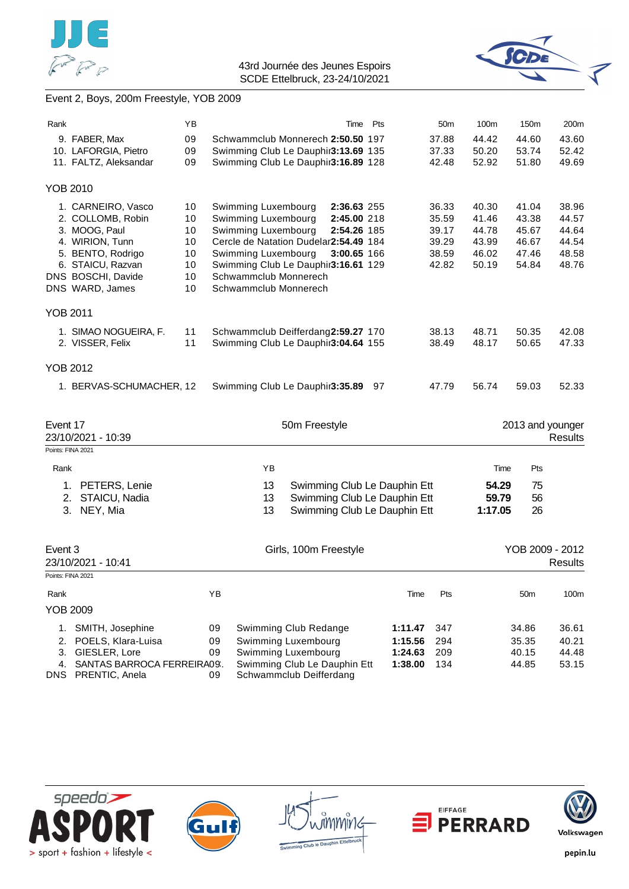Event 2, Boys, 200m Freestyle, YOB 2009

| Rank | | YB | | Time | Pts | 50m | 100m | 150m | 200m |
|---|---|---|---|---|---|---|---|---|---|
| 9. | FABER, Max | 09 | Schwammclub Monnerech | **2:50.50** | 197 | 37.88 | 44.42 | 44.60 | 43.60 |
| 10. | LAFORGIA, Pietro | 09 | Swimming Club Le Dauphi | **3:13.69** | 135 | 37.33 | 50.20 | 53.74 | 52.42 |
| 11. | FALTZ, Aleksandar | 09 | Swimming Club Le Dauphi | **3:16.89** | 128 | 42.48 | 52.92 | 51.80 | 49.69 |
| **YOB 2010** | | | | | | | | | |
| 1. | CARNEIRO, Vasco | 10 | Swimming Luxembourg | **2:36.63** | 255 | 36.33 | 40.30 | 41.04 | 38.96 |
| 2. | COLLOMB, Robin | 10 | Swimming Luxembourg | **2:45.00** | 218 | 35.59 | 41.46 | 43.38 | 44.57 |
| 3. | MOOG, Paul | 10 | Swimming Luxembourg | **2:54.26** | 185 | 39.17 | 44.78 | 45.67 | 44.64 |
| 4. | WIRION, Tunn | 10 | Cercle de Natation Dudelar | **2:54.49** | 184 | 39.29 | 43.99 | 46.67 | 44.54 |
| 5. | BENTO, Rodrigo | 10 | Swimming Luxembourg | **3:00.65** | 166 | 38.59 | 46.02 | 47.46 | 48.58 |
| 6. | STAICU, Razvan | 10 | Swimming Club Le Dauphi | **3:16.61** | 129 | 42.82 | 50.19 | 54.84 | 48.76 |
| DNS | BOSCHI, Davide | 10 | Schwammclub Monnerech | | | | | | |
| DNS | WARD, James | 10 | Schwammclub Monnerech | | | | | | |
| **YOB 2011** | | | | | | | | | |
| 1. | SIMAO NOGUEIRA, F. | 11 | Schwammclub Deifferdang | **2:59.27** | 170 | 38.13 | 48.71 | 50.35 | 42.08 |
| 2. | VISSER, Felix | 11 | Swimming Club Le Dauphi | **3:04.64** | 155 | 38.49 | 48.17 | 50.65 | 47.33 |
| **YOB 2012** | | | | | | | | | |
| 1. | BERVAS-SCHUMACHER, | 12 | Swimming Club Le Dauphi | **3:35.89** | 97 | 47.79 | 56.74 | 59.03 | 52.33 |

## Event 17 — 50m Freestyle — 2013 and younger

23/10/2021 - 10:39 — Results

Points: FINA 2021

| Rank | | YB | | Time | Pts |
|---|---|---|---|---|---|
| 1. | PETERS, Lenie | 13 | Swimming Club Le Dauphin Ett | **54.29** | 75 |
| 2. | STAICU, Nadia | 13 | Swimming Club Le Dauphin Ett | **59.79** | 56 |
| 3. | NEY, Mia | 13 | Swimming Club Le Dauphin Ett | **1:17.05** | 26 |

## Event 3 — Girls, 100m Freestyle — YOB 2009 - 2012

23/10/2021 - 10:41 — Results

Points: FINA 2021

| Rank | | YB | | Time | Pts | 50m | 100m |
|---|---|---|---|---|---|---|---|
| **YOB 2009** | | | | | | | |
| 1. | SMITH, Josephine | 09 | Swimming Club Redange | **1:11.47** | 347 | 34.86 | 36.61 |
| 2. | POELS, Klara-Luisa | 09 | Swimming Luxembourg | **1:15.56** | 294 | 35.35 | 40.21 |
| 3. | GIESLER, Lore | 09 | Swimming Luxembourg | **1:24.63** | 209 | 40.15 | 44.48 |
| 4. | SANTAS BARROCA FERREIRA | 09 | Swimming Club Le Dauphin Ett | **1:38.00** | 134 | 44.85 | 53.15 |
| DNS | PRENTIC, Anela | 09 | Schwammclub Deifferdang | | | | |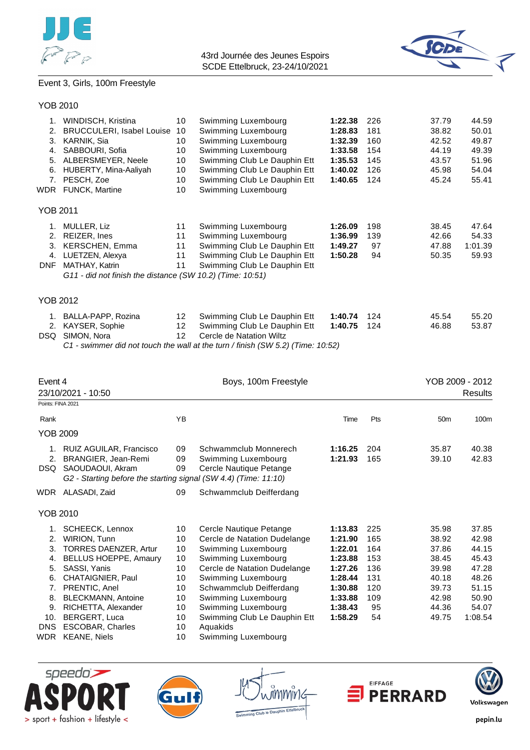Event 3, Girls, 100m Freestyle

### YOB 2010

| Rank | Name | YB | Club | Time | Pts | 50m | 100m |
|---|---|---|---|---|---|---|---|
| 1. | WINDISCH, Kristina | 10 | Swimming Luxembourg | **1:22.38** | 226 | 37.79 | 44.59 |
| 2. | BRUCCULERI, Isabel Louise | 10 | Swimming Luxembourg | **1:28.83** | 181 | 38.82 | 50.01 |
| 3. | KARNIK, Sia | 10 | Swimming Luxembourg | **1:32.39** | 160 | 42.52 | 49.87 |
| 4. | SABBOURI, Sofia | 10 | Swimming Luxembourg | **1:33.58** | 154 | 44.19 | 49.39 |
| 5. | ALBERSMEYER, Neele | 10 | Swimming Club Le Dauphin Ett | **1:35.53** | 145 | 43.57 | 51.96 |
| 6. | HUBERTY, Mina-Aaliyah | 10 | Swimming Club Le Dauphin Ett | **1:40.02** | 126 | 45.98 | 54.04 |
| 7. | PESCH, Zoe | 10 | Swimming Club Le Dauphin Ett | **1:40.65** | 124 | 45.24 | 55.41 |
| WDR | FUNCK, Martine | 10 | Swimming Luxembourg | | | | |

### YOB 2011

| Rank | Name | YB | Club | Time | Pts | 50m | 100m |
|---|---|---|---|---|---|---|---|
| 1. | MULLER, Liz | 11 | Swimming Luxembourg | **1:26.09** | 198 | 38.45 | 47.64 |
| 2. | REIZER, Ines | 11 | Swimming Luxembourg | **1:36.99** | 139 | 42.66 | 54.33 |
| 3. | KERSCHEN, Emma | 11 | Swimming Club Le Dauphin Ett | **1:49.27** | 97 | 47.88 | 1:01.39 |
| 4. | LUETZEN, Alexya | 11 | Swimming Club Le Dauphin Ett | **1:50.28** | 94 | 50.35 | 59.93 |
| DNF | MATHAY, Katrin | 11 | Swimming Club Le Dauphin Ett | | | | |

*G11 - did not finish the distance (SW 10.2) (Time: 10:51)*

### YOB 2012

| Rank | Name | YB | Club | Time | Pts | 50m | 100m |
|---|---|---|---|---|---|---|---|
| 1. | BALLA-PAPP, Rozina | 12 | Swimming Club Le Dauphin Ett | **1:40.74** | 124 | 45.54 | 55.20 |
| 2. | KAYSER, Sophie | 12 | Swimming Club Le Dauphin Ett | **1:40.75** | 124 | 46.88 | 53.87 |
| DSQ | SIMON, Nora | 12 | Cercle de Natation Wiltz | | | | |

*C1 - swimmer did not touch the wall at the turn / finish (SW 5.2) (Time: 10:52)*

## Event 4 — Boys, 100m Freestyle — YOB 2009 - 2012

23/10/2021 - 10:50 — Results

Points: FINA 2021

### YOB 2009

| Rank | Name | YB | Club | Time | Pts | 50m | 100m |
|---|---|---|---|---|---|---|---|
| 1. | RUIZ AGUILAR, Francisco | 09 | Schwammclub Monnerech | **1:16.25** | 204 | 35.87 | 40.38 |
| 2. | BRANGIER, Jean-Remi | 09 | Swimming Luxembourg | **1:21.93** | 165 | 39.10 | 42.83 |
| DSQ | SAOUDAOUI, Akram | 09 | Cercle Nautique Petange | | | | |

*G2 - Starting before the starting signal (SW 4.4) (Time: 11:10)*

| Rank | Name | YB | Club | Time | Pts | 50m | 100m |
|---|---|---|---|---|---|---|---|
| WDR | ALASADI, Zaid | 09 | Schwammclub Deifferdang | | | | |

### YOB 2010

| Rank | Name | YB | Club | Time | Pts | 50m | 100m |
|---|---|---|---|---|---|---|---|
| 1. | SCHEECK, Lennox | 10 | Cercle Nautique Petange | **1:13.83** | 225 | 35.98 | 37.85 |
| 2. | WIRION, Tunn | 10 | Cercle de Natation Dudelange | **1:21.90** | 165 | 38.92 | 42.98 |
| 3. | TORRES DAENZER, Artur | 10 | Swimming Luxembourg | **1:22.01** | 164 | 37.86 | 44.15 |
| 4. | BELLUS HOEPPE, Amaury | 10 | Swimming Luxembourg | **1:23.88** | 153 | 38.45 | 45.43 |
| 5. | SASSI, Yanis | 10 | Cercle de Natation Dudelange | **1:27.26** | 136 | 39.98 | 47.28 |
| 6. | CHATAIGNIER, Paul | 10 | Swimming Luxembourg | **1:28.44** | 131 | 40.18 | 48.26 |
| 7. | PRENTIC, Anel | 10 | Schwammclub Deifferdang | **1:30.88** | 120 | 39.73 | 51.15 |
| 8. | BLECKMANN, Antoine | 10 | Swimming Luxembourg | **1:33.88** | 109 | 42.98 | 50.90 |
| 9. | RICHETTA, Alexander | 10 | Swimming Luxembourg | **1:38.43** | 95 | 44.36 | 54.07 |
| 10. | BERGERT, Luca | 10 | Swimming Club Le Dauphin Ett | **1:58.29** | 54 | 49.75 | 1:08.54 |
| DNS | ESCOBAR, Charles | 10 | Aquakids | | | | |
| WDR | KEANE, Niels | 10 | Swimming Luxembourg | | | | |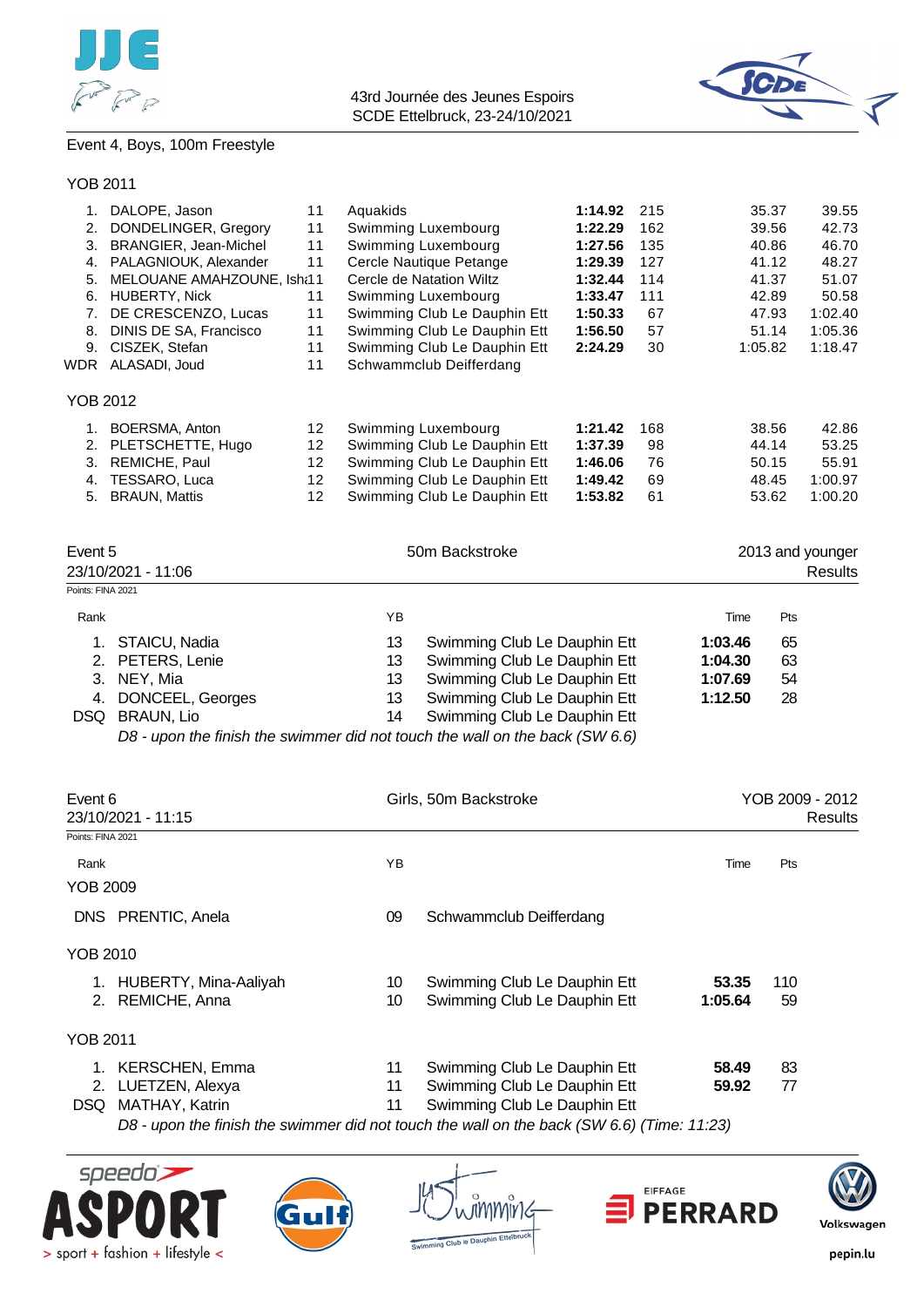Event 4, Boys, 100m Freestyle

YOB 2011

| Rank | Name | YB | Club | Time | Pts | 50m | 100m |
|---|---|---|---|---|---|---|---|
| 1. | DALOPE, Jason | 11 | Aquakids | **1:14.92** | 215 | 35.37 | 39.55 |
| 2. | DONDELINGER, Gregory | 11 | Swimming Luxembourg | **1:22.29** | 162 | 39.56 | 42.73 |
| 3. | BRANGIER, Jean-Michel | 11 | Swimming Luxembourg | **1:27.56** | 135 | 40.86 | 46.70 |
| 4. | PALAGNIOUK, Alexander | 11 | Cercle Nautique Petange | **1:29.39** | 127 | 41.12 | 48.27 |
| 5. | MELOUANE AMAHZOUNE, Ish | 11 | Cercle de Natation Wiltz | **1:32.44** | 114 | 41.37 | 51.07 |
| 6. | HUBERTY, Nick | 11 | Swimming Luxembourg | **1:33.47** | 111 | 42.89 | 50.58 |
| 7. | DE CRESCENZO, Lucas | 11 | Swimming Club Le Dauphin Ett | **1:50.33** | 67 | 47.93 | 1:02.40 |
| 8. | DINIS DE SA, Francisco | 11 | Swimming Club Le Dauphin Ett | **1:56.50** | 57 | 51.14 | 1:05.36 |
| 9. | CISZEK, Stefan | 11 | Swimming Club Le Dauphin Ett | **2:24.29** | 30 | 1:05.82 | 1:18.47 |
| WDR | ALASADI, Joud | 11 | Schwammclub Deifferdang | | | | |

YOB 2012

| Rank | Name | YB | Club | Time | Pts | 50m | 100m |
|---|---|---|---|---|---|---|---|
| 1. | BOERSMA, Anton | 12 | Swimming Luxembourg | **1:21.42** | 168 | 38.56 | 42.86 |
| 2. | PLETSCHETTE, Hugo | 12 | Swimming Club Le Dauphin Ett | **1:37.39** | 98 | 44.14 | 53.25 |
| 3. | REMICHE, Paul | 12 | Swimming Club Le Dauphin Ett | **1:46.06** | 76 | 50.15 | 55.91 |
| 4. | TESSARO, Luca | 12 | Swimming Club Le Dauphin Ett | **1:49.42** | 69 | 48.45 | 1:00.97 |
| 5. | BRAUN, Mattis | 12 | Swimming Club Le Dauphin Ett | **1:53.82** | 61 | 53.62 | 1:00.20 |

## Event 5 — 50m Backstroke — 2013 and younger

23/10/2021 - 11:06 — Results

Points: FINA 2021

| Rank | Name | YB | Club | Time | Pts |
|---|---|---|---|---|---|
| 1. | STAICU, Nadia | 13 | Swimming Club Le Dauphin Ett | **1:03.46** | 65 |
| 2. | PETERS, Lenie | 13 | Swimming Club Le Dauphin Ett | **1:04.30** | 63 |
| 3. | NEY, Mia | 13 | Swimming Club Le Dauphin Ett | **1:07.69** | 54 |
| 4. | DONCEEL, Georges | 13 | Swimming Club Le Dauphin Ett | **1:12.50** | 28 |
| DSQ | BRAUN, Lio | 14 | Swimming Club Le Dauphin Ett | | |

*D8 - upon the finish the swimmer did not touch the wall on the back (SW 6.6)*

## Event 6 — Girls, 50m Backstroke — YOB 2009 - 2012

23/10/2021 - 11:15 — Results

Points: FINA 2021

YOB 2009

| Rank | Name | YB | Club | Time | Pts |
|---|---|---|---|---|---|
| DNS | PRENTIC, Anela | 09 | Schwammclub Deifferdang | | |

YOB 2010

| Rank | Name | YB | Club | Time | Pts |
|---|---|---|---|---|---|
| 1. | HUBERTY, Mina-Aaliyah | 10 | Swimming Club Le Dauphin Ett | **53.35** | 110 |
| 2. | REMICHE, Anna | 10 | Swimming Club Le Dauphin Ett | **1:05.64** | 59 |

YOB 2011

| Rank | Name | YB | Club | Time | Pts |
|---|---|---|---|---|---|
| 1. | KERSCHEN, Emma | 11 | Swimming Club Le Dauphin Ett | **58.49** | 83 |
| 2. | LUETZEN, Alexya | 11 | Swimming Club Le Dauphin Ett | **59.92** | 77 |
| DSQ | MATHAY, Katrin | 11 | Swimming Club Le Dauphin Ett | | |

*D8 - upon the finish the swimmer did not touch the wall on the back (SW 6.6) (Time: 11:23)*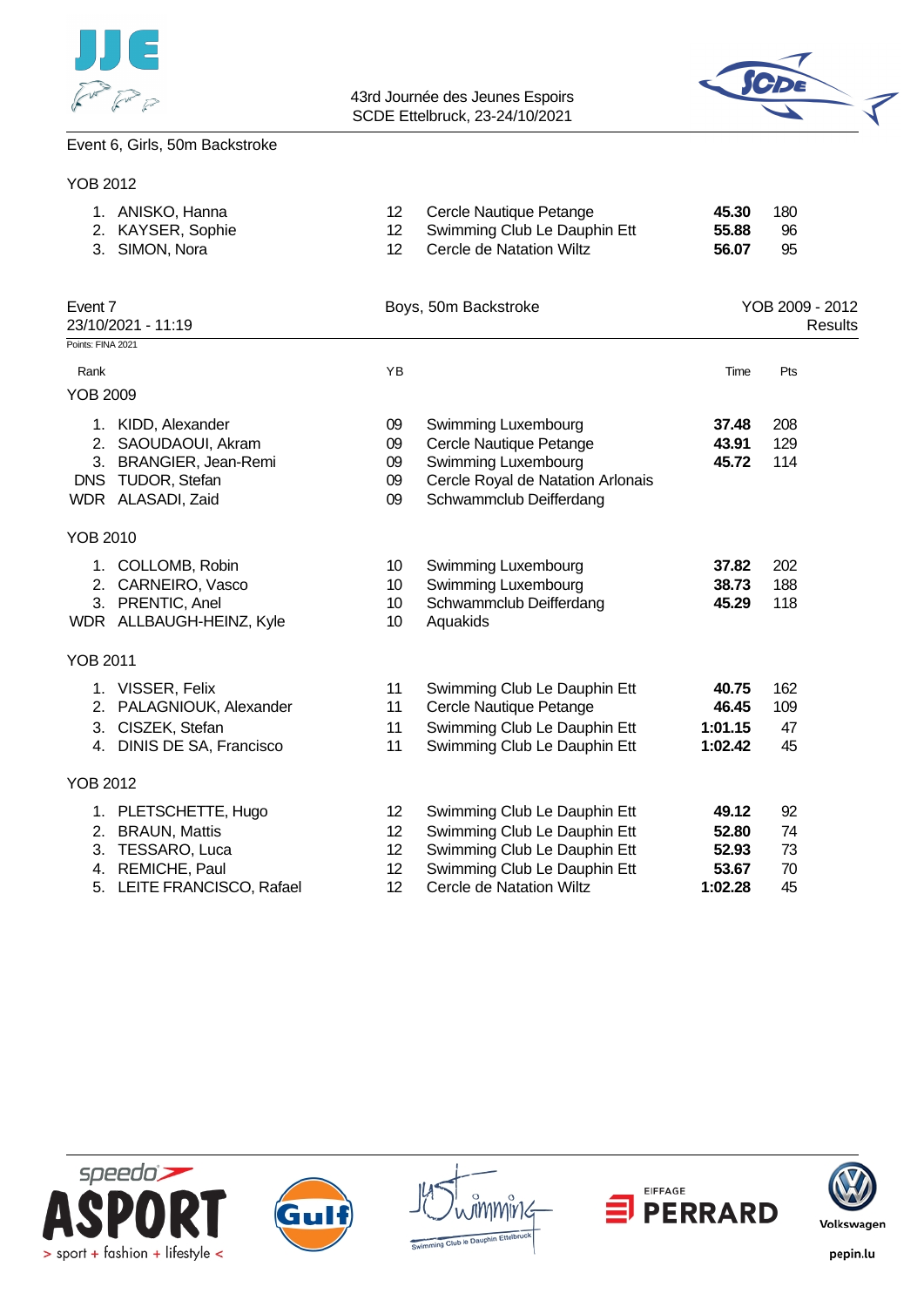Event 6, Girls, 50m Backstroke

YOB 2012

| Rank | Name | YB | Club | Time | Pts |
|---|---|---|---|---|---|
| 1. | ANISKO, Hanna | 12 | Cercle Nautique Petange | **45.30** | 180 |
| 2. | KAYSER, Sophie | 12 | Swimming Club Le Dauphin Ett | **55.88** | 96 |
| 3. | SIMON, Nora | 12 | Cercle de Natation Wiltz | **56.07** | 95 |

## Event 7 — Boys, 50m Backstroke — YOB 2009 - 2012

23/10/2021 - 11:19 — Results

Points: FINA 2021

| Rank | Name | YB | Club | Time | Pts |
|---|---|---|---|---|---|
| **YOB 2009** | | | | | |
| 1. | KIDD, Alexander | 09 | Swimming Luxembourg | **37.48** | 208 |
| 2. | SAOUDAOUI, Akram | 09 | Cercle Nautique Petange | **43.91** | 129 |
| 3. | BRANGIER, Jean-Remi | 09 | Swimming Luxembourg | **45.72** | 114 |
| DNS | TUDOR, Stefan | 09 | Cercle Royal de Natation Arlonais | | |
| WDR | ALASADI, Zaid | 09 | Schwammclub Deifferdang | | |
| **YOB 2010** | | | | | |
| 1. | COLLOMB, Robin | 10 | Swimming Luxembourg | **37.82** | 202 |
| 2. | CARNEIRO, Vasco | 10 | Swimming Luxembourg | **38.73** | 188 |
| 3. | PRENTIC, Anel | 10 | Schwammclub Deifferdang | **45.29** | 118 |
| WDR | ALLBAUGH-HEINZ, Kyle | 10 | Aquakids | | |
| **YOB 2011** | | | | | |
| 1. | VISSER, Felix | 11 | Swimming Club Le Dauphin Ett | **40.75** | 162 |
| 2. | PALAGNIOUK, Alexander | 11 | Cercle Nautique Petange | **46.45** | 109 |
| 3. | CISZEK, Stefan | 11 | Swimming Club Le Dauphin Ett | **1:01.15** | 47 |
| 4. | DINIS DE SA, Francisco | 11 | Swimming Club Le Dauphin Ett | **1:02.42** | 45 |
| **YOB 2012** | | | | | |
| 1. | PLETSCHETTE, Hugo | 12 | Swimming Club Le Dauphin Ett | **49.12** | 92 |
| 2. | BRAUN, Mattis | 12 | Swimming Club Le Dauphin Ett | **52.80** | 74 |
| 3. | TESSARO, Luca | 12 | Swimming Club Le Dauphin Ett | **52.93** | 73 |
| 4. | REMICHE, Paul | 12 | Swimming Club Le Dauphin Ett | **53.67** | 70 |
| 5. | LEITE FRANCISCO, Rafael | 12 | Cercle de Natation Wiltz | **1:02.28** | 45 |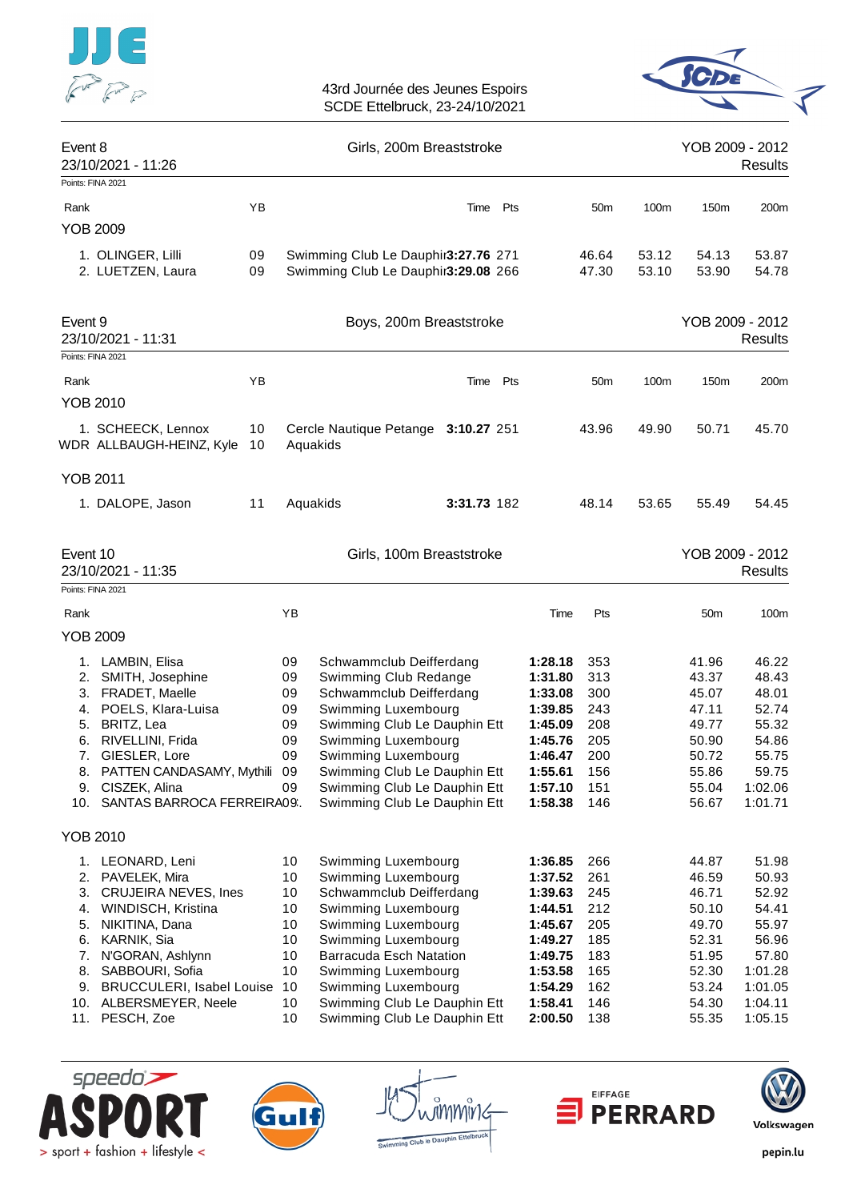43rd Journée des Jeunes Espoirs
SCDE Ettelbruck, 23-24/10/2021

## Event 8 — Girls, 200m Breaststroke

23/10/2021 - 11:26 — YOB 2009 - 2012 — Results

Points: FINA 2021

| Rank | | YB | | Time | Pts | 50m | 100m | 150m | 200m |
|---|---|---|---|---|---|---|---|---|---|
| **YOB 2009** | | | | | | | | | |
| 1. | OLINGER, Lilli | 09 | Swimming Club Le Dauphin | **3:27.76** | 271 | 46.64 | 53.12 | 54.13 | 53.87 |
| 2. | LUETZEN, Laura | 09 | Swimming Club Le Dauphin | **3:29.08** | 266 | 47.30 | 53.10 | 53.90 | 54.78 |

## Event 9 — Boys, 200m Breaststroke

23/10/2021 - 11:31 — YOB 2009 - 2012 — Results

Points: FINA 2021

| Rank | | YB | | Time | Pts | 50m | 100m | 150m | 200m |
|---|---|---|---|---|---|---|---|---|---|
| **YOB 2010** | | | | | | | | | |
| 1. | SCHEECK, Lennox | 10 | Cercle Nautique Petange | **3:10.27** | 251 | 43.96 | 49.90 | 50.71 | 45.70 |
| WDR | ALLBAUGH-HEINZ, Kyle | 10 | Aquakids | | | | | | |
| **YOB 2011** | | | | | | | | | |
| 1. | DALOPE, Jason | 11 | Aquakids | **3:31.73** | 182 | 48.14 | 53.65 | 55.49 | 54.45 |

## Event 10 — Girls, 100m Breaststroke

23/10/2021 - 11:35 — YOB 2009 - 2012 — Results

Points: FINA 2021

| Rank | | YB | | Time | Pts | 50m | 100m |
|---|---|---|---|---|---|---|---|
| **YOB 2009** | | | | | | | |
| 1. | LAMBIN, Elisa | 09 | Schwammclub Deifferdang | **1:28.18** | 353 | 41.96 | 46.22 |
| 2. | SMITH, Josephine | 09 | Swimming Club Redange | **1:31.80** | 313 | 43.37 | 48.43 |
| 3. | FRADET, Maelle | 09 | Schwammclub Deifferdang | **1:33.08** | 300 | 45.07 | 48.01 |
| 4. | POELS, Klara-Luisa | 09 | Swimming Luxembourg | **1:39.85** | 243 | 47.11 | 52.74 |
| 5. | BRITZ, Lea | 09 | Swimming Club Le Dauphin Ett | **1:45.09** | 208 | 49.77 | 55.32 |
| 6. | RIVELLINI, Frida | 09 | Swimming Luxembourg | **1:45.76** | 205 | 50.90 | 54.86 |
| 7. | GIESLER, Lore | 09 | Swimming Luxembourg | **1:46.47** | 200 | 50.72 | 55.75 |
| 8. | PATTEN CANDASAMY, Mythili | 09 | Swimming Club Le Dauphin Ett | **1:55.61** | 156 | 55.86 | 59.75 |
| 9. | CISZEK, Alina | 09 | Swimming Club Le Dauphin Ett | **1:57.10** | 151 | 55.04 | 1:02.06 |
| 10. | SANTAS BARROCA FERREIRA | 09 | Swimming Club Le Dauphin Ett | **1:58.38** | 146 | 56.67 | 1:01.71 |
| **YOB 2010** | | | | | | | |
| 1. | LEONARD, Leni | 10 | Swimming Luxembourg | **1:36.85** | 266 | 44.87 | 51.98 |
| 2. | PAVELEK, Mira | 10 | Swimming Luxembourg | **1:37.52** | 261 | 46.59 | 50.93 |
| 3. | CRUJEIRA NEVES, Ines | 10 | Schwammclub Deifferdang | **1:39.63** | 245 | 46.71 | 52.92 |
| 4. | WINDISCH, Kristina | 10 | Swimming Luxembourg | **1:44.51** | 212 | 50.10 | 54.41 |
| 5. | NIKITINA, Dana | 10 | Swimming Luxembourg | **1:45.67** | 205 | 49.70 | 55.97 |
| 6. | KARNIK, Sia | 10 | Swimming Luxembourg | **1:49.27** | 185 | 52.31 | 56.96 |
| 7. | N'GORAN, Ashlynn | 10 | Barracuda Esch Natation | **1:49.75** | 183 | 51.95 | 57.80 |
| 8. | SABBOURI, Sofia | 10 | Swimming Luxembourg | **1:53.58** | 165 | 52.30 | 1:01.28 |
| 9. | BRUCCULERI, Isabel Louise | 10 | Swimming Luxembourg | **1:54.29** | 162 | 53.24 | 1:01.05 |
| 10. | ALBERSMEYER, Neele | 10 | Swimming Club Le Dauphin Ett | **1:58.41** | 146 | 54.30 | 1:04.11 |
| 11. | PESCH, Zoe | 10 | Swimming Club Le Dauphin Ett | **2:00.50** | 138 | 55.35 | 1:05.15 |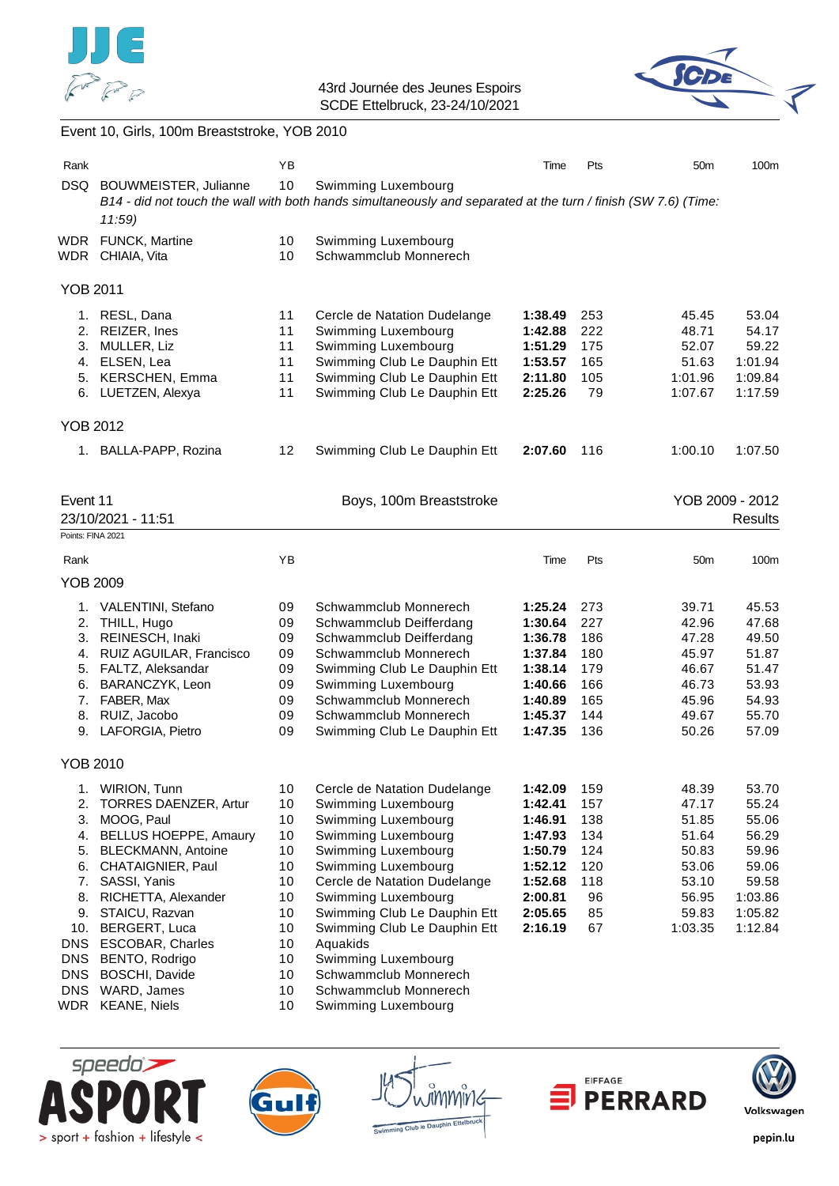Event 10, Girls, 100m Breaststroke, YOB 2010

| Rank | | YB | | Time | Pts | 50m | 100m |
|---|---|---|---|---|---|---|---|
| DSQ | BOUWMEISTER, Julianne | 10 | Swimming Luxembourg | | | | |
| | *B14 - did not touch the wall with both hands simultaneously and separated at the turn / finish (SW 7.6) (Time: 11:59)* | | | | | | |
| WDR | FUNCK, Martine | 10 | Swimming Luxembourg | | | | |
| WDR | CHIAIA, Vita | 10 | Schwammclub Monnerech | | | | |
| **YOB 2011** | | | | | | | |
| 1. | RESL, Dana | 11 | Cercle de Natation Dudelange | **1:38.49** | 253 | 45.45 | 53.04 |
| 2. | REIZER, Ines | 11 | Swimming Luxembourg | **1:42.88** | 222 | 48.71 | 54.17 |
| 3. | MULLER, Liz | 11 | Swimming Luxembourg | **1:51.29** | 175 | 52.07 | 59.22 |
| 4. | ELSEN, Lea | 11 | Swimming Club Le Dauphin Ett | **1:53.57** | 165 | 51.63 | 1:01.94 |
| 5. | KERSCHEN, Emma | 11 | Swimming Club Le Dauphin Ett | **2:11.80** | 105 | 1:01.96 | 1:09.84 |
| 6. | LUETZEN, Alexya | 11 | Swimming Club Le Dauphin Ett | **2:25.26** | 79 | 1:07.67 | 1:17.59 |
| **YOB 2012** | | | | | | | |
| 1. | BALLA-PAPP, Rozina | 12 | Swimming Club Le Dauphin Ett | **2:07.60** | 116 | 1:00.10 | 1:07.50 |

## Event 11 — Boys, 100m Breaststroke — YOB 2009 - 2012

23/10/2021 - 11:51 — Results

Points: FINA 2021

| Rank | | YB | | Time | Pts | 50m | 100m |
|---|---|---|---|---|---|---|---|
| **YOB 2009** | | | | | | | |
| 1. | VALENTINI, Stefano | 09 | Schwammclub Monnerech | **1:25.24** | 273 | 39.71 | 45.53 |
| 2. | THILL, Hugo | 09 | Schwammclub Deifferdang | **1:30.64** | 227 | 42.96 | 47.68 |
| 3. | REINESCH, Inaki | 09 | Schwammclub Deifferdang | **1:36.78** | 186 | 47.28 | 49.50 |
| 4. | RUIZ AGUILAR, Francisco | 09 | Schwammclub Monnerech | **1:37.84** | 180 | 45.97 | 51.87 |
| 5. | FALTZ, Aleksandar | 09 | Swimming Club Le Dauphin Ett | **1:38.14** | 179 | 46.67 | 51.47 |
| 6. | BARANCZYK, Leon | 09 | Swimming Luxembourg | **1:40.66** | 166 | 46.73 | 53.93 |
| 7. | FABER, Max | 09 | Schwammclub Monnerech | **1:40.89** | 165 | 45.96 | 54.93 |
| 8. | RUIZ, Jacobo | 09 | Schwammclub Monnerech | **1:45.37** | 144 | 49.67 | 55.70 |
| 9. | LAFORGIA, Pietro | 09 | Swimming Club Le Dauphin Ett | **1:47.35** | 136 | 50.26 | 57.09 |
| **YOB 2010** | | | | | | | |
| 1. | WIRION, Tunn | 10 | Cercle de Natation Dudelange | **1:42.09** | 159 | 48.39 | 53.70 |
| 2. | TORRES DAENZER, Artur | 10 | Swimming Luxembourg | **1:42.41** | 157 | 47.17 | 55.24 |
| 3. | MOOG, Paul | 10 | Swimming Luxembourg | **1:46.91** | 138 | 51.85 | 55.06 |
| 4. | BELLUS HOEPPE, Amaury | 10 | Swimming Luxembourg | **1:47.93** | 134 | 51.64 | 56.29 |
| 5. | BLECKMANN, Antoine | 10 | Swimming Luxembourg | **1:50.79** | 124 | 50.83 | 59.96 |
| 6. | CHATAIGNIER, Paul | 10 | Swimming Luxembourg | **1:52.12** | 120 | 53.06 | 59.06 |
| 7. | SASSI, Yanis | 10 | Cercle de Natation Dudelange | **1:52.68** | 118 | 53.10 | 59.58 |
| 8. | RICHETTA, Alexander | 10 | Swimming Luxembourg | **2:00.81** | 96 | 56.95 | 1:03.86 |
| 9. | STAICU, Razvan | 10 | Swimming Club Le Dauphin Ett | **2:05.65** | 85 | 59.83 | 1:05.82 |
| 10. | BERGERT, Luca | 10 | Swimming Club Le Dauphin Ett | **2:16.19** | 67 | 1:03.35 | 1:12.84 |
| DNS | ESCOBAR, Charles | 10 | Aquakids | | | | |
| DNS | BENTO, Rodrigo | 10 | Swimming Luxembourg | | | | |
| DNS | BOSCHI, Davide | 10 | Schwammclub Monnerech | | | | |
| DNS | WARD, James | 10 | Schwammclub Monnerech | | | | |
| WDR | KEANE, Niels | 10 | Swimming Luxembourg | | | | |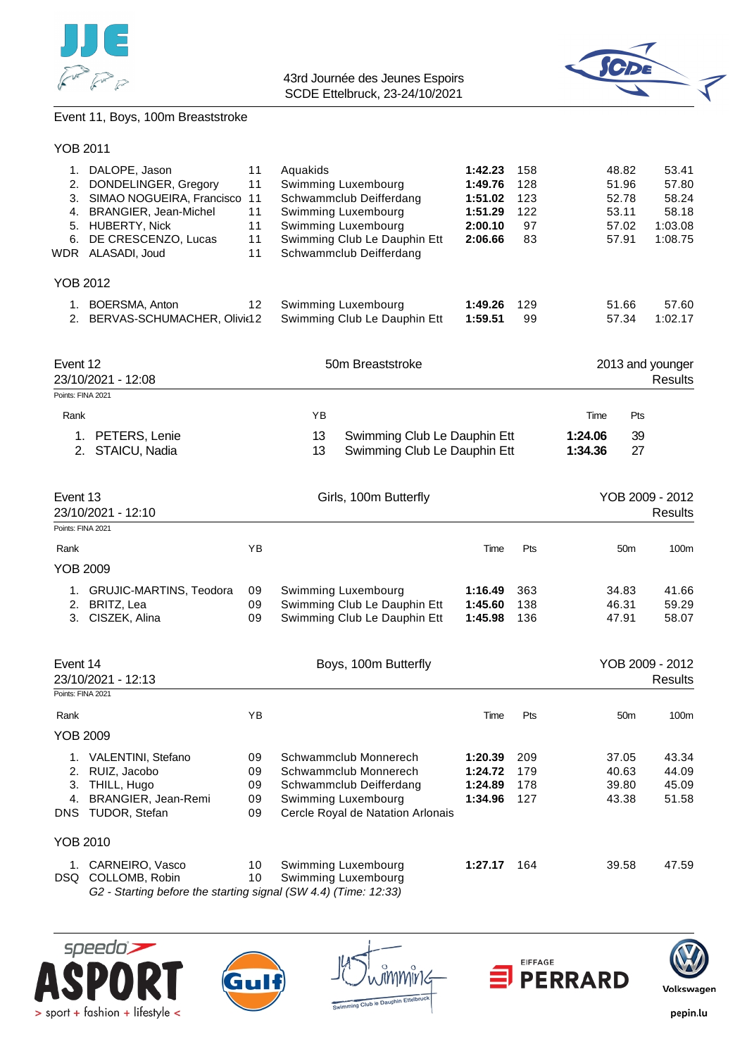Event 11, Boys, 100m Breaststroke

YOB 2011

| Rank | Name | YB | Club | Time | Pts | 50m | 100m |
|---|---|---|---|---|---|---|---|
| 1. | DALOPE, Jason | 11 | Aquakids | **1:42.23** | 158 | 48.82 | 53.41 |
| 2. | DONDELINGER, Gregory | 11 | Swimming Luxembourg | **1:49.76** | 128 | 51.96 | 57.80 |
| 3. | SIMAO NOGUEIRA, Francisco | 11 | Schwammclub Deifferdang | **1:51.02** | 123 | 52.78 | 58.24 |
| 4. | BRANGIER, Jean-Michel | 11 | Swimming Luxembourg | **1:51.29** | 122 | 53.11 | 58.18 |
| 5. | HUBERTY, Nick | 11 | Swimming Luxembourg | **2:00.10** | 97 | 57.02 | 1:03.08 |
| 6. | DE CRESCENZO, Lucas | 11 | Swimming Club Le Dauphin Ett | **2:06.66** | 83 | 57.91 | 1:08.75 |
| WDR | ALASADI, Joud | 11 | Schwammclub Deifferdang | | | | |

YOB 2012

| Rank | Name | YB | Club | Time | Pts | 50m | 100m |
|---|---|---|---|---|---|---|---|
| 1. | BOERSMA, Anton | 12 | Swimming Luxembourg | **1:49.26** | 129 | 51.66 | 57.60 |
| 2. | BERVAS-SCHUMACHER, Olivi | 12 | Swimming Club Le Dauphin Ett | **1:59.51** | 99 | 57.34 | 1:02.17 |

## Event 12 — 50m Breaststroke — 2013 and younger

23/10/2021 - 12:08 — Results

Points: FINA 2021

| Rank | Name | YB | Club | Time | Pts |
|---|---|---|---|---|---|
| 1. | PETERS, Lenie | 13 | Swimming Club Le Dauphin Ett | **1:24.06** | 39 |
| 2. | STAICU, Nadia | 13 | Swimming Club Le Dauphin Ett | **1:34.36** | 27 |

## Event 13 — Girls, 100m Butterfly — YOB 2009 - 2012

23/10/2021 - 12:10 — Results

Points: FINA 2021

YOB 2009

| Rank | Name | YB | Club | Time | Pts | 50m | 100m |
|---|---|---|---|---|---|---|---|
| 1. | GRUJIC-MARTINS, Teodora | 09 | Swimming Luxembourg | **1:16.49** | 363 | 34.83 | 41.66 |
| 2. | BRITZ, Lea | 09 | Swimming Club Le Dauphin Ett | **1:45.60** | 138 | 46.31 | 59.29 |
| 3. | CISZEK, Alina | 09 | Swimming Club Le Dauphin Ett | **1:45.98** | 136 | 47.91 | 58.07 |

## Event 14 — Boys, 100m Butterfly — YOB 2009 - 2012

23/10/2021 - 12:13 — Results

Points: FINA 2021

YOB 2009

| Rank | Name | YB | Club | Time | Pts | 50m | 100m |
|---|---|---|---|---|---|---|---|
| 1. | VALENTINI, Stefano | 09 | Schwammclub Monnerech | **1:20.39** | 209 | 37.05 | 43.34 |
| 2. | RUIZ, Jacobo | 09 | Schwammclub Monnerech | **1:24.72** | 179 | 40.63 | 44.09 |
| 3. | THILL, Hugo | 09 | Schwammclub Deifferdang | **1:24.89** | 178 | 39.80 | 45.09 |
| 4. | BRANGIER, Jean-Remi | 09 | Swimming Luxembourg | **1:34.96** | 127 | 43.38 | 51.58 |
| DNS | TUDOR, Stefan | 09 | Cercle Royal de Natation Arlonais | | | | |

YOB 2010

| Rank | Name | YB | Club | Time | Pts | 50m | 100m |
|---|---|---|---|---|---|---|---|
| 1. | CARNEIRO, Vasco | 10 | Swimming Luxembourg | **1:27.17** | 164 | 39.58 | 47.59 |
| DSQ | COLLOMB, Robin | 10 | Swimming Luxembourg | | | | |

*G2 - Starting before the starting signal (SW 4.4) (Time: 12:33)*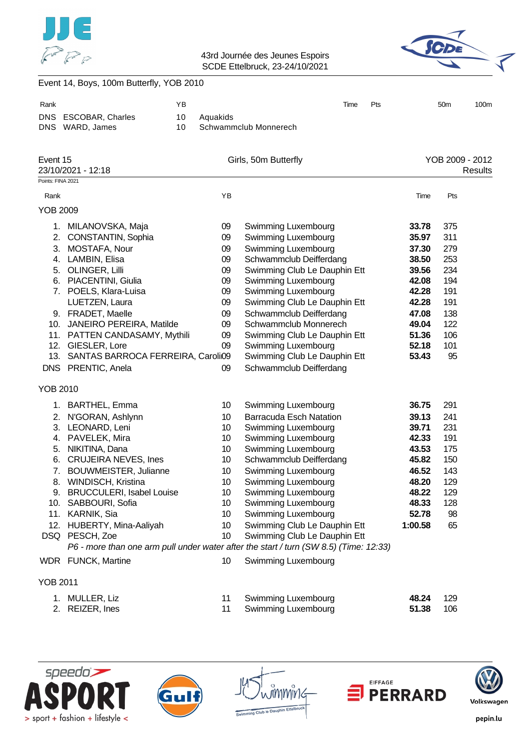Event 14, Boys, 100m Butterfly, YOB 2010

| Rank | | YB | | Time | Pts | 50m | 100m |
|---|---|---|---|---|---|---|---|
| DNS | ESCOBAR, Charles | 10 | Aquakids | | | | |
| DNS | WARD, James | 10 | Schwammclub Monnerech | | | | |

## Event 15 — Girls, 50m Butterfly — YOB 2009 - 2012

23/10/2021 - 12:18 — Results

Points: FINA 2021

### YOB 2009

| Rank | | YB | | Time | Pts |
|---|---|---|---|---|---|
| 1. | MILANOVSKA, Maja | 09 | Swimming Luxembourg | **33.78** | 375 |
| 2. | CONSTANTIN, Sophia | 09 | Swimming Luxembourg | **35.97** | 311 |
| 3. | MOSTAFA, Nour | 09 | Swimming Luxembourg | **37.30** | 279 |
| 4. | LAMBIN, Elisa | 09 | Schwammclub Deifferdang | **38.50** | 253 |
| 5. | OLINGER, Lilli | 09 | Swimming Club Le Dauphin Ett | **39.56** | 234 |
| 6. | PIACENTINI, Giulia | 09 | Swimming Luxembourg | **42.08** | 194 |
| 7. | POELS, Klara-Luisa | 09 | Swimming Luxembourg | **42.28** | 191 |
| | LUETZEN, Laura | 09 | Swimming Club Le Dauphin Ett | **42.28** | 191 |
| 9. | FRADET, Maelle | 09 | Schwammclub Deifferdang | **47.08** | 138 |
| 10. | JANEIRO PEREIRA, Matilde | 09 | Schwammclub Monnerech | **49.04** | 122 |
| 11. | PATTEN CANDASAMY, Mythili | 09 | Swimming Club Le Dauphin Ett | **51.36** | 106 |
| 12. | GIESLER, Lore | 09 | Swimming Luxembourg | **52.18** | 101 |
| 13. | SANTAS BARROCA FERREIRA, Caroli | 09 | Swimming Club Le Dauphin Ett | **53.43** | 95 |
| DNS | PRENTIC, Anela | 09 | Schwammclub Deifferdang | | |

### YOB 2010

| Rank | | YB | | Time | Pts |
|---|---|---|---|---|---|
| 1. | BARTHEL, Emma | 10 | Swimming Luxembourg | **36.75** | 291 |
| 2. | N'GORAN, Ashlynn | 10 | Barracuda Esch Natation | **39.13** | 241 |
| 3. | LEONARD, Leni | 10 | Swimming Luxembourg | **39.71** | 231 |
| 4. | PAVELEK, Mira | 10 | Swimming Luxembourg | **42.33** | 191 |
| 5. | NIKITINA, Dana | 10 | Swimming Luxembourg | **43.53** | 175 |
| 6. | CRUJEIRA NEVES, Ines | 10 | Schwammclub Deifferdang | **45.82** | 150 |
| 7. | BOUWMEISTER, Julianne | 10 | Swimming Luxembourg | **46.52** | 143 |
| 8. | WINDISCH, Kristina | 10 | Swimming Luxembourg | **48.20** | 129 |
| 9. | BRUCCULERI, Isabel Louise | 10 | Swimming Luxembourg | **48.22** | 129 |
| 10. | SABBOURI, Sofia | 10 | Swimming Luxembourg | **48.33** | 128 |
| 11. | KARNIK, Sia | 10 | Swimming Luxembourg | **52.78** | 98 |
| 12. | HUBERTY, Mina-Aaliyah | 10 | Swimming Club Le Dauphin Ett | **1:00.58** | 65 |
| DSQ | PESCH, Zoe | 10 | Swimming Club Le Dauphin Ett | | |
| | *P6 - more than one arm pull under water after the start / turn (SW 8.5) (Time: 12:33)* | | | | |
| WDR | FUNCK, Martine | 10 | Swimming Luxembourg | | |

### YOB 2011

| Rank | | YB | | Time | Pts |
|---|---|---|---|---|---|
| 1. | MULLER, Liz | 11 | Swimming Luxembourg | **48.24** | 129 |
| 2. | REIZER, Ines | 11 | Swimming Luxembourg | **51.38** | 106 |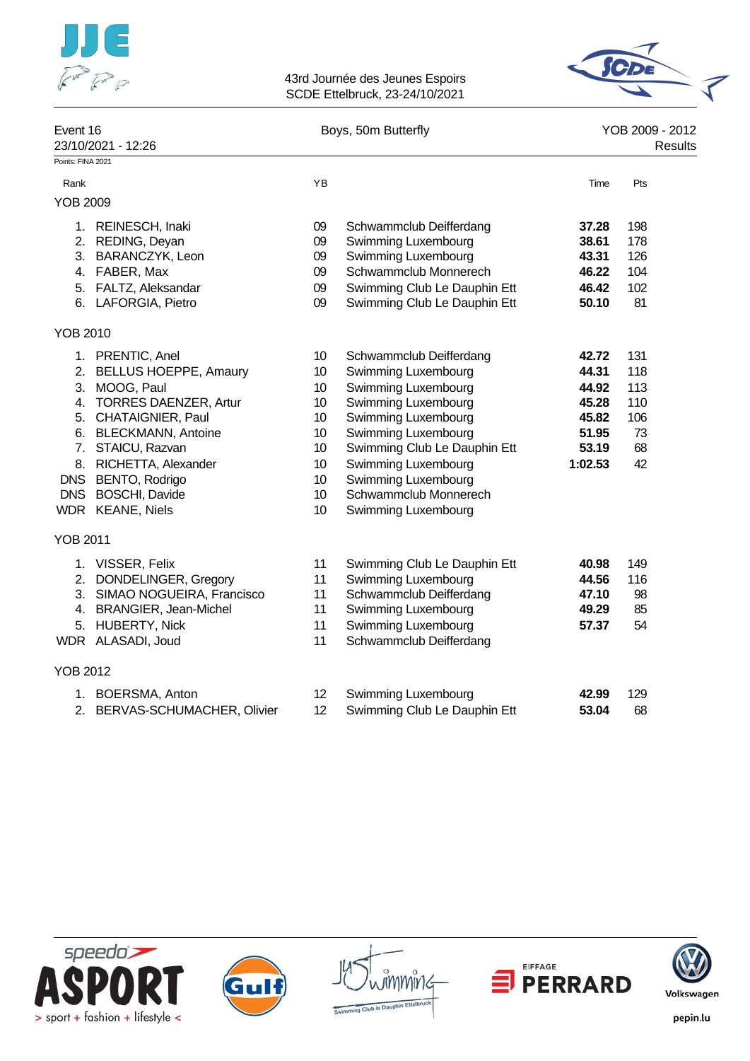43rd Journée des Jeunes Espoirs
SCDE Ettelbruck, 23-24/10/2021

| Event 16 | Boys, 50m Butterfly | YOB 2009 - 2012 |
|---|---|---|
| 23/10/2021 - 12:26 | | Results |

Points: FINA 2021

| Rank | | YB | | Time | Pts |
|---|---|---|---|---|---|
| **YOB 2009** | | | | | |
| 1. | REINESCH, Inaki | 09 | Schwammclub Deifferdang | **37.28** | 198 |
| 2. | REDING, Deyan | 09 | Swimming Luxembourg | **38.61** | 178 |
| 3. | BARANCZYK, Leon | 09 | Swimming Luxembourg | **43.31** | 126 |
| 4. | FABER, Max | 09 | Schwammclub Monnerech | **46.22** | 104 |
| 5. | FALTZ, Aleksandar | 09 | Swimming Club Le Dauphin Ett | **46.42** | 102 |
| 6. | LAFORGIA, Pietro | 09 | Swimming Club Le Dauphin Ett | **50.10** | 81 |
| **YOB 2010** | | | | | |
| 1. | PRENTIC, Anel | 10 | Schwammclub Deifferdang | **42.72** | 131 |
| 2. | BELLUS HOEPPE, Amaury | 10 | Swimming Luxembourg | **44.31** | 118 |
| 3. | MOOG, Paul | 10 | Swimming Luxembourg | **44.92** | 113 |
| 4. | TORRES DAENZER, Artur | 10 | Swimming Luxembourg | **45.28** | 110 |
| 5. | CHATAIGNIER, Paul | 10 | Swimming Luxembourg | **45.82** | 106 |
| 6. | BLECKMANN, Antoine | 10 | Swimming Luxembourg | **51.95** | 73 |
| 7. | STAICU, Razvan | 10 | Swimming Club Le Dauphin Ett | **53.19** | 68 |
| 8. | RICHETTA, Alexander | 10 | Swimming Luxembourg | **1:02.53** | 42 |
| DNS | BENTO, Rodrigo | 10 | Swimming Luxembourg | | |
| DNS | BOSCHI, Davide | 10 | Schwammclub Monnerech | | |
| WDR | KEANE, Niels | 10 | Swimming Luxembourg | | |
| **YOB 2011** | | | | | |
| 1. | VISSER, Felix | 11 | Swimming Club Le Dauphin Ett | **40.98** | 149 |
| 2. | DONDELINGER, Gregory | 11 | Swimming Luxembourg | **44.56** | 116 |
| 3. | SIMAO NOGUEIRA, Francisco | 11 | Schwammclub Deifferdang | **47.10** | 98 |
| 4. | BRANGIER, Jean-Michel | 11 | Swimming Luxembourg | **49.29** | 85 |
| 5. | HUBERTY, Nick | 11 | Swimming Luxembourg | **57.37** | 54 |
| WDR | ALASADI, Joud | 11 | Schwammclub Deifferdang | | |
| **YOB 2012** | | | | | |
| 1. | BOERSMA, Anton | 12 | Swimming Luxembourg | **42.99** | 129 |
| 2. | BERVAS-SCHUMACHER, Olivier | 12 | Swimming Club Le Dauphin Ett | **53.04** | 68 |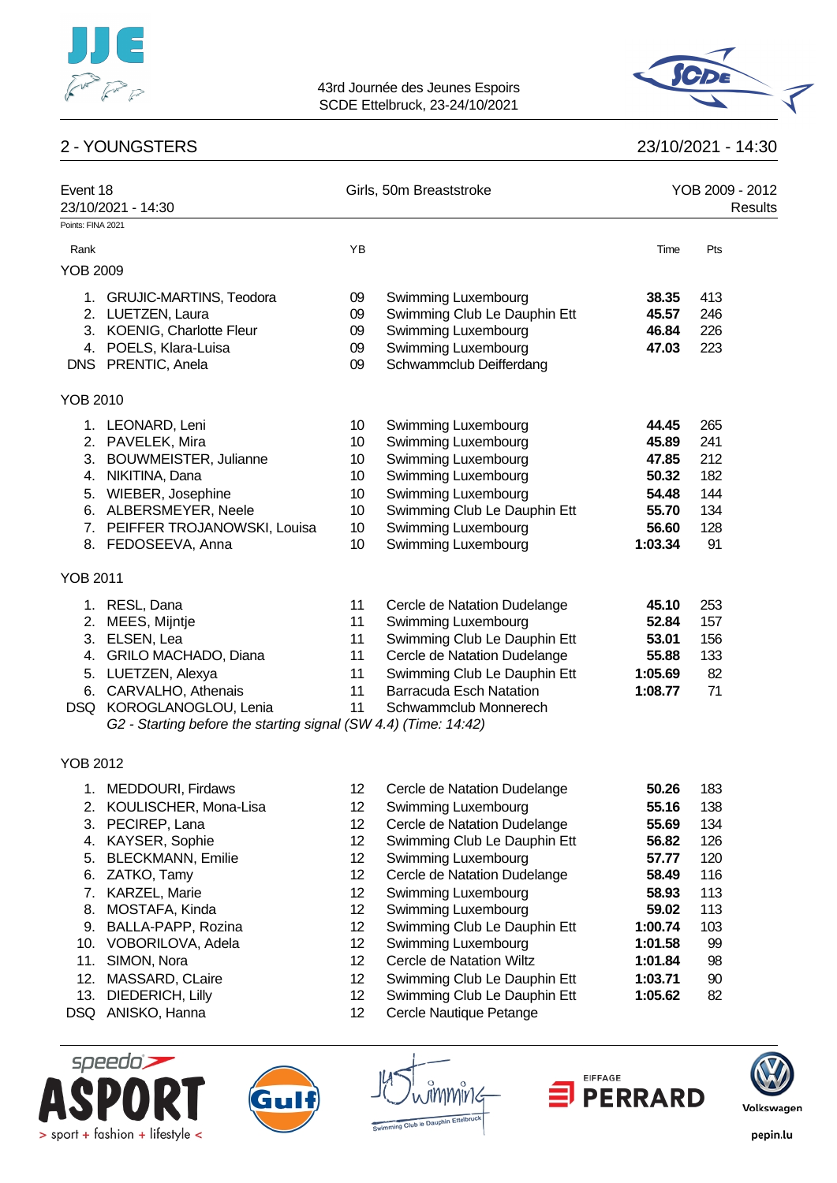## 2 - YOUNGSTERS

23/10/2021 - 14:30

Event 18 — Girls, 50m Breaststroke — YOB 2009 - 2012

23/10/2021 - 14:30 — Results

Points: FINA 2021

| Rank | | YB | | Time | Pts |
|---|---|---|---|---|---|
| **YOB 2009** | | | | | |
| 1. | GRUJIC-MARTINS, Teodora | 09 | Swimming Luxembourg | **38.35** | 413 |
| 2. | LUETZEN, Laura | 09 | Swimming Club Le Dauphin Ett | **45.57** | 246 |
| 3. | KOENIG, Charlotte Fleur | 09 | Swimming Luxembourg | **46.84** | 226 |
| 4. | POELS, Klara-Luisa | 09 | Swimming Luxembourg | **47.03** | 223 |
| DNS | PRENTIC, Anela | 09 | Schwammclub Deifferdang | | |
| **YOB 2010** | | | | | |
| 1. | LEONARD, Leni | 10 | Swimming Luxembourg | **44.45** | 265 |
| 2. | PAVELEK, Mira | 10 | Swimming Luxembourg | **45.89** | 241 |
| 3. | BOUWMEISTER, Julianne | 10 | Swimming Luxembourg | **47.85** | 212 |
| 4. | NIKITINA, Dana | 10 | Swimming Luxembourg | **50.32** | 182 |
| 5. | WIEBER, Josephine | 10 | Swimming Luxembourg | **54.48** | 144 |
| 6. | ALBERSMEYER, Neele | 10 | Swimming Club Le Dauphin Ett | **55.70** | 134 |
| 7. | PEIFFER TROJANOWSKI, Louisa | 10 | Swimming Luxembourg | **56.60** | 128 |
| 8. | FEDOSEEVA, Anna | 10 | Swimming Luxembourg | **1:03.34** | 91 |
| **YOB 2011** | | | | | |
| 1. | RESL, Dana | 11 | Cercle de Natation Dudelange | **45.10** | 253 |
| 2. | MEES, Mijntje | 11 | Swimming Luxembourg | **52.84** | 157 |
| 3. | ELSEN, Lea | 11 | Swimming Club Le Dauphin Ett | **53.01** | 156 |
| 4. | GRILO MACHADO, Diana | 11 | Cercle de Natation Dudelange | **55.88** | 133 |
| 5. | LUETZEN, Alexya | 11 | Swimming Club Le Dauphin Ett | **1:05.69** | 82 |
| 6. | CARVALHO, Athenais | 11 | Barracuda Esch Natation | **1:08.77** | 71 |
| DSQ | KOROGLANOGLOU, Lenia | 11 | Schwammclub Monnerech | | |
| | *G2 - Starting before the starting signal (SW 4.4) (Time: 14:42)* | | | | |
| **YOB 2012** | | | | | |
| 1. | MEDDOURI, Firdaws | 12 | Cercle de Natation Dudelange | **50.26** | 183 |
| 2. | KOULISCHER, Mona-Lisa | 12 | Swimming Luxembourg | **55.16** | 138 |
| 3. | PECIREP, Lana | 12 | Cercle de Natation Dudelange | **55.69** | 134 |
| 4. | KAYSER, Sophie | 12 | Swimming Club Le Dauphin Ett | **56.82** | 126 |
| 5. | BLECKMANN, Emilie | 12 | Swimming Luxembourg | **57.77** | 120 |
| 6. | ZATKO, Tamy | 12 | Cercle de Natation Dudelange | **58.49** | 116 |
| 7. | KARZEL, Marie | 12 | Swimming Luxembourg | **58.93** | 113 |
| 8. | MOSTAFA, Kinda | 12 | Swimming Luxembourg | **59.02** | 113 |
| 9. | BALLA-PAPP, Rozina | 12 | Swimming Club Le Dauphin Ett | **1:00.74** | 103 |
| 10. | VOBORILOVA, Adela | 12 | Swimming Luxembourg | **1:01.58** | 99 |
| 11. | SIMON, Nora | 12 | Cercle de Natation Wiltz | **1:01.84** | 98 |
| 12. | MASSARD, CLaire | 12 | Swimming Club Le Dauphin Ett | **1:03.71** | 90 |
| 13. | DIEDERICH, Lilly | 12 | Swimming Club Le Dauphin Ett | **1:05.62** | 82 |
| DSQ | ANISKO, Hanna | 12 | Cercle Nautique Petange | | |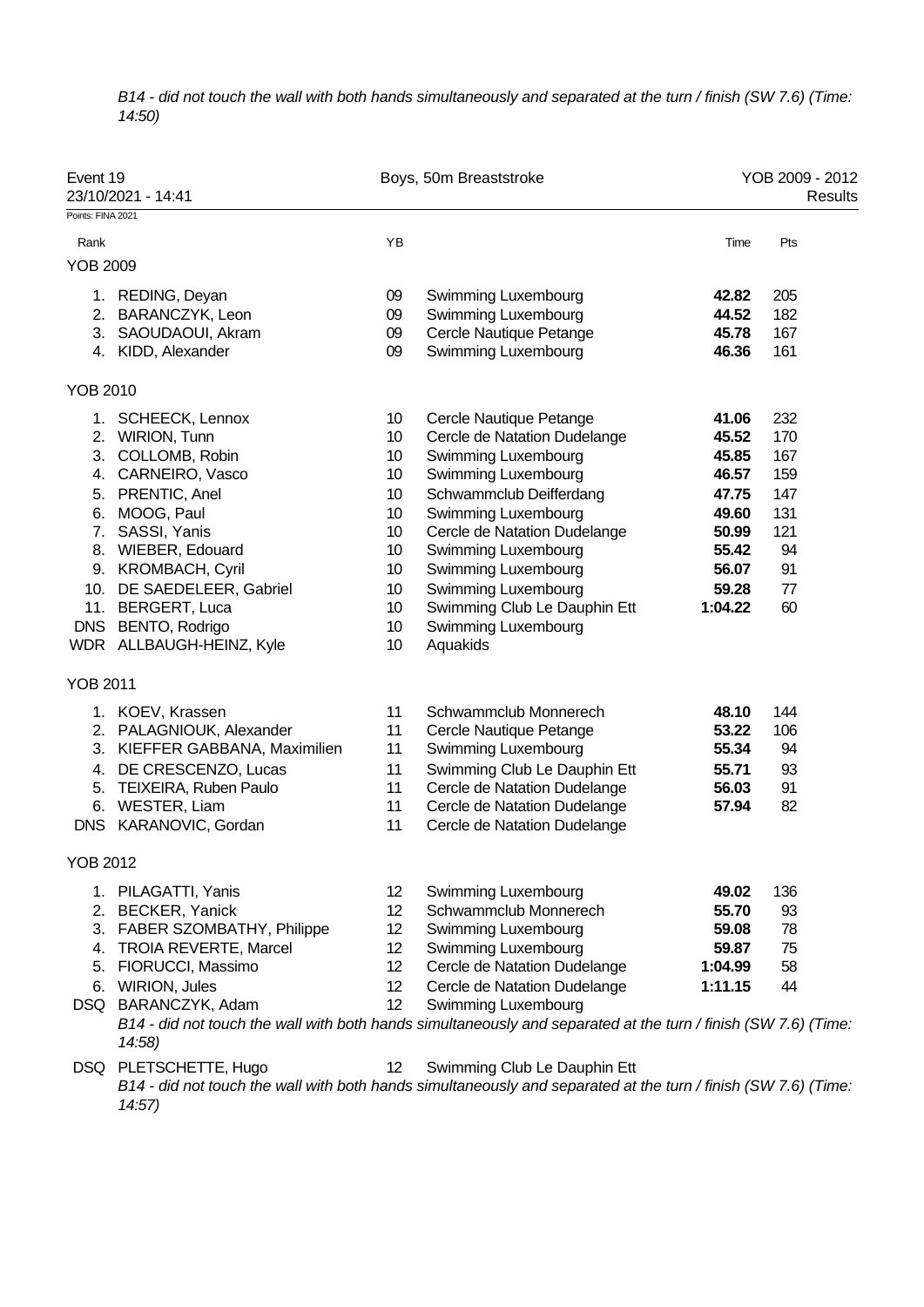*B14 - did not touch the wall with both hands simultaneously and separated at the turn / finish (SW 7.6) (Time: 14:50)*

| Event 19 | Boys, 50m Breaststroke | YOB 2009 - 2012 |
|---|---|---|
| 23/10/2021 - 14:41 | | Results |

Points: FINA 2021

| Rank | | YB | | Time | Pts |
|---|---|---|---|---|---|
| **YOB 2009** | | | | | |
| 1. | REDING, Deyan | 09 | Swimming Luxembourg | **42.82** | 205 |
| 2. | BARANCZYK, Leon | 09 | Swimming Luxembourg | **44.52** | 182 |
| 3. | SAOUDAOUI, Akram | 09 | Cercle Nautique Petange | **45.78** | 167 |
| 4. | KIDD, Alexander | 09 | Swimming Luxembourg | **46.36** | 161 |
| **YOB 2010** | | | | | |
| 1. | SCHEECK, Lennox | 10 | Cercle Nautique Petange | **41.06** | 232 |
| 2. | WIRION, Tunn | 10 | Cercle de Natation Dudelange | **45.52** | 170 |
| 3. | COLLOMB, Robin | 10 | Swimming Luxembourg | **45.85** | 167 |
| 4. | CARNEIRO, Vasco | 10 | Swimming Luxembourg | **46.57** | 159 |
| 5. | PRENTIC, Anel | 10 | Schwammclub Deifferdang | **47.75** | 147 |
| 6. | MOOG, Paul | 10 | Swimming Luxembourg | **49.60** | 131 |
| 7. | SASSI, Yanis | 10 | Cercle de Natation Dudelange | **50.99** | 121 |
| 8. | WIEBER, Edouard | 10 | Swimming Luxembourg | **55.42** | 94 |
| 9. | KROMBACH, Cyril | 10 | Swimming Luxembourg | **56.07** | 91 |
| 10. | DE SAEDELEER, Gabriel | 10 | Swimming Luxembourg | **59.28** | 77 |
| 11. | BERGERT, Luca | 10 | Swimming Club Le Dauphin Ett | **1:04.22** | 60 |
| DNS | BENTO, Rodrigo | 10 | Swimming Luxembourg | | |
| WDR | ALLBAUGH-HEINZ, Kyle | 10 | Aquakids | | |
| **YOB 2011** | | | | | |
| 1. | KOEV, Krassen | 11 | Schwammclub Monnerech | **48.10** | 144 |
| 2. | PALAGNIOUK, Alexander | 11 | Cercle Nautique Petange | **53.22** | 106 |
| 3. | KIEFFER GABBANA, Maximilien | 11 | Swimming Luxembourg | **55.34** | 94 |
| 4. | DE CRESCENZO, Lucas | 11 | Swimming Club Le Dauphin Ett | **55.71** | 93 |
| 5. | TEIXEIRA, Ruben Paulo | 11 | Cercle de Natation Dudelange | **56.03** | 91 |
| 6. | WESTER, Liam | 11 | Cercle de Natation Dudelange | **57.94** | 82 |
| DNS | KARANOVIC, Gordan | 11 | Cercle de Natation Dudelange | | |
| **YOB 2012** | | | | | |
| 1. | PILAGATTI, Yanis | 12 | Swimming Luxembourg | **49.02** | 136 |
| 2. | BECKER, Yanick | 12 | Schwammclub Monnerech | **55.70** | 93 |
| 3. | FABER SZOMBATHY, Philippe | 12 | Swimming Luxembourg | **59.08** | 78 |
| 4. | TROIA REVERTE, Marcel | 12 | Swimming Luxembourg | **59.87** | 75 |
| 5. | FIORUCCI, Massimo | 12 | Cercle de Natation Dudelange | **1:04.99** | 58 |
| 6. | WIRION, Jules | 12 | Cercle de Natation Dudelange | **1:11.15** | 44 |
| DSQ | BARANCZYK, Adam | 12 | Swimming Luxembourg | | |
| | *B14 - did not touch the wall with both hands simultaneously and separated at the turn / finish (SW 7.6) (Time: 14:58)* | | | | |
| DSQ | PLETSCHETTE, Hugo | 12 | Swimming Club Le Dauphin Ett | | |
| | *B14 - did not touch the wall with both hands simultaneously and separated at the turn / finish (SW 7.6) (Time: 14:57)* | | | | |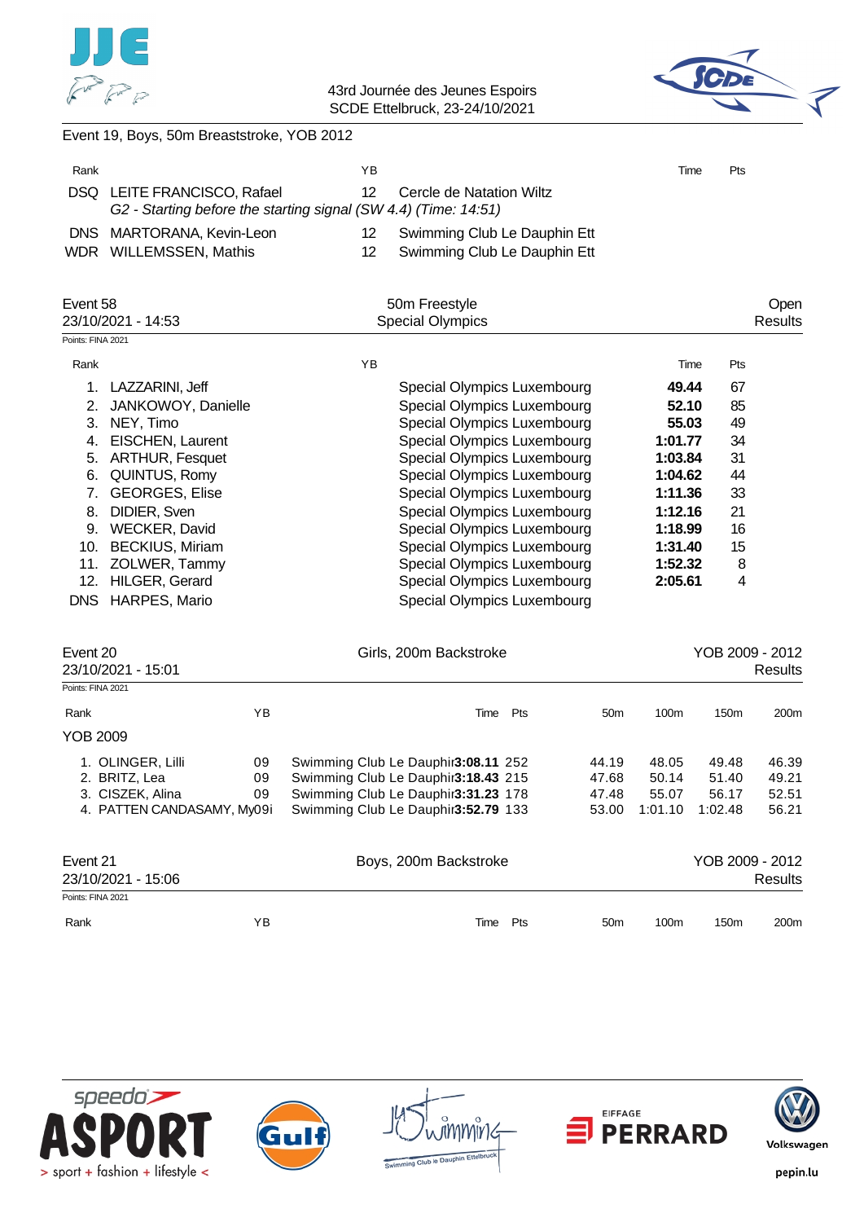Event 19, Boys, 50m Breaststroke, YOB 2012

| Rank | | YB | | Time | Pts |
|---|---|---|---|---|---|
| DSQ | LEITE FRANCISCO, Rafael | 12 | Cercle de Natation Wiltz | | |
| | *G2 - Starting before the starting signal (SW 4.4) (Time: 14:51)* | | | | |
| DNS | MARTORANA, Kevin-Leon | 12 | Swimming Club Le Dauphin Ett | | |
| WDR | WILLEMSSEN, Mathis | 12 | Swimming Club Le Dauphin Ett | | |

## Event 58 — 50m Freestyle — Special Olympics — Open

23/10/2021 - 14:53 — Results

Points: FINA 2021

| Rank | | YB | | Time | Pts |
|---|---|---|---|---|---|
| 1. | LAZZARINI, Jeff | | Special Olympics Luxembourg | **49.44** | 67 |
| 2. | JANKOWOY, Danielle | | Special Olympics Luxembourg | **52.10** | 85 |
| 3. | NEY, Timo | | Special Olympics Luxembourg | **55.03** | 49 |
| 4. | EISCHEN, Laurent | | Special Olympics Luxembourg | **1:01.77** | 34 |
| 5. | ARTHUR, Fesquet | | Special Olympics Luxembourg | **1:03.84** | 31 |
| 6. | QUINTUS, Romy | | Special Olympics Luxembourg | **1:04.62** | 44 |
| 7. | GEORGES, Elise | | Special Olympics Luxembourg | **1:11.36** | 33 |
| 8. | DIDIER, Sven | | Special Olympics Luxembourg | **1:12.16** | 21 |
| 9. | WECKER, David | | Special Olympics Luxembourg | **1:18.99** | 16 |
| 10. | BECKIUS, Miriam | | Special Olympics Luxembourg | **1:31.40** | 15 |
| 11. | ZOLWER, Tammy | | Special Olympics Luxembourg | **1:52.32** | 8 |
| 12. | HILGER, Gerard | | Special Olympics Luxembourg | **2:05.61** | 4 |
| DNS | HARPES, Mario | | Special Olympics Luxembourg | | |

## Event 20 — Girls, 200m Backstroke — YOB 2009 - 2012

23/10/2021 - 15:01 — Results

Points: FINA 2021

| Rank | | YB | | Time | Pts | 50m | 100m | 150m | 200m |
|---|---|---|---|---|---|---|---|---|---|
| **YOB 2009** | | | | | | | | | |
| 1. | OLINGER, Lilli | 09 | Swimming Club Le Dauphin | **3:08.11** | 252 | 44.19 | 48.05 | 49.48 | 46.39 |
| 2. | BRITZ, Lea | 09 | Swimming Club Le Dauphin | **3:18.43** | 215 | 47.68 | 50.14 | 51.40 | 49.21 |
| 3. | CISZEK, Alina | 09 | Swimming Club Le Dauphin | **3:31.23** | 178 | 47.48 | 55.07 | 56.17 | 52.51 |
| 4. | PATTEN CANDASAMY, My | 09 | Swimming Club Le Dauphin | **3:52.79** | 133 | 53.00 | 1:01.10 | 1:02.48 | 56.21 |

## Event 21 — Boys, 200m Backstroke — YOB 2009 - 2012

23/10/2021 - 15:06 — Results

Points: FINA 2021

| Rank | | YB | | Time | Pts | 50m | 100m | 150m | 200m |
|---|---|---|---|---|---|---|---|---|---|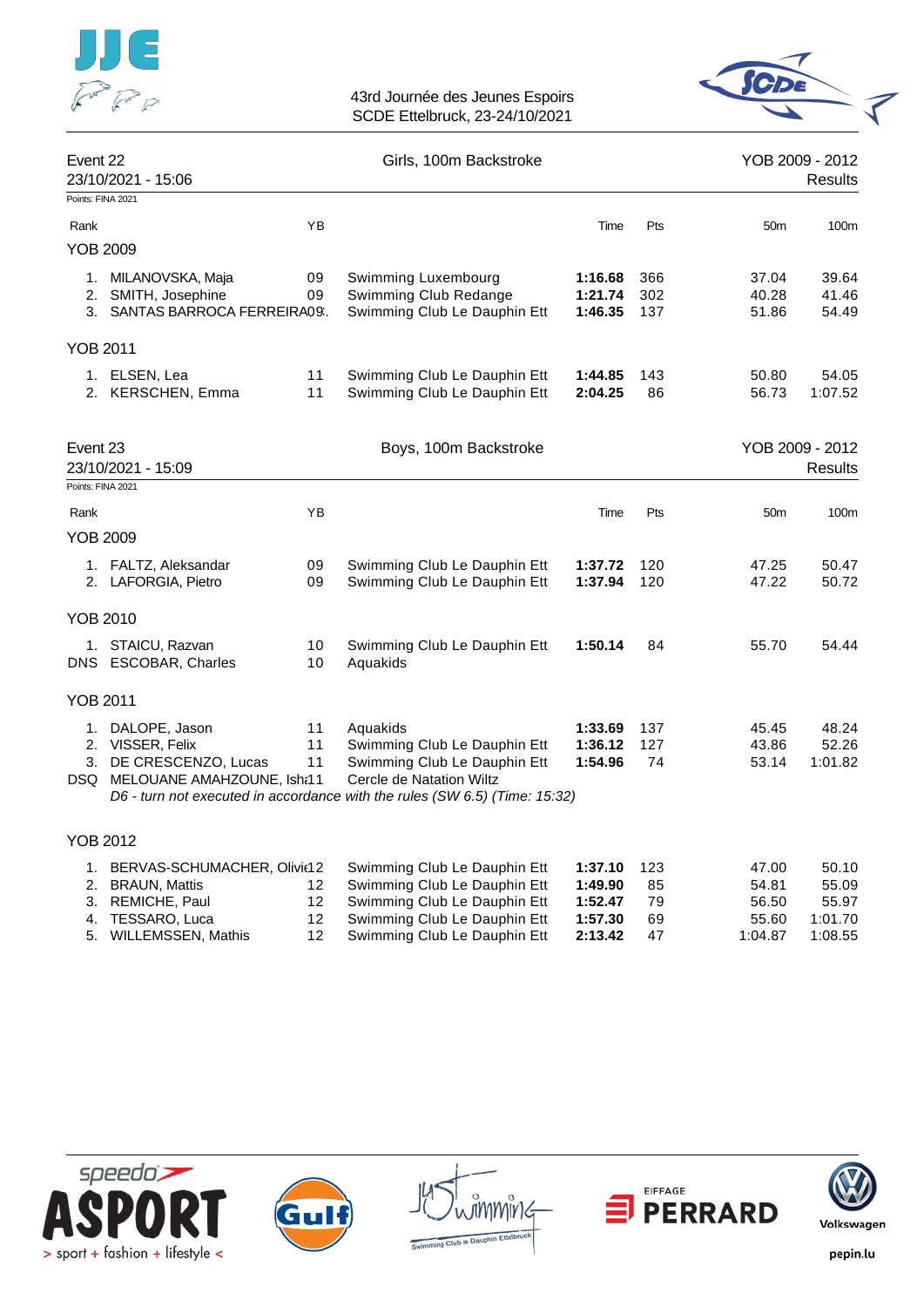43rd Journée des Jeunes Espoirs
SCDE Ettelbruck, 23-24/10/2021

## Event 22 — Girls, 100m Backstroke — YOB 2009 - 2012

23/10/2021 - 15:06 — Results

Points: FINA 2021

| Rank | Name | YB | Club | Time | Pts | 50m | 100m |
|---|---|---|---|---|---|---|---|
| **YOB 2009** | | | | | | | |
| 1. | MILANOVSKA, Maja | 09 | Swimming Luxembourg | **1:16.68** | 366 | 37.04 | 39.64 |
| 2. | SMITH, Josephine | 09 | Swimming Club Redange | **1:21.74** | 302 | 40.28 | 41.46 |
| 3. | SANTAS BARROCA FERREIRA | 09 | Swimming Club Le Dauphin Ett | **1:46.35** | 137 | 51.86 | 54.49 |
| **YOB 2011** | | | | | | | |
| 1. | ELSEN, Lea | 11 | Swimming Club Le Dauphin Ett | **1:44.85** | 143 | 50.80 | 54.05 |
| 2. | KERSCHEN, Emma | 11 | Swimming Club Le Dauphin Ett | **2:04.25** | 86 | 56.73 | 1:07.52 |

## Event 23 — Boys, 100m Backstroke — YOB 2009 - 2012

23/10/2021 - 15:09 — Results

Points: FINA 2021

| Rank | Name | YB | Club | Time | Pts | 50m | 100m |
|---|---|---|---|---|---|---|---|
| **YOB 2009** | | | | | | | |
| 1. | FALTZ, Aleksandar | 09 | Swimming Club Le Dauphin Ett | **1:37.72** | 120 | 47.25 | 50.47 |
| 2. | LAFORGIA, Pietro | 09 | Swimming Club Le Dauphin Ett | **1:37.94** | 120 | 47.22 | 50.72 |
| **YOB 2010** | | | | | | | |
| 1. | STAICU, Razvan | 10 | Swimming Club Le Dauphin Ett | **1:50.14** | 84 | 55.70 | 54.44 |
| DNS | ESCOBAR, Charles | 10 | Aquakids | | | | |
| **YOB 2011** | | | | | | | |
| 1. | DALOPE, Jason | 11 | Aquakids | **1:33.69** | 137 | 45.45 | 48.24 |
| 2. | VISSER, Felix | 11 | Swimming Club Le Dauphin Ett | **1:36.12** | 127 | 43.86 | 52.26 |
| 3. | DE CRESCENZO, Lucas | 11 | Swimming Club Le Dauphin Ett | **1:54.96** | 74 | 53.14 | 1:01.82 |
| DSQ | MELOUANE AMAHZOUNE, Ish | 11 | Cercle de Natation Wiltz | | | | |
| | *D6 - turn not executed in accordance with the rules (SW 6.5) (Time: 15:32)* | | | | | | |
| **YOB 2012** | | | | | | | |
| 1. | BERVAS-SCHUMACHER, Olivi | 12 | Swimming Club Le Dauphin Ett | **1:37.10** | 123 | 47.00 | 50.10 |
| 2. | BRAUN, Mattis | 12 | Swimming Club Le Dauphin Ett | **1:49.90** | 85 | 54.81 | 55.09 |
| 3. | REMICHE, Paul | 12 | Swimming Club Le Dauphin Ett | **1:52.47** | 79 | 56.50 | 55.97 |
| 4. | TESSARO, Luca | 12 | Swimming Club Le Dauphin Ett | **1:57.30** | 69 | 55.60 | 1:01.70 |
| 5. | WILLEMSSEN, Mathis | 12 | Swimming Club Le Dauphin Ett | **2:13.42** | 47 | 1:04.87 | 1:08.55 |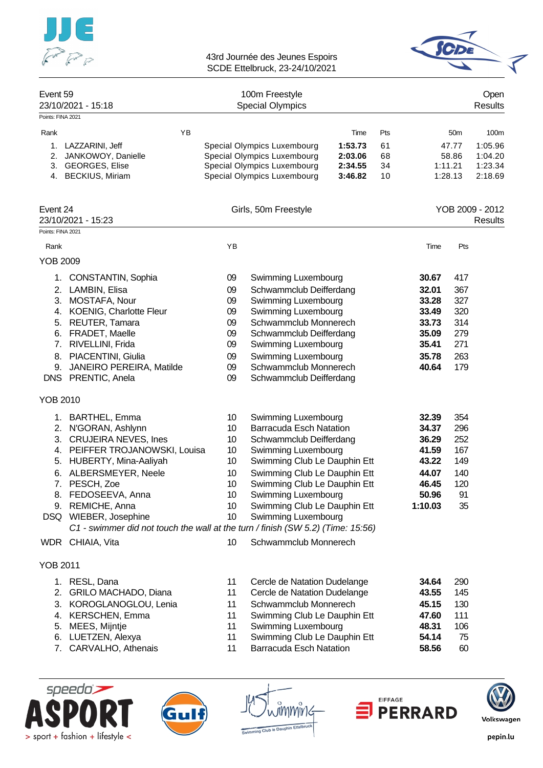Event 59 — 100m Freestyle — Open
23/10/2021 - 15:18 — Special Olympics — Results

Points: FINA 2021

| Rank | | YB | | Time | Pts | 50m | 100m |
|---|---|---|---|---|---|---|---|
| 1. | LAZZARINI, Jeff | | Special Olympics Luxembourg | **1:53.73** | 61 | 47.77 | 1:05.96 |
| 2. | JANKOWOY, Danielle | | Special Olympics Luxembourg | **2:03.06** | 68 | 58.86 | 1:04.20 |
| 3. | GEORGES, Elise | | Special Olympics Luxembourg | **2:34.55** | 34 | 1:11.21 | 1:23.34 |
| 4. | BECKIUS, Miriam | | Special Olympics Luxembourg | **3:46.82** | 10 | 1:28.13 | 2:18.69 |

Event 24 — Girls, 50m Freestyle — YOB 2009 - 2012
23/10/2021 - 15:23 — Results

Points: FINA 2021

| Rank | | YB | | Time | Pts |
|---|---|---|---|---|---|
| **YOB 2009** | | | | | |
| 1. | CONSTANTIN, Sophia | 09 | Swimming Luxembourg | **30.67** | 417 |
| 2. | LAMBIN, Elisa | 09 | Schwammclub Deifferdang | **32.01** | 367 |
| 3. | MOSTAFA, Nour | 09 | Swimming Luxembourg | **33.28** | 327 |
| 4. | KOENIG, Charlotte Fleur | 09 | Swimming Luxembourg | **33.49** | 320 |
| 5. | REUTER, Tamara | 09 | Schwammclub Monnerech | **33.73** | 314 |
| 6. | FRADET, Maelle | 09 | Schwammclub Deifferdang | **35.09** | 279 |
| 7. | RIVELLINI, Frida | 09 | Swimming Luxembourg | **35.41** | 271 |
| 8. | PIACENTINI, Giulia | 09 | Swimming Luxembourg | **35.78** | 263 |
| 9. | JANEIRO PEREIRA, Matilde | 09 | Schwammclub Monnerech | **40.64** | 179 |
| DNS | PRENTIC, Anela | 09 | Schwammclub Deifferdang | | |
| **YOB 2010** | | | | | |
| 1. | BARTHEL, Emma | 10 | Swimming Luxembourg | **32.39** | 354 |
| 2. | N'GORAN, Ashlynn | 10 | Barracuda Esch Natation | **34.37** | 296 |
| 3. | CRUJEIRA NEVES, Ines | 10 | Schwammclub Deifferdang | **36.29** | 252 |
| 4. | PEIFFER TROJANOWSKI, Louisa | 10 | Swimming Luxembourg | **41.59** | 167 |
| 5. | HUBERTY, Mina-Aaliyah | 10 | Swimming Club Le Dauphin Ett | **43.22** | 149 |
| 6. | ALBERSMEYER, Neele | 10 | Swimming Club Le Dauphin Ett | **44.07** | 140 |
| 7. | PESCH, Zoe | 10 | Swimming Club Le Dauphin Ett | **46.45** | 120 |
| 8. | FEDOSEEVA, Anna | 10 | Swimming Luxembourg | **50.96** | 91 |
| 9. | REMICHE, Anna | 10 | Swimming Club Le Dauphin Ett | **1:10.03** | 35 |
| DSQ | WIEBER, Josephine | 10 | Swimming Luxembourg | | |
| | *C1 - swimmer did not touch the wall at the turn / finish (SW 5.2) (Time: 15:56)* | | | | |
| WDR | CHIAIA, Vita | 10 | Schwammclub Monnerech | | |
| **YOB 2011** | | | | | |
| 1. | RESL, Dana | 11 | Cercle de Natation Dudelange | **34.64** | 290 |
| 2. | GRILO MACHADO, Diana | 11 | Cercle de Natation Dudelange | **43.55** | 145 |
| 3. | KOROGLANOGLOU, Lenia | 11 | Schwammclub Monnerech | **45.15** | 130 |
| 4. | KERSCHEN, Emma | 11 | Swimming Club Le Dauphin Ett | **47.60** | 111 |
| 5. | MEES, Mijntje | 11 | Swimming Luxembourg | **48.31** | 106 |
| 6. | LUETZEN, Alexya | 11 | Swimming Club Le Dauphin Ett | **54.14** | 75 |
| 7. | CARVALHO, Athenais | 11 | Barracuda Esch Natation | **58.56** | 60 |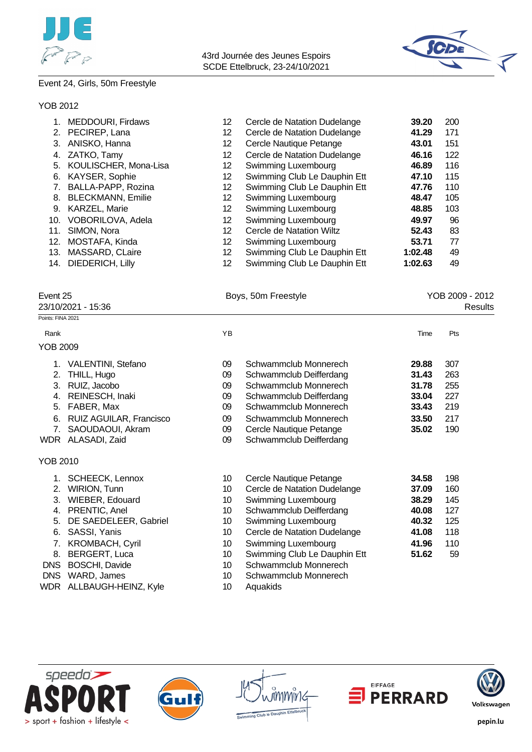Event 24, Girls, 50m Freestyle

YOB 2012

| Rank | Name | YB | Club | Time | Pts |
|---|---|---|---|---|---|
| 1. | MEDDOURI, Firdaws | 12 | Cercle de Natation Dudelange | **39.20** | 200 |
| 2. | PECIREP, Lana | 12 | Cercle de Natation Dudelange | **41.29** | 171 |
| 3. | ANISKO, Hanna | 12 | Cercle Nautique Petange | **43.01** | 151 |
| 4. | ZATKO, Tamy | 12 | Cercle de Natation Dudelange | **46.16** | 122 |
| 5. | KOULISCHER, Mona-Lisa | 12 | Swimming Luxembourg | **46.89** | 116 |
| 6. | KAYSER, Sophie | 12 | Swimming Club Le Dauphin Ett | **47.10** | 115 |
| 7. | BALLA-PAPP, Rozina | 12 | Swimming Club Le Dauphin Ett | **47.76** | 110 |
| 8. | BLECKMANN, Emilie | 12 | Swimming Luxembourg | **48.47** | 105 |
| 9. | KARZEL, Marie | 12 | Swimming Luxembourg | **48.85** | 103 |
| 10. | VOBORILOVA, Adela | 12 | Swimming Luxembourg | **49.97** | 96 |
| 11. | SIMON, Nora | 12 | Cercle de Natation Wiltz | **52.43** | 83 |
| 12. | MOSTAFA, Kinda | 12 | Swimming Luxembourg | **53.71** | 77 |
| 13. | MASSARD, CLaire | 12 | Swimming Club Le Dauphin Ett | **1:02.48** | 49 |
| 14. | DIEDERICH, Lilly | 12 | Swimming Club Le Dauphin Ett | **1:02.63** | 49 |

Event 25 — Boys, 50m Freestyle — YOB 2009 - 2012

23/10/2021 - 15:36 — Results

Points: FINA 2021

YOB 2009

| Rank | Name | YB | Club | Time | Pts |
|---|---|---|---|---|---|
| 1. | VALENTINI, Stefano | 09 | Schwammclub Monnerech | **29.88** | 307 |
| 2. | THILL, Hugo | 09 | Schwammclub Deifferdang | **31.43** | 263 |
| 3. | RUIZ, Jacobo | 09 | Schwammclub Monnerech | **31.78** | 255 |
| 4. | REINESCH, Inaki | 09 | Schwammclub Deifferdang | **33.04** | 227 |
| 5. | FABER, Max | 09 | Schwammclub Monnerech | **33.43** | 219 |
| 6. | RUIZ AGUILAR, Francisco | 09 | Schwammclub Monnerech | **33.50** | 217 |
| 7. | SAOUDAOUI, Akram | 09 | Cercle Nautique Petange | **35.02** | 190 |
| WDR | ALASADI, Zaid | 09 | Schwammclub Deifferdang | | |

YOB 2010

| Rank | Name | YB | Club | Time | Pts |
|---|---|---|---|---|---|
| 1. | SCHEECK, Lennox | 10 | Cercle Nautique Petange | **34.58** | 198 |
| 2. | WIRION, Tunn | 10 | Cercle de Natation Dudelange | **37.09** | 160 |
| 3. | WIEBER, Edouard | 10 | Swimming Luxembourg | **38.29** | 145 |
| 4. | PRENTIC, Anel | 10 | Schwammclub Deifferdang | **40.08** | 127 |
| 5. | DE SAEDELEER, Gabriel | 10 | Swimming Luxembourg | **40.32** | 125 |
| 6. | SASSI, Yanis | 10 | Cercle de Natation Dudelange | **41.08** | 118 |
| 7. | KROMBACH, Cyril | 10 | Swimming Luxembourg | **41.96** | 110 |
| 8. | BERGERT, Luca | 10 | Swimming Club Le Dauphin Ett | **51.62** | 59 |
| DNS | BOSCHI, Davide | 10 | Schwammclub Monnerech | | |
| DNS | WARD, James | 10 | Schwammclub Monnerech | | |
| WDR | ALLBAUGH-HEINZ, Kyle | 10 | Aquakids | | |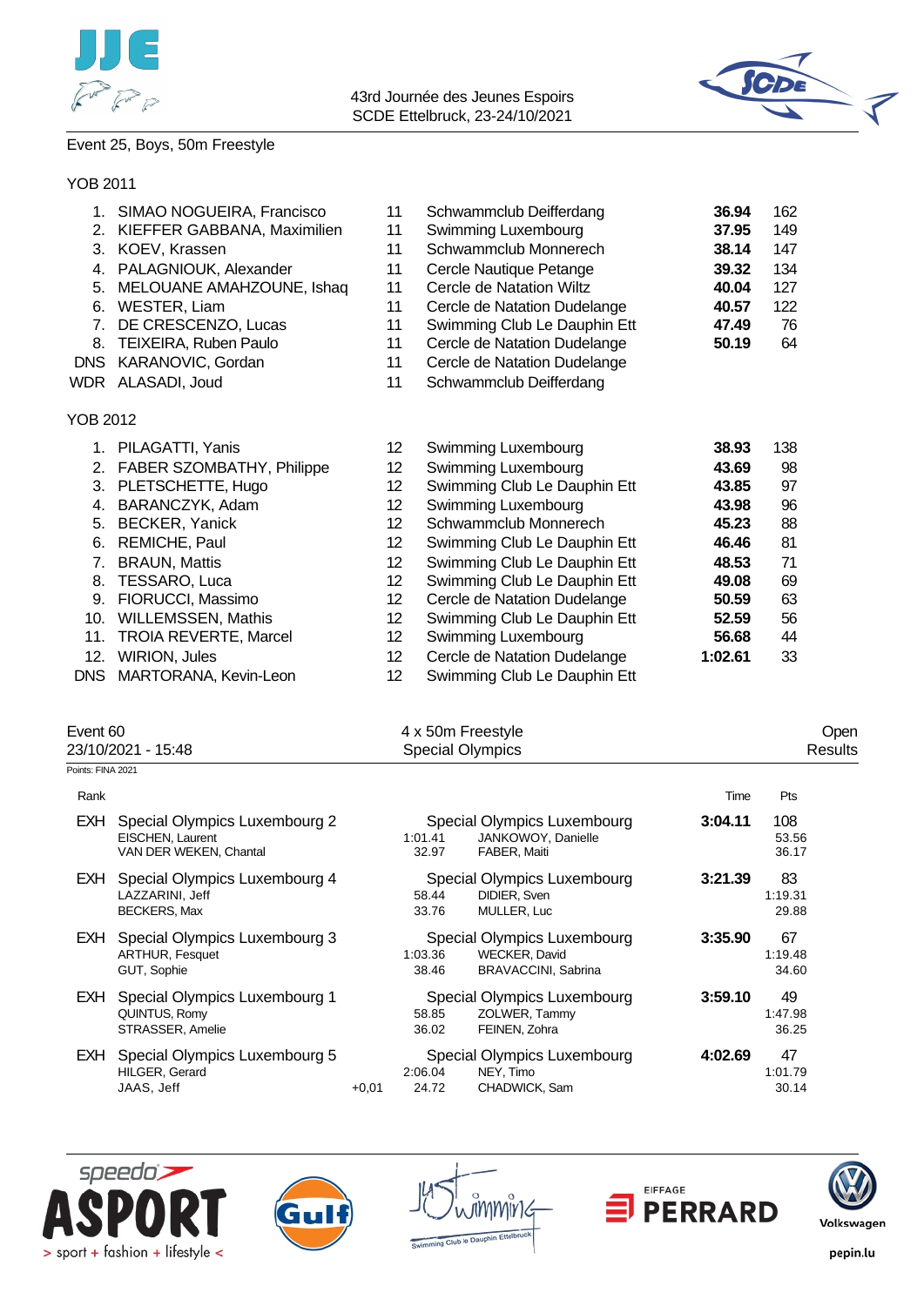Event 25, Boys, 50m Freestyle

YOB 2011

| Rank | Name | YOB | Club | Time | Pts |
|---|---|---|---|---|---|
| 1. | SIMAO NOGUEIRA, Francisco | 11 | Schwammclub Deifferdang | **36.94** | 162 |
| 2. | KIEFFER GABBANA, Maximilien | 11 | Swimming Luxembourg | **37.95** | 149 |
| 3. | KOEV, Krassen | 11 | Schwammclub Monnerech | **38.14** | 147 |
| 4. | PALAGNIOUK, Alexander | 11 | Cercle Nautique Petange | **39.32** | 134 |
| 5. | MELOUANE AMAHZOUNE, Ishaq | 11 | Cercle de Natation Wiltz | **40.04** | 127 |
| 6. | WESTER, Liam | 11 | Cercle de Natation Dudelange | **40.57** | 122 |
| 7. | DE CRESCENZO, Lucas | 11 | Swimming Club Le Dauphin Ett | **47.49** | 76 |
| 8. | TEIXEIRA, Ruben Paulo | 11 | Cercle de Natation Dudelange | **50.19** | 64 |
| DNS | KARANOVIC, Gordan | 11 | Cercle de Natation Dudelange | | |
| WDR | ALASADI, Joud | 11 | Schwammclub Deifferdang | | |

YOB 2012

| Rank | Name | YOB | Club | Time | Pts |
|---|---|---|---|---|---|
| 1. | PILAGATTI, Yanis | 12 | Swimming Luxembourg | **38.93** | 138 |
| 2. | FABER SZOMBATHY, Philippe | 12 | Swimming Luxembourg | **43.69** | 98 |
| 3. | PLETSCHETTE, Hugo | 12 | Swimming Club Le Dauphin Ett | **43.85** | 97 |
| 4. | BARANCZYK, Adam | 12 | Swimming Luxembourg | **43.98** | 96 |
| 5. | BECKER, Yanick | 12 | Schwammclub Monnerech | **45.23** | 88 |
| 6. | REMICHE, Paul | 12 | Swimming Club Le Dauphin Ett | **46.46** | 81 |
| 7. | BRAUN, Mattis | 12 | Swimming Club Le Dauphin Ett | **48.53** | 71 |
| 8. | TESSARO, Luca | 12 | Swimming Club Le Dauphin Ett | **49.08** | 69 |
| 9. | FIORUCCI, Massimo | 12 | Cercle de Natation Dudelange | **50.59** | 63 |
| 10. | WILLEMSSEN, Mathis | 12 | Swimming Club Le Dauphin Ett | **52.59** | 56 |
| 11. | TROIA REVERTE, Marcel | 12 | Swimming Luxembourg | **56.68** | 44 |
| 12. | WIRION, Jules | 12 | Cercle de Natation Dudelange | **1:02.61** | 33 |
| DNS | MARTORANA, Kevin-Leon | 12 | Swimming Club Le Dauphin Ett | | |

Event 60 — 4 x 50m Freestyle — Open
23/10/2021 - 15:48 — Special Olympics — Results

Points: FINA 2021

| Rank | Team / Swimmers | | Club / Swimmers | Time | Pts |
|---|---|---|---|---|---|
| EXH | Special Olympics Luxembourg 2 | | Special Olympics Luxembourg | **3:04.11** | 108 |
| | EISCHEN, Laurent | 1:01.41 | JANKOWOY, Danielle | | 53.56 |
| | VAN DER WEKEN, Chantal | 32.97 | FABER, Maiti | | 36.17 |
| EXH | Special Olympics Luxembourg 4 | | Special Olympics Luxembourg | **3:21.39** | 83 |
| | LAZZARINI, Jeff | 58.44 | DIDIER, Sven | | 1:19.31 |
| | BECKERS, Max | 33.76 | MULLER, Luc | | 29.88 |
| EXH | Special Olympics Luxembourg 3 | | Special Olympics Luxembourg | **3:35.90** | 67 |
| | ARTHUR, Fesquet | 1:03.36 | WECKER, David | | 1:19.48 |
| | GUT, Sophie | 38.46 | BRAVACCINI, Sabrina | | 34.60 |
| EXH | Special Olympics Luxembourg 1 | | Special Olympics Luxembourg | **3:59.10** | 49 |
| | QUINTUS, Romy | 58.85 | ZOLWER, Tammy | | 1:47.98 |
| | STRASSER, Amelie | 36.02 | FEINEN, Zohra | | 36.25 |
| EXH | Special Olympics Luxembourg 5 | | Special Olympics Luxembourg | **4:02.69** | 47 |
| | HILGER, Gerard | 2:06.04 | NEY, Timo | | 1:01.79 |
| | JAAS, Jeff +0,01 | 24.72 | CHADWICK, Sam | | 30.14 |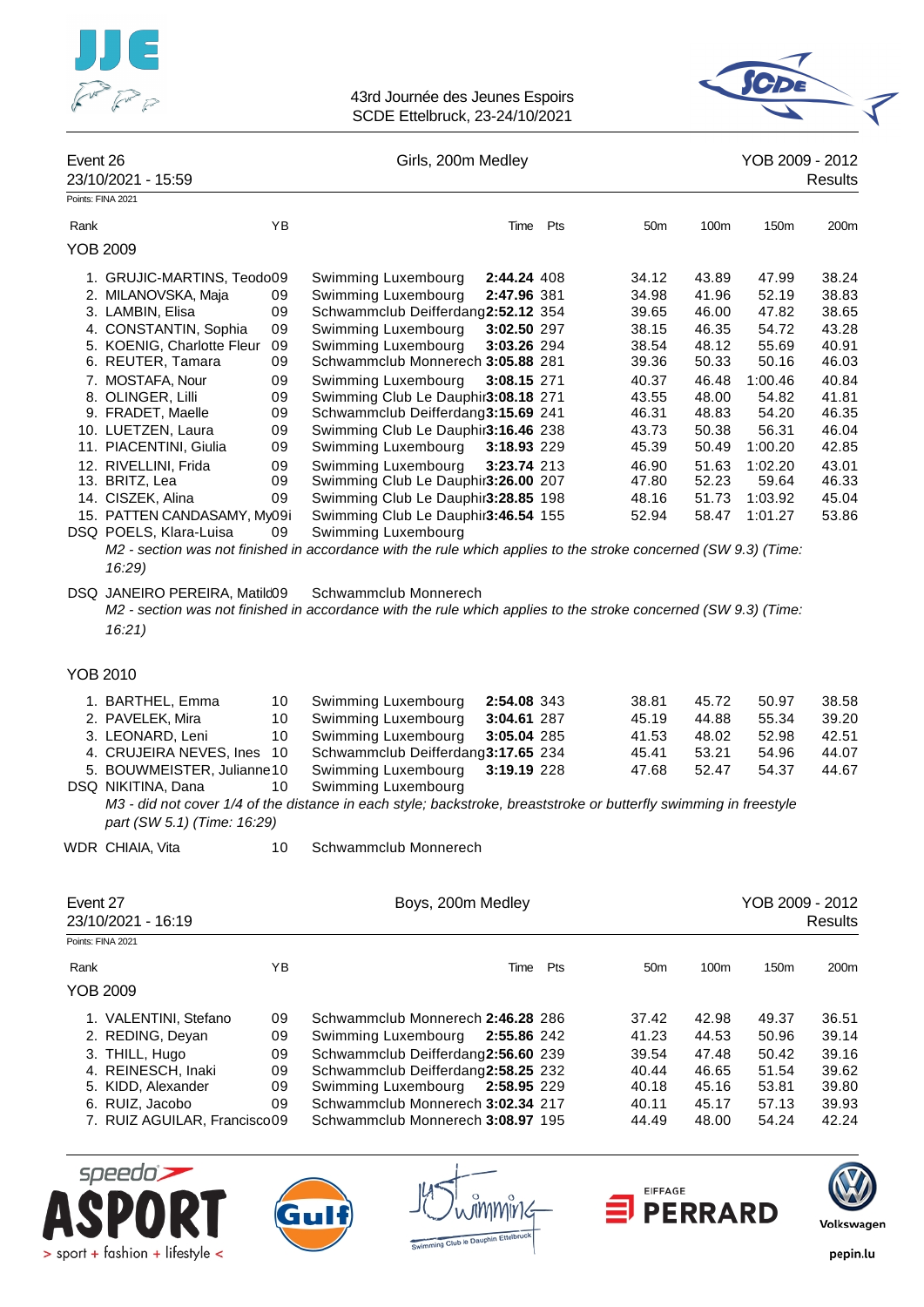43rd Journée des Jeunes Espoirs
SCDE Ettelbruck, 23-24/10/2021

## Event 26 — Girls, 200m Medley — YOB 2009 - 2012

23/10/2021 - 15:59 — Results

Points: FINA 2021

### YOB 2009

| Rank | Name | YB | Club | Time | Pts | 50m | 100m | 150m | 200m |
|---|---|---|---|---|---|---|---|---|---|
| 1. | GRUJIC-MARTINS, Teodo | 09 | Swimming Luxembourg | **2:44.24** | 408 | 34.12 | 43.89 | 47.99 | 38.24 |
| 2. | MILANOVSKA, Maja | 09 | Swimming Luxembourg | **2:47.96** | 381 | 34.98 | 41.96 | 52.19 | 38.83 |
| 3. | LAMBIN, Elisa | 09 | Schwammclub Deifferdang | **2:52.12** | 354 | 39.65 | 46.00 | 47.82 | 38.65 |
| 4. | CONSTANTIN, Sophia | 09 | Swimming Luxembourg | **3:02.50** | 297 | 38.15 | 46.35 | 54.72 | 43.28 |
| 5. | KOENIG, Charlotte Fleur | 09 | Swimming Luxembourg | **3:03.26** | 294 | 38.54 | 48.12 | 55.69 | 40.91 |
| 6. | REUTER, Tamara | 09 | Schwammclub Monnerech | **3:05.88** | 281 | 39.36 | 50.33 | 50.16 | 46.03 |
| 7. | MOSTAFA, Nour | 09 | Swimming Luxembourg | **3:08.15** | 271 | 40.37 | 46.48 | 1:00.46 | 40.84 |
| 8. | OLINGER, Lilli | 09 | Swimming Club Le Dauphin | **3:08.18** | 271 | 43.55 | 48.00 | 54.82 | 41.81 |
| 9. | FRADET, Maelle | 09 | Schwammclub Deifferdang | **3:15.69** | 241 | 46.31 | 48.83 | 54.20 | 46.35 |
| 10. | LUETZEN, Laura | 09 | Swimming Club Le Dauphin | **3:16.46** | 238 | 43.73 | 50.38 | 56.31 | 46.04 |
| 11. | PIACENTINI, Giulia | 09 | Swimming Luxembourg | **3:18.93** | 229 | 45.39 | 50.49 | 1:00.20 | 42.85 |
| 12. | RIVELLINI, Frida | 09 | Swimming Luxembourg | **3:23.74** | 213 | 46.90 | 51.63 | 1:02.20 | 43.01 |
| 13. | BRITZ, Lea | 09 | Swimming Club Le Dauphin | **3:26.00** | 207 | 47.80 | 52.23 | 59.64 | 46.33 |
| 14. | CISZEK, Alina | 09 | Swimming Club Le Dauphin | **3:28.85** | 198 | 48.16 | 51.73 | 1:03.92 | 45.04 |
| 15. | PATTEN CANDASAMY, My | 09 | Swimming Club Le Dauphin | **3:46.54** | 155 | 52.94 | 58.47 | 1:01.27 | 53.86 |
| DSQ | POELS, Klara-Luisa | 09 | Swimming Luxembourg | | | | | | |
| DSQ | JANEIRO PEREIRA, Matild | 09 | Schwammclub Monnerech | | | | | | |

POELS, Klara-Luisa: *M2 - section was not finished in accordance with the rule which applies to the stroke concerned (SW 9.3) (Time: 16:29)*

JANEIRO PEREIRA, Matild: *M2 - section was not finished in accordance with the rule which applies to the stroke concerned (SW 9.3) (Time: 16:21)*

### YOB 2010

| Rank | Name | YB | Club | Time | Pts | 50m | 100m | 150m | 200m |
|---|---|---|---|---|---|---|---|---|---|
| 1. | BARTHEL, Emma | 10 | Swimming Luxembourg | **2:54.08** | 343 | 38.81 | 45.72 | 50.97 | 38.58 |
| 2. | PAVELEK, Mira | 10 | Swimming Luxembourg | **3:04.61** | 287 | 45.19 | 44.88 | 55.34 | 39.20 |
| 3. | LEONARD, Leni | 10 | Swimming Luxembourg | **3:05.04** | 285 | 41.53 | 48.02 | 52.98 | 42.51 |
| 4. | CRUJEIRA NEVES, Ines | 10 | Schwammclub Deifferdang | **3:17.65** | 234 | 45.41 | 53.21 | 54.96 | 44.07 |
| 5. | BOUWMEISTER, Julianne | 10 | Swimming Luxembourg | **3:19.19** | 228 | 47.68 | 52.47 | 54.37 | 44.67 |
| DSQ | NIKITINA, Dana | 10 | Swimming Luxembourg | | | | | | |
| WDR | CHIAIA, Vita | 10 | Schwammclub Monnerech | | | | | | |

NIKITINA, Dana: *M3 - did not cover 1/4 of the distance in each style; backstroke, breaststroke or butterfly swimming in freestyle part (SW 5.1) (Time: 16:29)*

## Event 27 — Boys, 200m Medley — YOB 2009 - 2012

23/10/2021 - 16:19 — Results

Points: FINA 2021

### YOB 2009

| Rank | Name | YB | Club | Time | Pts | 50m | 100m | 150m | 200m |
|---|---|---|---|---|---|---|---|---|---|
| 1. | VALENTINI, Stefano | 09 | Schwammclub Monnerech | **2:46.28** | 286 | 37.42 | 42.98 | 49.37 | 36.51 |
| 2. | REDING, Deyan | 09 | Swimming Luxembourg | **2:55.86** | 242 | 41.23 | 44.53 | 50.96 | 39.14 |
| 3. | THILL, Hugo | 09 | Schwammclub Deifferdang | **2:56.60** | 239 | 39.54 | 47.48 | 50.42 | 39.16 |
| 4. | REINESCH, Inaki | 09 | Schwammclub Deifferdang | **2:58.25** | 232 | 40.44 | 46.65 | 51.54 | 39.62 |
| 5. | KIDD, Alexander | 09 | Swimming Luxembourg | **2:58.95** | 229 | 40.18 | 45.16 | 53.81 | 39.80 |
| 6. | RUIZ, Jacobo | 09 | Schwammclub Monnerech | **3:02.34** | 217 | 40.11 | 45.17 | 57.13 | 39.93 |
| 7. | RUIZ AGUILAR, Francisco | 09 | Schwammclub Monnerech | **3:08.97** | 195 | 44.49 | 48.00 | 54.24 | 42.24 |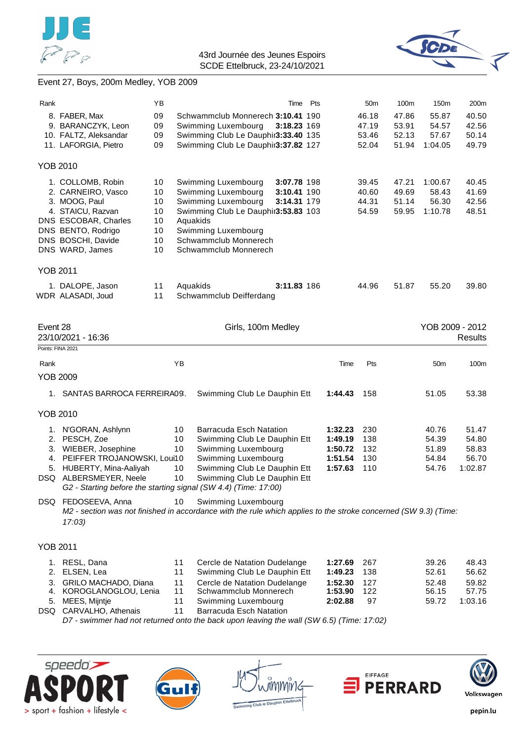## Event 27, Boys, 200m Medley, YOB 2009

| Rank | | YB | | Time | Pts | 50m | 100m | 150m | 200m |
|---|---|---|---|---|---|---|---|---|---|
| 8. | FABER, Max | 09 | Schwammclub Monnerech | **3:10.41** | 190 | 46.18 | 47.86 | 55.87 | 40.50 |
| 9. | BARANCZYK, Leon | 09 | Swimming Luxembourg | **3:18.23** | 169 | 47.19 | 53.91 | 54.57 | 42.56 |
| 10. | FALTZ, Aleksandar | 09 | Swimming Club Le Dauphin | **3:33.40** | 135 | 53.46 | 52.13 | 57.67 | 50.14 |
| 11. | LAFORGIA, Pietro | 09 | Swimming Club Le Dauphin | **3:37.82** | 127 | 52.04 | 51.94 | 1:04.05 | 49.79 |

### YOB 2010

| Rank | | YB | | Time | Pts | 50m | 100m | 150m | 200m |
|---|---|---|---|---|---|---|---|---|---|
| 1. | COLLOMB, Robin | 10 | Swimming Luxembourg | **3:07.78** | 198 | 39.45 | 47.21 | 1:00.67 | 40.45 |
| 2. | CARNEIRO, Vasco | 10 | Swimming Luxembourg | **3:10.41** | 190 | 40.60 | 49.69 | 58.43 | 41.69 |
| 3. | MOOG, Paul | 10 | Swimming Luxembourg | **3:14.31** | 179 | 44.31 | 51.14 | 56.30 | 42.56 |
| 4. | STAICU, Razvan | 10 | Swimming Club Le Dauphin | **3:53.83** | 103 | 54.59 | 59.95 | 1:10.78 | 48.51 |
| DNS | ESCOBAR, Charles | 10 | Aquakids | | | | | | |
| DNS | BENTO, Rodrigo | 10 | Swimming Luxembourg | | | | | | |
| DNS | BOSCHI, Davide | 10 | Schwammclub Monnerech | | | | | | |
| DNS | WARD, James | 10 | Schwammclub Monnerech | | | | | | |

### YOB 2011

| Rank | | YB | | Time | Pts | 50m | 100m | 150m | 200m |
|---|---|---|---|---|---|---|---|---|---|
| 1. | DALOPE, Jason | 11 | Aquakids | **3:11.83** | 186 | 44.96 | 51.87 | 55.20 | 39.80 |
| WDR | ALASADI, Joud | 11 | Schwammclub Deifferdang | | | | | | |

## Event 28 — Girls, 100m Medley — YOB 2009 - 2012

23/10/2021 - 16:36 — Results

Points: FINA 2021

### YOB 2009

| Rank | | YB | | Time | Pts | 50m | 100m |
|---|---|---|---|---|---|---|---|
| 1. | SANTAS BARROCA FERREIRA | 09 | Swimming Club Le Dauphin Ett | **1:44.43** | 158 | 51.05 | 53.38 |

### YOB 2010

| Rank | | YB | | Time | Pts | 50m | 100m |
|---|---|---|---|---|---|---|---|
| 1. | N'GORAN, Ashlynn | 10 | Barracuda Esch Natation | **1:32.23** | 230 | 40.76 | 51.47 |
| 2. | PESCH, Zoe | 10 | Swimming Club Le Dauphin Ett | **1:49.19** | 138 | 54.39 | 54.80 |
| 3. | WIEBER, Josephine | 10 | Swimming Luxembourg | **1:50.72** | 132 | 51.89 | 58.83 |
| 4. | PEIFFER TROJANOWSKI, Loui | 10 | Swimming Luxembourg | **1:51.54** | 130 | 54.84 | 56.70 |
| 5. | HUBERTY, Mina-Aaliyah | 10 | Swimming Club Le Dauphin Ett | **1:57.63** | 110 | 54.76 | 1:02.87 |
| DSQ | ALBERSMEYER, Neele | 10 | Swimming Club Le Dauphin Ett | | | | |

*G2 - Starting before the starting signal (SW 4.4) (Time: 17:00)* — ALBERSMEYER, Neele

| Rank | | YB | | Time | Pts | 50m | 100m |
|---|---|---|---|---|---|---|---|
| DSQ | FEDOSEEVA, Anna | 10 | Swimming Luxembourg | | | | |

*M2 - section was not finished in accordance with the rule which applies to the stroke concerned (SW 9.3) (Time: 17:03)* — FEDOSEEVA, Anna

### YOB 2011

| Rank | | YB | | Time | Pts | 50m | 100m |
|---|---|---|---|---|---|---|---|
| 1. | RESL, Dana | 11 | Cercle de Natation Dudelange | **1:27.69** | 267 | 39.26 | 48.43 |
| 2. | ELSEN, Lea | 11 | Swimming Club Le Dauphin Ett | **1:49.23** | 138 | 52.61 | 56.62 |
| 3. | GRILO MACHADO, Diana | 11 | Cercle de Natation Dudelange | **1:52.30** | 127 | 52.48 | 59.82 |
| 4. | KOROGLANOGLOU, Lenia | 11 | Schwammclub Monnerech | **1:53.90** | 122 | 56.15 | 57.75 |
| 5. | MEES, Mijntje | 11 | Swimming Luxembourg | **2:02.88** | 97 | 59.72 | 1:03.16 |
| DSQ | CARVALHO, Athenais | 11 | Barracuda Esch Natation | | | | |

*D7 - swimmer had not returned onto the back upon leaving the wall (SW 6.5) (Time: 17:02)* — CARVALHO, Athenais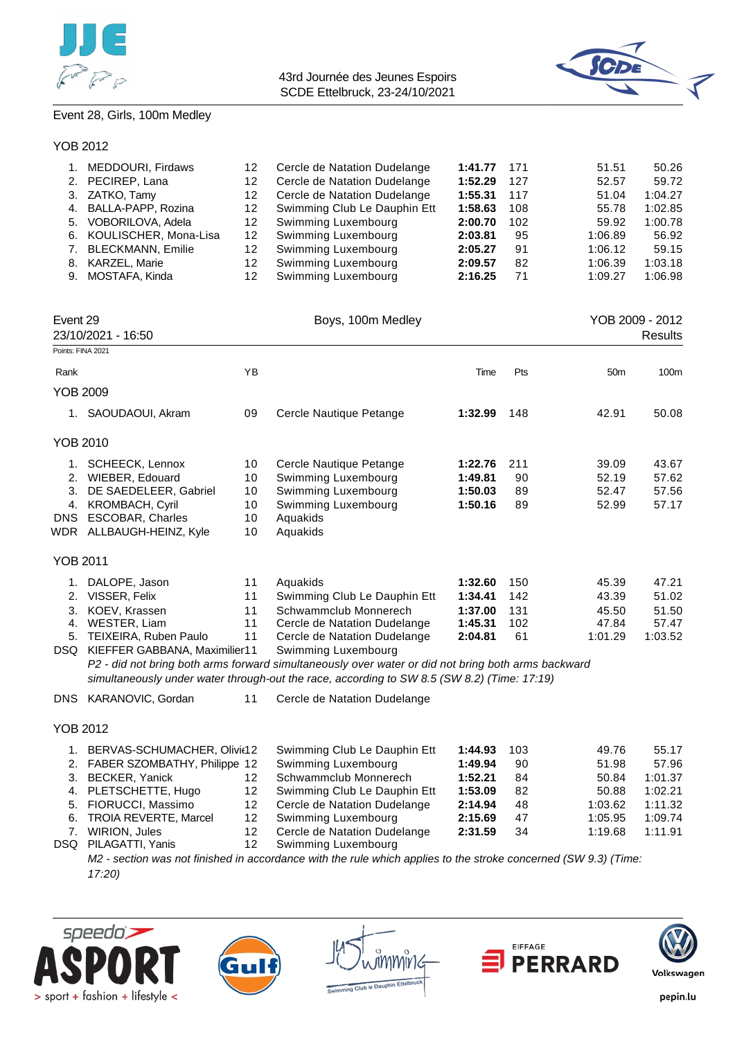43rd Journée des Jeunes Espoirs
SCDE Ettelbruck, 23-24/10/2021

Event 28, Girls, 100m Medley

### YOB 2012

| Rank | Name | YB | Club | Time | Pts | 50m | 100m |
|---|---|---|---|---|---|---|---|
| 1. | MEDDOURI, Firdaws | 12 | Cercle de Natation Dudelange | **1:41.77** | 171 | 51.51 | 50.26 |
| 2. | PECIREP, Lana | 12 | Cercle de Natation Dudelange | **1:52.29** | 127 | 52.57 | 59.72 |
| 3. | ZATKO, Tamy | 12 | Cercle de Natation Dudelange | **1:55.31** | 117 | 51.04 | 1:04.27 |
| 4. | BALLA-PAPP, Rozina | 12 | Swimming Club Le Dauphin Ett | **1:58.63** | 108 | 55.78 | 1:02.85 |
| 5. | VOBORILOVA, Adela | 12 | Swimming Luxembourg | **2:00.70** | 102 | 59.92 | 1:00.78 |
| 6. | KOULISCHER, Mona-Lisa | 12 | Swimming Luxembourg | **2:03.81** | 95 | 1:06.89 | 56.92 |
| 7. | BLECKMANN, Emilie | 12 | Swimming Luxembourg | **2:05.27** | 91 | 1:06.12 | 59.15 |
| 8. | KARZEL, Marie | 12 | Swimming Luxembourg | **2:09.57** | 82 | 1:06.39 | 1:03.18 |
| 9. | MOSTAFA, Kinda | 12 | Swimming Luxembourg | **2:16.25** | 71 | 1:09.27 | 1:06.98 |

## Event 29 — Boys, 100m Medley — YOB 2009 - 2012

23/10/2021 - 16:50 — Results

Points: FINA 2021

### YOB 2009

| Rank | Name | YB | Club | Time | Pts | 50m | 100m |
|---|---|---|---|---|---|---|---|
| 1. | SAOUDAOUI, Akram | 09 | Cercle Nautique Petange | **1:32.99** | 148 | 42.91 | 50.08 |

### YOB 2010

| Rank | Name | YB | Club | Time | Pts | 50m | 100m |
|---|---|---|---|---|---|---|---|
| 1. | SCHEECK, Lennox | 10 | Cercle Nautique Petange | **1:22.76** | 211 | 39.09 | 43.67 |
| 2. | WIEBER, Edouard | 10 | Swimming Luxembourg | **1:49.81** | 90 | 52.19 | 57.62 |
| 3. | DE SAEDELEER, Gabriel | 10 | Swimming Luxembourg | **1:50.03** | 89 | 52.47 | 57.56 |
| 4. | KROMBACH, Cyril | 10 | Swimming Luxembourg | **1:50.16** | 89 | 52.99 | 57.17 |
| DNS | ESCOBAR, Charles | 10 | Aquakids | | | | |
| WDR | ALLBAUGH-HEINZ, Kyle | 10 | Aquakids | | | | |

### YOB 2011

| Rank | Name | YB | Club | Time | Pts | 50m | 100m |
|---|---|---|---|---|---|---|---|
| 1. | DALOPE, Jason | 11 | Aquakids | **1:32.60** | 150 | 45.39 | 47.21 |
| 2. | VISSER, Felix | 11 | Swimming Club Le Dauphin Ett | **1:34.41** | 142 | 43.39 | 51.02 |
| 3. | KOEV, Krassen | 11 | Schwammclub Monnerech | **1:37.00** | 131 | 45.50 | 51.50 |
| 4. | WESTER, Liam | 11 | Cercle de Natation Dudelange | **1:45.31** | 102 | 47.84 | 57.47 |
| 5. | TEIXEIRA, Ruben Paulo | 11 | Cercle de Natation Dudelange | **2:04.81** | 61 | 1:01.29 | 1:03.52 |
| DSQ | KIEFFER GABBANA, Maximilien | 11 | Swimming Luxembourg | | | | |
| DNS | KARANOVIC, Gordan | 11 | Cercle de Natation Dudelange | | | | |

*KIEFFER GABBANA, Maximilien: P2 - did not bring both arms forward simultaneously over water or did not bring both arms backward simultaneously under water through-out the race, according to SW 8.5 (SW 8.2) (Time: 17:19)*

### YOB 2012

| Rank | Name | YB | Club | Time | Pts | 50m | 100m |
|---|---|---|---|---|---|---|---|
| 1. | BERVAS-SCHUMACHER, Olivier | 12 | Swimming Club Le Dauphin Ett | **1:44.93** | 103 | 49.76 | 55.17 |
| 2. | FABER SZOMBATHY, Philippe | 12 | Swimming Luxembourg | **1:49.94** | 90 | 51.98 | 57.96 |
| 3. | BECKER, Yanick | 12 | Schwammclub Monnerech | **1:52.21** | 84 | 50.84 | 1:01.37 |
| 4. | PLETSCHETTE, Hugo | 12 | Swimming Club Le Dauphin Ett | **1:53.09** | 82 | 50.88 | 1:02.21 |
| 5. | FIORUCCI, Massimo | 12 | Cercle de Natation Dudelange | **2:14.94** | 48 | 1:03.62 | 1:11.32 |
| 6. | TROIA REVERTE, Marcel | 12 | Swimming Luxembourg | **2:15.69** | 47 | 1:05.95 | 1:09.74 |
| 7. | WIRION, Jules | 12 | Cercle de Natation Dudelange | **2:31.59** | 34 | 1:19.68 | 1:11.91 |
| DSQ | PILAGATTI, Yanis | 12 | Swimming Luxembourg | | | | |

*PILAGATTI, Yanis: M2 - section was not finished in accordance with the rule which applies to the stroke concerned (SW 9.3) (Time: 17:20)*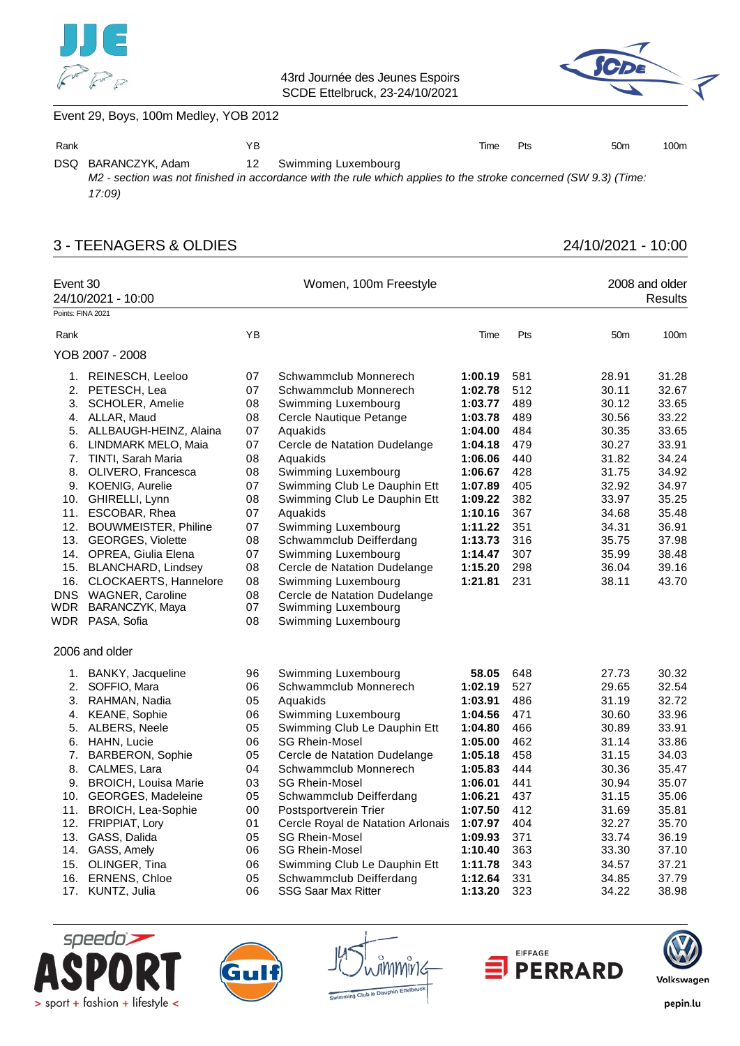Event 29, Boys, 100m Medley, YOB 2012

| Rank | | YB | | Time | Pts | 50m | 100m |
|---|---|---|---|---|---|---|---|
| DSQ | BARANCZYK, Adam | 12 | Swimming Luxembourg | | | | |

*M2 - section was not finished in accordance with the rule which applies to the stroke concerned (SW 9.3) (Time: 17:09)*

## 3 - TEENAGERS & OLDIES

24/10/2021 - 10:00

### Event 30 — Women, 100m Freestyle — 2008 and older

24/10/2021 - 10:00 — Results

Points: FINA 2021

**YOB 2007 - 2008**

| Rank | | YB | | Time | Pts | 50m | 100m |
|---|---|---|---|---|---|---|---|
| 1. | REINESCH, Leeloo | 07 | Schwammclub Monnerech | **1:00.19** | 581 | 28.91 | 31.28 |
| 2. | PETESCH, Lea | 07 | Schwammclub Monnerech | **1:02.78** | 512 | 30.11 | 32.67 |
| 3. | SCHOLER, Amelie | 08 | Swimming Luxembourg | **1:03.77** | 489 | 30.12 | 33.65 |
| 4. | ALLAR, Maud | 08 | Cercle Nautique Petange | **1:03.78** | 489 | 30.56 | 33.22 |
| 5. | ALLBAUGH-HEINZ, Alaina | 07 | Aquakids | **1:04.00** | 484 | 30.35 | 33.65 |
| 6. | LINDMARK MELO, Maia | 07 | Cercle de Natation Dudelange | **1:04.18** | 479 | 30.27 | 33.91 |
| 7. | TINTI, Sarah Maria | 08 | Aquakids | **1:06.06** | 440 | 31.82 | 34.24 |
| 8. | OLIVERO, Francesca | 08 | Swimming Luxembourg | **1:06.67** | 428 | 31.75 | 34.92 |
| 9. | KOENIG, Aurelie | 07 | Swimming Club Le Dauphin Ett | **1:07.89** | 405 | 32.92 | 34.97 |
| 10. | GHIRELLI, Lynn | 08 | Swimming Club Le Dauphin Ett | **1:09.22** | 382 | 33.97 | 35.25 |
| 11. | ESCOBAR, Rhea | 07 | Aquakids | **1:10.16** | 367 | 34.68 | 35.48 |
| 12. | BOUWMEISTER, Philine | 07 | Swimming Luxembourg | **1:11.22** | 351 | 34.31 | 36.91 |
| 13. | GEORGES, Violette | 08 | Schwammclub Deifferdang | **1:13.73** | 316 | 35.75 | 37.98 |
| 14. | OPREA, Giulia Elena | 07 | Swimming Luxembourg | **1:14.47** | 307 | 35.99 | 38.48 |
| 15. | BLANCHARD, Lindsey | 08 | Cercle de Natation Dudelange | **1:15.20** | 298 | 36.04 | 39.16 |
| 16. | CLOCKAERTS, Hannelore | 08 | Swimming Luxembourg | **1:21.81** | 231 | 38.11 | 43.70 |
| DNS | WAGNER, Caroline | 08 | Cercle de Natation Dudelange | | | | |
| WDR | BARANCZYK, Maya | 07 | Swimming Luxembourg | | | | |
| WDR | PASA, Sofia | 08 | Swimming Luxembourg | | | | |

**2006 and older**

| Rank | | YB | | Time | Pts | 50m | 100m |
|---|---|---|---|---|---|---|---|
| 1. | BANKY, Jacqueline | 96 | Swimming Luxembourg | **58.05** | 648 | 27.73 | 30.32 |
| 2. | SOFFIO, Mara | 06 | Schwammclub Monnerech | **1:02.19** | 527 | 29.65 | 32.54 |
| 3. | RAHMAN, Nadia | 05 | Aquakids | **1:03.91** | 486 | 31.19 | 32.72 |
| 4. | KEANE, Sophie | 06 | Swimming Luxembourg | **1:04.56** | 471 | 30.60 | 33.96 |
| 5. | ALBERS, Neele | 05 | Swimming Club Le Dauphin Ett | **1:04.80** | 466 | 30.89 | 33.91 |
| 6. | HAHN, Lucie | 06 | SG Rhein-Mosel | **1:05.00** | 462 | 31.14 | 33.86 |
| 7. | BARBERON, Sophie | 05 | Cercle de Natation Dudelange | **1:05.18** | 458 | 31.15 | 34.03 |
| 8. | CALMES, Lara | 04 | Schwammclub Monnerech | **1:05.83** | 444 | 30.36 | 35.47 |
| 9. | BROICH, Louisa Marie | 03 | SG Rhein-Mosel | **1:06.01** | 441 | 30.94 | 35.07 |
| 10. | GEORGES, Madeleine | 05 | Schwammclub Deifferdang | **1:06.21** | 437 | 31.15 | 35.06 |
| 11. | BROICH, Lea-Sophie | 00 | Postsportverein Trier | **1:07.50** | 412 | 31.69 | 35.81 |
| 12. | FRIPPIAT, Lory | 01 | Cercle Royal de Natation Arlonais | **1:07.97** | 404 | 32.27 | 35.70 |
| 13. | GASS, Dalida | 05 | SG Rhein-Mosel | **1:09.93** | 371 | 33.74 | 36.19 |
| 14. | GASS, Amely | 06 | SG Rhein-Mosel | **1:10.40** | 363 | 33.30 | 37.10 |
| 15. | OLINGER, Tina | 06 | Swimming Club Le Dauphin Ett | **1:11.78** | 343 | 34.57 | 37.21 |
| 16. | ERNENS, Chloe | 05 | Schwammclub Deifferdang | **1:12.64** | 331 | 34.85 | 37.79 |
| 17. | KUNTZ, Julia | 06 | SSG Saar Max Ritter | **1:13.20** | 323 | 34.22 | 38.98 |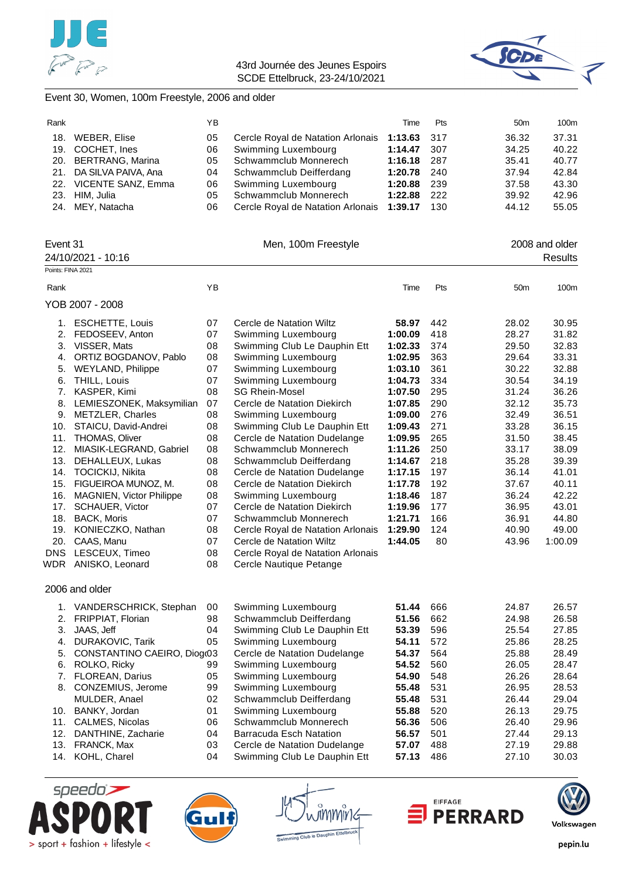Event 30, Women, 100m Freestyle, 2006 and older

| Rank | | YB | | Time | Pts | 50m | 100m |
|---|---|---|---|---|---|---|---|
| 18. | WEBER, Elise | 05 | Cercle Royal de Natation Arlonais | **1:13.63** | 317 | 36.32 | 37.31 |
| 19. | COCHET, Ines | 06 | Swimming Luxembourg | **1:14.47** | 307 | 34.25 | 40.22 |
| 20. | BERTRANG, Marina | 05 | Schwammclub Monnerech | **1:16.18** | 287 | 35.41 | 40.77 |
| 21. | DA SILVA PAIVA, Ana | 04 | Schwammclub Deifferdang | **1:20.78** | 240 | 37.94 | 42.84 |
| 22. | VICENTE SANZ, Emma | 06 | Swimming Luxembourg | **1:20.88** | 239 | 37.58 | 43.30 |
| 23. | HIM, Julia | 05 | Schwammclub Monnerech | **1:22.88** | 222 | 39.92 | 42.96 |
| 24. | MEY, Natacha | 06 | Cercle Royal de Natation Arlonais | **1:39.17** | 130 | 44.12 | 55.05 |

Event 31 — Men, 100m Freestyle — 2008 and older

24/10/2021 - 10:16 — Results

Points: FINA 2021

YOB 2007 - 2008

| Rank | | YB | | Time | Pts | 50m | 100m |
|---|---|---|---|---|---|---|---|
| 1. | ESCHETTE, Louis | 07 | Cercle de Natation Wiltz | **58.97** | 442 | 28.02 | 30.95 |
| 2. | FEDOSEEV, Anton | 07 | Swimming Luxembourg | **1:00.09** | 418 | 28.27 | 31.82 |
| 3. | VISSER, Mats | 08 | Swimming Club Le Dauphin Ett | **1:02.33** | 374 | 29.50 | 32.83 |
| 4. | ORTIZ BOGDANOV, Pablo | 08 | Swimming Luxembourg | **1:02.95** | 363 | 29.64 | 33.31 |
| 5. | WEYLAND, Philippe | 07 | Swimming Luxembourg | **1:03.10** | 361 | 30.22 | 32.88 |
| 6. | THILL, Louis | 07 | Swimming Luxembourg | **1:04.73** | 334 | 30.54 | 34.19 |
| 7. | KASPER, Kimi | 08 | SG Rhein-Mosel | **1:07.50** | 295 | 31.24 | 36.26 |
| 8. | LEMIESZONEK, Maksymilian | 07 | Cercle de Natation Diekirch | **1:07.85** | 290 | 32.12 | 35.73 |
| 9. | METZLER, Charles | 08 | Swimming Luxembourg | **1:09.00** | 276 | 32.49 | 36.51 |
| 10. | STAICU, David-Andrei | 08 | Swimming Club Le Dauphin Ett | **1:09.43** | 271 | 33.28 | 36.15 |
| 11. | THOMAS, Oliver | 08 | Cercle de Natation Dudelange | **1:09.95** | 265 | 31.50 | 38.45 |
| 12. | MIASIK-LEGRAND, Gabriel | 08 | Schwammclub Monnerech | **1:11.26** | 250 | 33.17 | 38.09 |
| 13. | DEHALLEUX, Lukas | 08 | Schwammclub Deifferdang | **1:14.67** | 218 | 35.28 | 39.39 |
| 14. | TOCICKIJ, Nikita | 08 | Cercle de Natation Dudelange | **1:17.15** | 197 | 36.14 | 41.01 |
| 15. | FIGUEIROA MUNOZ, M. | 08 | Cercle de Natation Diekirch | **1:17.78** | 192 | 37.67 | 40.11 |
| 16. | MAGNIEN, Victor Philippe | 08 | Swimming Luxembourg | **1:18.46** | 187 | 36.24 | 42.22 |
| 17. | SCHAUER, Victor | 07 | Cercle de Natation Diekirch | **1:19.96** | 177 | 36.95 | 43.01 |
| 18. | BACK, Moris | 07 | Schwammclub Monnerech | **1:21.71** | 166 | 36.91 | 44.80 |
| 19. | KONIECZKO, Nathan | 08 | Cercle Royal de Natation Arlonais | **1:29.90** | 124 | 40.90 | 49.00 |
| 20. | CAAS, Manu | 07 | Cercle de Natation Wiltz | **1:44.05** | 80 | 43.96 | 1:00.09 |
| DNS | LESCEUX, Timeo | 08 | Cercle Royal de Natation Arlonais | | | | |
| WDR | ANISKO, Leonard | 08 | Cercle Nautique Petange | | | | |

2006 and older

| Rank | | YB | | Time | Pts | 50m | 100m |
|---|---|---|---|---|---|---|---|
| 1. | VANDERSCHRICK, Stephan | 00 | Swimming Luxembourg | **51.44** | 666 | 24.87 | 26.57 |
| 2. | FRIPPIAT, Florian | 98 | Schwammclub Deifferdang | **51.56** | 662 | 24.98 | 26.58 |
| 3. | JAAS, Jeff | 04 | Swimming Club Le Dauphin Ett | **53.39** | 596 | 25.54 | 27.85 |
| 4. | DURAKOVIC, Tarik | 05 | Swimming Luxembourg | **54.11** | 572 | 25.86 | 28.25 |
| 5. | CONSTANTINO CAEIRO, Diogo | 03 | Cercle de Natation Dudelange | **54.37** | 564 | 25.88 | 28.49 |
| 6. | ROLKO, Ricky | 99 | Swimming Luxembourg | **54.52** | 560 | 26.05 | 28.47 |
| 7. | FLOREAN, Darius | 05 | Swimming Luxembourg | **54.90** | 548 | 26.26 | 28.64 |
| 8. | CONZEMIUS, Jerome | 99 | Swimming Luxembourg | **55.48** | 531 | 26.95 | 28.53 |
| | MULDER, Anael | 02 | Schwammclub Deifferdang | **55.48** | 531 | 26.44 | 29.04 |
| 10. | BANKY, Jordan | 01 | Swimming Luxembourg | **55.88** | 520 | 26.13 | 29.75 |
| 11. | CALMES, Nicolas | 06 | Schwammclub Monnerech | **56.36** | 506 | 26.40 | 29.96 |
| 12. | DANTHINE, Zacharie | 04 | Barracuda Esch Natation | **56.57** | 501 | 27.44 | 29.13 |
| 13. | FRANCK, Max | 03 | Cercle de Natation Dudelange | **57.07** | 488 | 27.19 | 29.88 |
| 14. | KOHL, Charel | 04 | Swimming Club Le Dauphin Ett | **57.13** | 486 | 27.10 | 30.03 |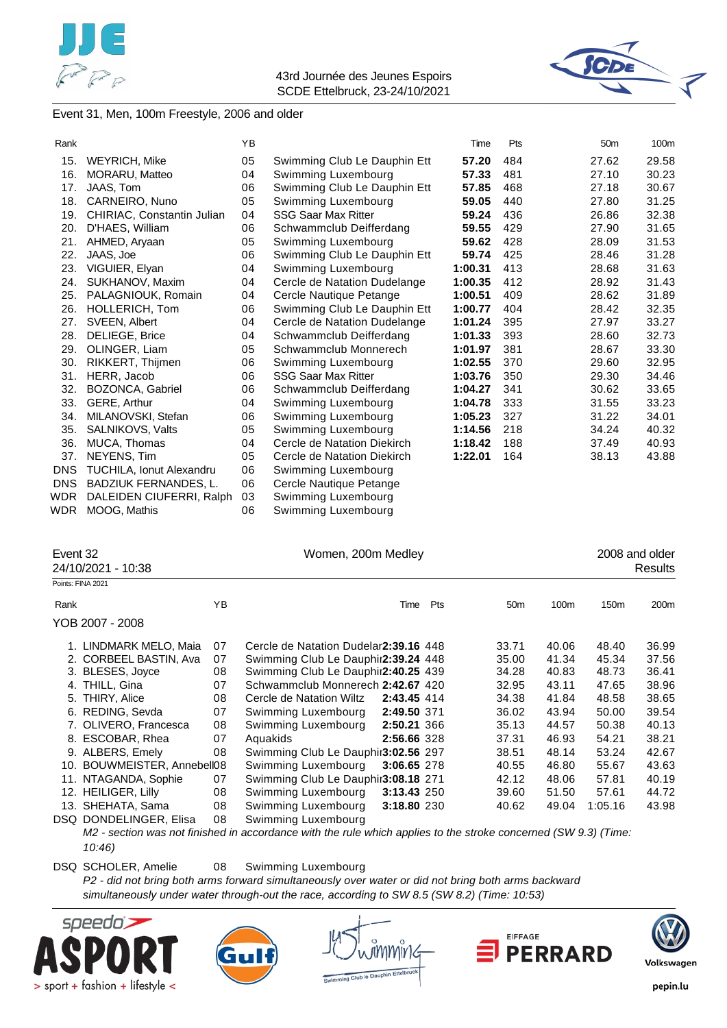Event 31, Men, 100m Freestyle, 2006 and older

| Rank | | YB | | Time | Pts | 50m | 100m |
|---|---|---|---|---|---|---|---|
| 15. | WEYRICH, Mike | 05 | Swimming Club Le Dauphin Ett | **57.20** | 484 | 27.62 | 29.58 |
| 16. | MORARU, Matteo | 04 | Swimming Luxembourg | **57.33** | 481 | 27.10 | 30.23 |
| 17. | JAAS, Tom | 06 | Swimming Club Le Dauphin Ett | **57.85** | 468 | 27.18 | 30.67 |
| 18. | CARNEIRO, Nuno | 05 | Swimming Luxembourg | **59.05** | 440 | 27.80 | 31.25 |
| 19. | CHIRIAC, Constantin Julian | 04 | SSG Saar Max Ritter | **59.24** | 436 | 26.86 | 32.38 |
| 20. | D'HAES, William | 06 | Schwammclub Deifferdang | **59.55** | 429 | 27.90 | 31.65 |
| 21. | AHMED, Aryaan | 05 | Swimming Luxembourg | **59.62** | 428 | 28.09 | 31.53 |
| 22. | JAAS, Joe | 06 | Swimming Club Le Dauphin Ett | **59.74** | 425 | 28.46 | 31.28 |
| 23. | VIGUIER, Elyan | 04 | Swimming Luxembourg | **1:00.31** | 413 | 28.68 | 31.63 |
| 24. | SUKHANOV, Maxim | 04 | Cercle de Natation Dudelange | **1:00.35** | 412 | 28.92 | 31.43 |
| 25. | PALAGNIOUK, Romain | 04 | Cercle Nautique Petange | **1:00.51** | 409 | 28.62 | 31.89 |
| 26. | HOLLERICH, Tom | 06 | Swimming Club Le Dauphin Ett | **1:00.77** | 404 | 28.42 | 32.35 |
| 27. | SVEEN, Albert | 04 | Cercle de Natation Dudelange | **1:01.24** | 395 | 27.97 | 33.27 |
| 28. | DELIEGE, Brice | 04 | Schwammclub Deifferdang | **1:01.33** | 393 | 28.60 | 32.73 |
| 29. | OLINGER, Liam | 05 | Schwammclub Monnerech | **1:01.97** | 381 | 28.67 | 33.30 |
| 30. | RIKKERT, Thijmen | 06 | Swimming Luxembourg | **1:02.55** | 370 | 29.60 | 32.95 |
| 31. | HERR, Jacob | 06 | SSG Saar Max Ritter | **1:03.76** | 350 | 29.30 | 34.46 |
| 32. | BOZONCA, Gabriel | 06 | Schwammclub Deifferdang | **1:04.27** | 341 | 30.62 | 33.65 |
| 33. | GERE, Arthur | 04 | Swimming Luxembourg | **1:04.78** | 333 | 31.55 | 33.23 |
| 34. | MILANOVSKI, Stefan | 06 | Swimming Luxembourg | **1:05.23** | 327 | 31.22 | 34.01 |
| 35. | SALNIKOVS, Valts | 05 | Swimming Luxembourg | **1:14.56** | 218 | 34.24 | 40.32 |
| 36. | MUCA, Thomas | 04 | Cercle de Natation Diekirch | **1:18.42** | 188 | 37.49 | 40.93 |
| 37. | NEYENS, Tim | 05 | Cercle de Natation Diekirch | **1:22.01** | 164 | 38.13 | 43.88 |
| DNS | TUCHILA, Ionut Alexandru | 06 | Swimming Luxembourg | | | | |
| DNS | BADZIUK FERNANDES, L. | 06 | Cercle Nautique Petange | | | | |
| WDR | DALEIDEN CIUFERRI, Ralph | 03 | Swimming Luxembourg | | | | |
| WDR | MOOG, Mathis | 06 | Swimming Luxembourg | | | | |

Event 32 — Women, 200m Medley — 2008 and older

24/10/2021 - 10:38 — Results

Points: FINA 2021

YOB 2007 - 2008

| Rank | | YB | | Time | Pts | 50m | 100m | 150m | 200m |
|---|---|---|---|---|---|---|---|---|---|
| 1. | LINDMARK MELO, Maia | 07 | Cercle de Natation Dudelar | **2:39.16** | 448 | 33.71 | 40.06 | 48.40 | 36.99 |
| 2. | CORBEEL BASTIN, Ava | 07 | Swimming Club Le Dauphir | **2:39.24** | 448 | 35.00 | 41.34 | 45.34 | 37.56 |
| 3. | BLESES, Joyce | 08 | Swimming Club Le Dauphir | **2:40.25** | 439 | 34.28 | 40.83 | 48.73 | 36.41 |
| 4. | THILL, Gina | 07 | Schwammclub Monnerech | **2:42.67** | 420 | 32.95 | 43.11 | 47.65 | 38.96 |
| 5. | THIRY, Alice | 08 | Cercle de Natation Wiltz | **2:43.45** | 414 | 34.38 | 41.84 | 48.58 | 38.65 |
| 6. | REDING, Sevda | 07 | Swimming Luxembourg | **2:49.50** | 371 | 36.02 | 43.94 | 50.00 | 39.54 |
| 7. | OLIVERO, Francesca | 08 | Swimming Luxembourg | **2:50.21** | 366 | 35.13 | 44.57 | 50.38 | 40.13 |
| 8. | ESCOBAR, Rhea | 07 | Aquakids | **2:56.66** | 328 | 37.31 | 46.93 | 54.21 | 38.21 |
| 9. | ALBERS, Emely | 08 | Swimming Club Le Dauphir | **3:02.56** | 297 | 38.51 | 48.14 | 53.24 | 42.67 |
| 10. | BOUWMEISTER, Annebell | 08 | Swimming Luxembourg | **3:06.65** | 278 | 40.55 | 46.80 | 55.67 | 43.63 |
| 11. | NTAGANDA, Sophie | 07 | Swimming Club Le Dauphir | **3:08.18** | 271 | 42.12 | 48.06 | 57.81 | 40.19 |
| 12. | HEILIGER, Lilly | 08 | Swimming Luxembourg | **3:13.43** | 250 | 39.60 | 51.50 | 57.61 | 44.72 |
| 13. | SHEHATA, Sama | 08 | Swimming Luxembourg | **3:18.80** | 230 | 40.62 | 49.04 | 1:05.16 | 43.98 |
| DSQ | DONDELINGER, Elisa | 08 | Swimming Luxembourg | | | | | | |
| DSQ | SCHOLER, Amelie | 08 | Swimming Luxembourg | | | | | | |

DONDELINGER, Elisa: *M2 - section was not finished in accordance with the rule which applies to the stroke concerned (SW 9.3) (Time: 10:46)*

SCHOLER, Amelie: *P2 - did not bring both arms forward simultaneously over water or did not bring both arms backward simultaneously under water through-out the race, according to SW 8.5 (SW 8.2) (Time: 10:53)*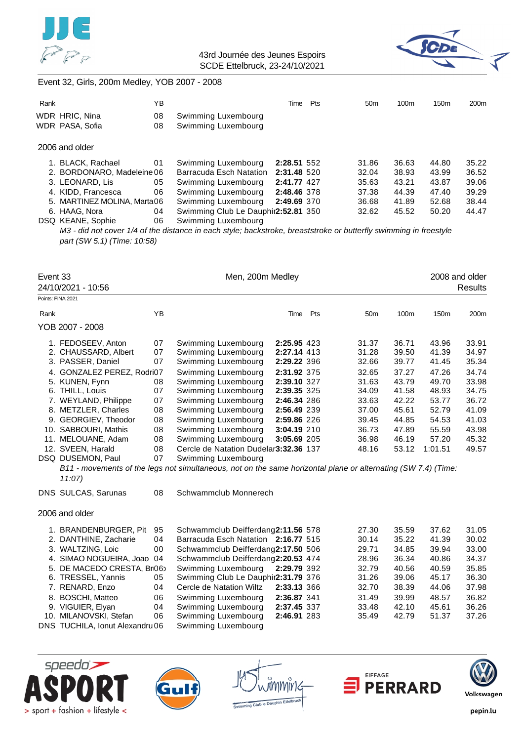Event 32, Girls, 200m Medley, YOB 2007 - 2008

| Rank | | YB | | Time | Pts | 50m | 100m | 150m | 200m |
|---|---|---|---|---|---|---|---|---|---|
| WDR | HRIC, Nina | 08 | Swimming Luxembourg | | | | | | |
| WDR | PASA, Sofia | 08 | Swimming Luxembourg | | | | | | |
| **2006 and older** | | | | | | | | | |
| 1. | BLACK, Rachael | 01 | Swimming Luxembourg | **2:28.51** | 552 | 31.86 | 36.63 | 44.80 | 35.22 |
| 2. | BORDONARO, Madeleine | 06 | Barracuda Esch Natation | **2:31.48** | 520 | 32.04 | 38.93 | 43.99 | 36.52 |
| 3. | LEONARD, Lis | 05 | Swimming Luxembourg | **2:41.77** | 427 | 35.63 | 43.21 | 43.87 | 39.06 |
| 4. | KIDD, Francesca | 06 | Swimming Luxembourg | **2:48.46** | 378 | 37.38 | 44.39 | 47.40 | 39.29 |
| 5. | MARTINEZ MOLINA, Marta | 06 | Swimming Luxembourg | **2:49.69** | 370 | 36.68 | 41.89 | 52.68 | 38.44 |
| 6. | HAAG, Nora | 04 | Swimming Club Le Dauphin | **2:52.81** | 350 | 32.62 | 45.52 | 50.20 | 44.47 |
| DSQ | KEANE, Sophie | 06 | Swimming Luxembourg | | | | | | |

*M3 - did not cover 1/4 of the distance in each style; backstroke, breaststroke or butterfly swimming in freestyle part (SW 5.1) (Time: 10:58)*

## Event 33 — Men, 200m Medley — 2008 and older

24/10/2021 - 10:56 — Results

Points: FINA 2021

| Rank | | YB | | Time | Pts | 50m | 100m | 150m | 200m |
|---|---|---|---|---|---|---|---|---|---|
| **YOB 2007 - 2008** | | | | | | | | | |
| 1. | FEDOSEEV, Anton | 07 | Swimming Luxembourg | **2:25.95** | 423 | 31.37 | 36.71 | 43.96 | 33.91 |
| 2. | CHAUSSARD, Albert | 07 | Swimming Luxembourg | **2:27.14** | 413 | 31.28 | 39.50 | 41.39 | 34.97 |
| 3. | PASSER, Daniel | 07 | Swimming Luxembourg | **2:29.22** | 396 | 32.66 | 39.77 | 41.45 | 35.34 |
| 4. | GONZALEZ PEREZ, Rodri | 07 | Swimming Luxembourg | **2:31.92** | 375 | 32.65 | 37.27 | 47.26 | 34.74 |
| 5. | KUNEN, Fynn | 08 | Swimming Luxembourg | **2:39.10** | 327 | 31.63 | 43.79 | 49.70 | 33.98 |
| 6. | THILL, Louis | 07 | Swimming Luxembourg | **2:39.35** | 325 | 34.09 | 41.58 | 48.93 | 34.75 |
| 7. | WEYLAND, Philippe | 07 | Swimming Luxembourg | **2:46.34** | 286 | 33.63 | 42.22 | 53.77 | 36.72 |
| 8. | METZLER, Charles | 08 | Swimming Luxembourg | **2:56.49** | 239 | 37.00 | 45.61 | 52.79 | 41.09 |
| 9. | GEORGIEV, Theodor | 08 | Swimming Luxembourg | **2:59.86** | 226 | 39.45 | 44.85 | 54.53 | 41.03 |
| 10. | SABBOURI, Mathis | 08 | Swimming Luxembourg | **3:04.19** | 210 | 36.73 | 47.89 | 55.59 | 43.98 |
| 11. | MELOUANE, Adam | 08 | Swimming Luxembourg | **3:05.69** | 205 | 36.98 | 46.19 | 57.20 | 45.32 |
| 12. | SVEEN, Harald | 08 | Cercle de Natation Dudelange | **3:32.36** | 137 | 48.16 | 53.12 | 1:01.51 | 49.57 |
| DSQ | DUSEMON, Paul | 07 | Swimming Luxembourg | | | | | | |
| | *B11 - movements of the legs not simultaneous, not on the same horizontal plane or alternating (SW 7.4) (Time: 11:07)* | | | | | | | | |
| DNS | SULCAS, Sarunas | 08 | Schwammclub Monnerech | | | | | | |
| **2006 and older** | | | | | | | | | |
| 1. | BRANDENBURGER, Pit | 95 | Schwammclub Deifferdang | **2:11.56** | 578 | 27.30 | 35.59 | 37.62 | 31.05 |
| 2. | DANTHINE, Zacharie | 04 | Barracuda Esch Natation | **2:16.77** | 515 | 30.14 | 35.22 | 41.39 | 30.02 |
| 3. | WALTZING, Loic | 00 | Schwammclub Deifferdang | **2:17.50** | 506 | 29.71 | 34.85 | 39.94 | 33.00 |
| 4. | SIMAO NOGUEIRA, Joao | 04 | Schwammclub Deifferdang | **2:20.53** | 474 | 28.96 | 36.34 | 40.86 | 34.37 |
| 5. | DE MACEDO CRESTA, Br | 06 | Swimming Luxembourg | **2:29.79** | 392 | 32.79 | 40.56 | 40.59 | 35.85 |
| 6. | TRESSEL, Yannis | 05 | Swimming Club Le Dauphin | **2:31.79** | 376 | 31.26 | 39.06 | 45.17 | 36.30 |
| 7. | RENARD, Enzo | 04 | Cercle de Natation Wiltz | **2:33.13** | 366 | 32.70 | 38.39 | 44.06 | 37.98 |
| 8. | BOSCHI, Matteo | 06 | Swimming Luxembourg | **2:36.87** | 341 | 31.49 | 39.99 | 48.57 | 36.82 |
| 9. | VIGUIER, Elyan | 04 | Swimming Luxembourg | **2:37.45** | 337 | 33.48 | 42.10 | 45.61 | 36.26 |
| 10. | MILANOVSKI, Stefan | 06 | Swimming Luxembourg | **2:46.91** | 283 | 35.49 | 42.79 | 51.37 | 37.26 |
| DNS | TUCHILA, Ionut Alexandru | 06 | Swimming Luxembourg | | | | | | |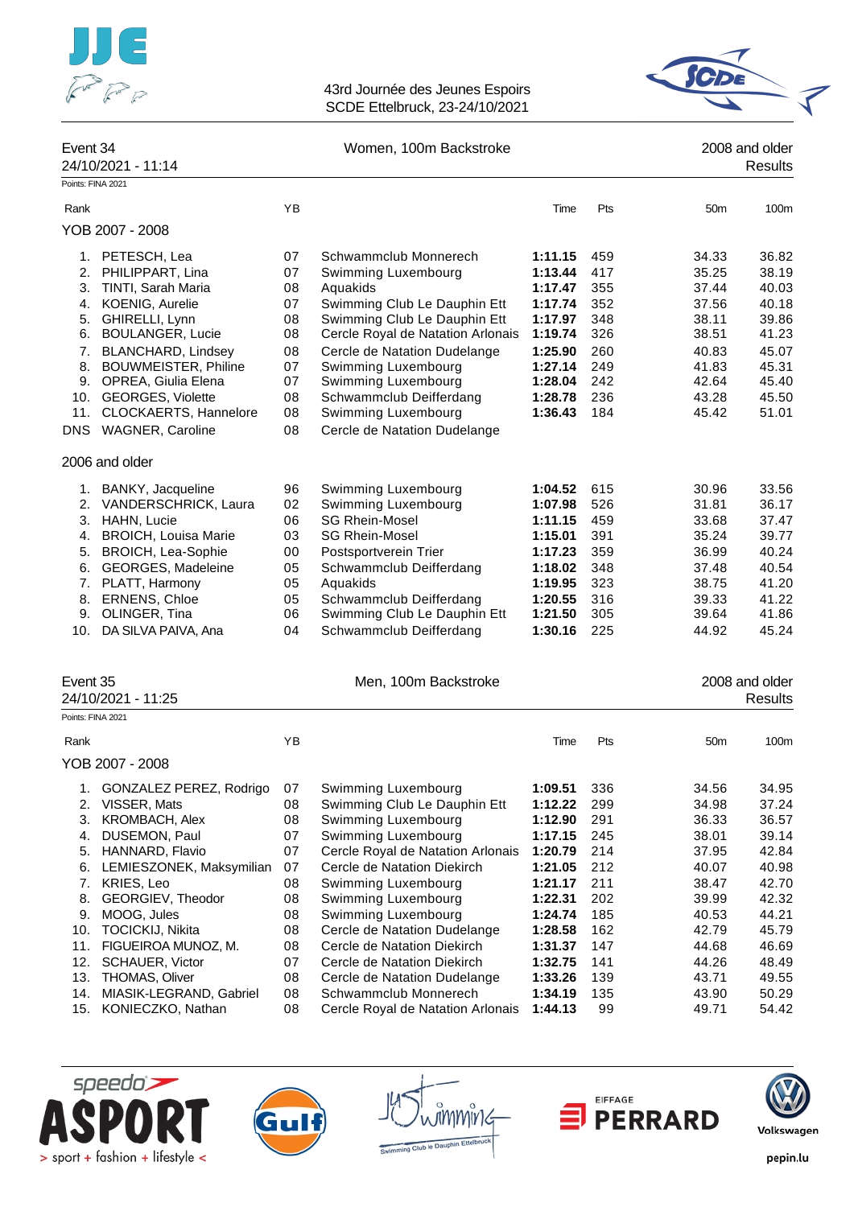43rd Journée des Jeunes Espoirs
SCDE Ettelbruck, 23-24/10/2021

## Event 34 — Women, 100m Backstroke — 2008 and older

24/10/2021 - 11:14 — Results

Points: FINA 2021

### YOB 2007 - 2008

| Rank | | YB | | Time | Pts | 50m | 100m |
|---|---|---|---|---|---|---|---|
| 1. | PETESCH, Lea | 07 | Schwammclub Monnerech | **1:11.15** | 459 | 34.33 | 36.82 |
| 2. | PHILIPPART, Lina | 07 | Swimming Luxembourg | **1:13.44** | 417 | 35.25 | 38.19 |
| 3. | TINTI, Sarah Maria | 08 | Aquakids | **1:17.47** | 355 | 37.44 | 40.03 |
| 4. | KOENIG, Aurelie | 07 | Swimming Club Le Dauphin Ett | **1:17.74** | 352 | 37.56 | 40.18 |
| 5. | GHIRELLI, Lynn | 08 | Swimming Club Le Dauphin Ett | **1:17.97** | 348 | 38.11 | 39.86 |
| 6. | BOULANGER, Lucie | 08 | Cercle Royal de Natation Arlonais | **1:19.74** | 326 | 38.51 | 41.23 |
| 7. | BLANCHARD, Lindsey | 08 | Cercle de Natation Dudelange | **1:25.90** | 260 | 40.83 | 45.07 |
| 8. | BOUWMEISTER, Philine | 07 | Swimming Luxembourg | **1:27.14** | 249 | 41.83 | 45.31 |
| 9. | OPREA, Giulia Elena | 07 | Swimming Luxembourg | **1:28.04** | 242 | 42.64 | 45.40 |
| 10. | GEORGES, Violette | 08 | Schwammclub Deifferdang | **1:28.78** | 236 | 43.28 | 45.50 |
| 11. | CLOCKAERTS, Hannelore | 08 | Swimming Luxembourg | **1:36.43** | 184 | 45.42 | 51.01 |
| DNS | WAGNER, Caroline | 08 | Cercle de Natation Dudelange | | | | |

### 2006 and older

| Rank | | YB | | Time | Pts | 50m | 100m |
|---|---|---|---|---|---|---|---|
| 1. | BANKY, Jacqueline | 96 | Swimming Luxembourg | **1:04.52** | 615 | 30.96 | 33.56 |
| 2. | VANDERSCHRICK, Laura | 02 | Swimming Luxembourg | **1:07.98** | 526 | 31.81 | 36.17 |
| 3. | HAHN, Lucie | 06 | SG Rhein-Mosel | **1:11.15** | 459 | 33.68 | 37.47 |
| 4. | BROICH, Louisa Marie | 03 | SG Rhein-Mosel | **1:15.01** | 391 | 35.24 | 39.77 |
| 5. | BROICH, Lea-Sophie | 00 | Postsportverein Trier | **1:17.23** | 359 | 36.99 | 40.24 |
| 6. | GEORGES, Madeleine | 05 | Schwammclub Deifferdang | **1:18.02** | 348 | 37.48 | 40.54 |
| 7. | PLATT, Harmony | 05 | Aquakids | **1:19.95** | 323 | 38.75 | 41.20 |
| 8. | ERNENS, Chloe | 05 | Schwammclub Deifferdang | **1:20.55** | 316 | 39.33 | 41.22 |
| 9. | OLINGER, Tina | 06 | Swimming Club Le Dauphin Ett | **1:21.50** | 305 | 39.64 | 41.86 |
| 10. | DA SILVA PAIVA, Ana | 04 | Schwammclub Deifferdang | **1:30.16** | 225 | 44.92 | 45.24 |

## Event 35 — Men, 100m Backstroke — 2008 and older

24/10/2021 - 11:25 — Results

Points: FINA 2021

### YOB 2007 - 2008

| Rank | | YB | | Time | Pts | 50m | 100m |
|---|---|---|---|---|---|---|---|
| 1. | GONZALEZ PEREZ, Rodrigo | 07 | Swimming Luxembourg | **1:09.51** | 336 | 34.56 | 34.95 |
| 2. | VISSER, Mats | 08 | Swimming Club Le Dauphin Ett | **1:12.22** | 299 | 34.98 | 37.24 |
| 3. | KROMBACH, Alex | 08 | Swimming Luxembourg | **1:12.90** | 291 | 36.33 | 36.57 |
| 4. | DUSEMON, Paul | 07 | Swimming Luxembourg | **1:17.15** | 245 | 38.01 | 39.14 |
| 5. | HANNARD, Flavio | 07 | Cercle Royal de Natation Arlonais | **1:20.79** | 214 | 37.95 | 42.84 |
| 6. | LEMIESZONEK, Maksymilian | 07 | Cercle de Natation Diekirch | **1:21.05** | 212 | 40.07 | 40.98 |
| 7. | KRIES, Leo | 08 | Swimming Luxembourg | **1:21.17** | 211 | 38.47 | 42.70 |
| 8. | GEORGIEV, Theodor | 08 | Swimming Luxembourg | **1:22.31** | 202 | 39.99 | 42.32 |
| 9. | MOOG, Jules | 08 | Swimming Luxembourg | **1:24.74** | 185 | 40.53 | 44.21 |
| 10. | TOCICKIJ, Nikita | 08 | Cercle de Natation Dudelange | **1:28.58** | 162 | 42.79 | 45.79 |
| 11. | FIGUEIROA MUNOZ, M. | 08 | Cercle de Natation Diekirch | **1:31.37** | 147 | 44.68 | 46.69 |
| 12. | SCHAUER, Victor | 07 | Cercle de Natation Diekirch | **1:32.75** | 141 | 44.26 | 48.49 |
| 13. | THOMAS, Oliver | 08 | Cercle de Natation Dudelange | **1:33.26** | 139 | 43.71 | 49.55 |
| 14. | MIASIK-LEGRAND, Gabriel | 08 | Schwammclub Monnerech | **1:34.19** | 135 | 43.90 | 50.29 |
| 15. | KONIECZKO, Nathan | 08 | Cercle Royal de Natation Arlonais | **1:44.13** | 99 | 49.71 | 54.42 |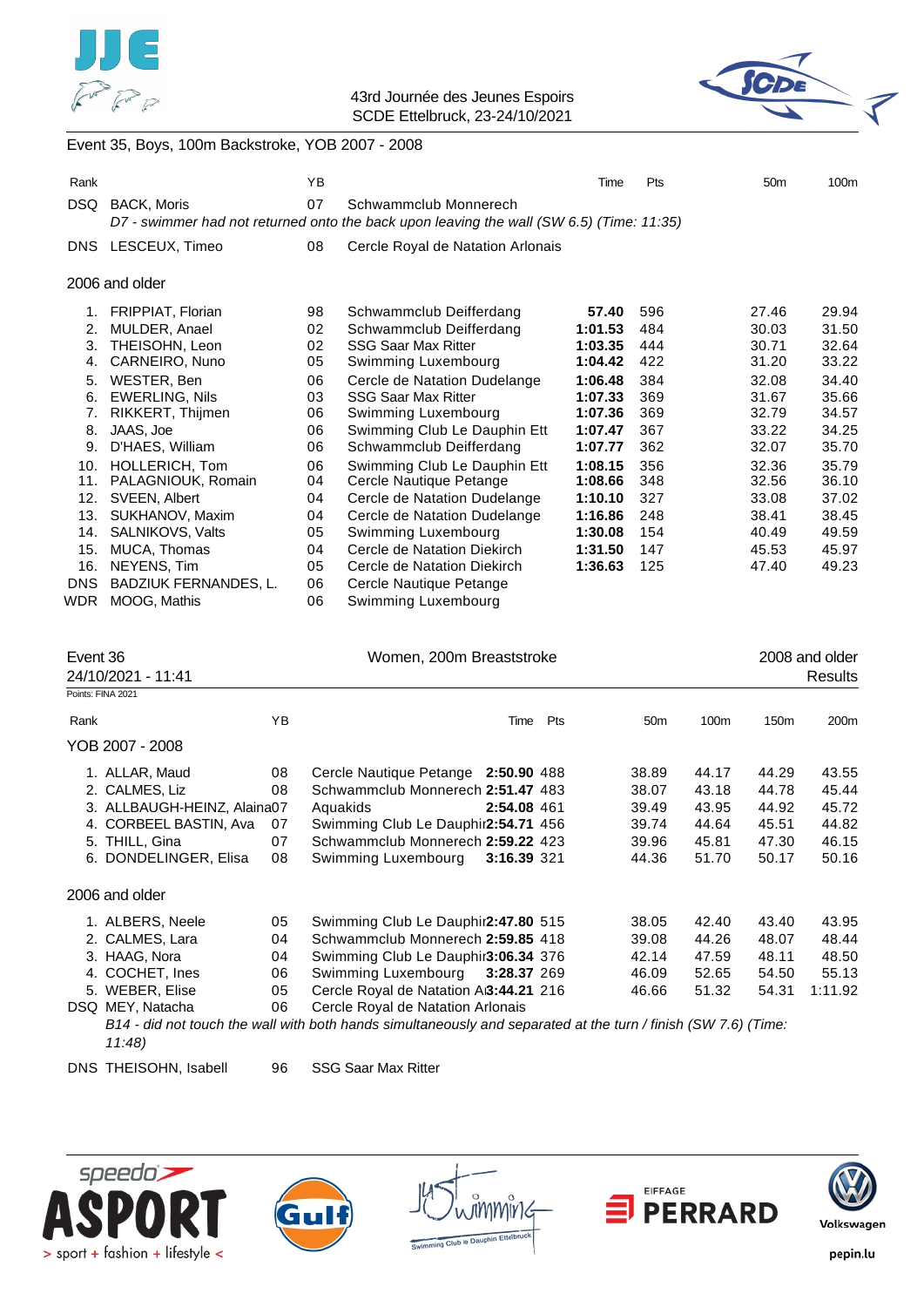Event 35, Boys, 100m Backstroke, YOB 2007 - 2008

| Rank | | YB | | Time | Pts | 50m | 100m |
|---|---|---|---|---|---|---|---|
| DSQ | BACK, Moris | 07 | Schwammclub Monnerech | | | | |
| | *D7 - swimmer had not returned onto the back upon leaving the wall (SW 6.5) (Time: 11:35)* | | | | | | |
| DNS | LESCEUX, Timeo | 08 | Cercle Royal de Natation Arlonais | | | | |

2006 and older

| Rank | | YB | | Time | Pts | 50m | 100m |
|---|---|---|---|---|---|---|---|
| 1. | FRIPPIAT, Florian | 98 | Schwammclub Deifferdang | **57.40** | 596 | 27.46 | 29.94 |
| 2. | MULDER, Anael | 02 | Schwammclub Deifferdang | **1:01.53** | 484 | 30.03 | 31.50 |
| 3. | THEISOHN, Leon | 02 | SSG Saar Max Ritter | **1:03.35** | 444 | 30.71 | 32.64 |
| 4. | CARNEIRO, Nuno | 05 | Swimming Luxembourg | **1:04.42** | 422 | 31.20 | 33.22 |
| 5. | WESTER, Ben | 06 | Cercle de Natation Dudelange | **1:06.48** | 384 | 32.08 | 34.40 |
| 6. | EWERLING, Nils | 03 | SSG Saar Max Ritter | **1:07.33** | 369 | 31.67 | 35.66 |
| 7. | RIKKERT, Thijmen | 06 | Swimming Luxembourg | **1:07.36** | 369 | 32.79 | 34.57 |
| 8. | JAAS, Joe | 06 | Swimming Club Le Dauphin Ett | **1:07.47** | 367 | 33.22 | 34.25 |
| 9. | D'HAES, William | 06 | Schwammclub Deifferdang | **1:07.77** | 362 | 32.07 | 35.70 |
| 10. | HOLLERICH, Tom | 06 | Swimming Club Le Dauphin Ett | **1:08.15** | 356 | 32.36 | 35.79 |
| 11. | PALAGNIOUK, Romain | 04 | Cercle Nautique Petange | **1:08.66** | 348 | 32.56 | 36.10 |
| 12. | SVEEN, Albert | 04 | Cercle de Natation Dudelange | **1:10.10** | 327 | 33.08 | 37.02 |
| 13. | SUKHANOV, Maxim | 04 | Cercle de Natation Dudelange | **1:16.86** | 248 | 38.41 | 38.45 |
| 14. | SALNIKOVS, Valts | 05 | Swimming Luxembourg | **1:30.08** | 154 | 40.49 | 49.59 |
| 15. | MUCA, Thomas | 04 | Cercle de Natation Diekirch | **1:31.50** | 147 | 45.53 | 45.97 |
| 16. | NEYENS, Tim | 05 | Cercle de Natation Diekirch | **1:36.63** | 125 | 47.40 | 49.23 |
| DNS | BADZIUK FERNANDES, L. | 06 | Cercle Nautique Petange | | | | |
| WDR | MOOG, Mathis | 06 | Swimming Luxembourg | | | | |

Event 36 — Women, 200m Breaststroke — 2008 and older

24/10/2021 - 11:41 — Results

Points: FINA 2021

YOB 2007 - 2008

| Rank | | YB | | Time | Pts | 50m | 100m | 150m | 200m |
|---|---|---|---|---|---|---|---|---|---|
| 1. | ALLAR, Maud | 08 | Cercle Nautique Petange | **2:50.90** | 488 | 38.89 | 44.17 | 44.29 | 43.55 |
| 2. | CALMES, Liz | 08 | Schwammclub Monnerech | **2:51.47** | 483 | 38.07 | 43.18 | 44.78 | 45.44 |
| 3. | ALLBAUGH-HEINZ, Alaina | 07 | Aquakids | **2:54.08** | 461 | 39.49 | 43.95 | 44.92 | 45.72 |
| 4. | CORBEEL BASTIN, Ava | 07 | Swimming Club Le Dauphin | **2:54.71** | 456 | 39.74 | 44.64 | 45.51 | 44.82 |
| 5. | THILL, Gina | 07 | Schwammclub Monnerech | **2:59.22** | 423 | 39.96 | 45.81 | 47.30 | 46.15 |
| 6. | DONDELINGER, Elisa | 08 | Swimming Luxembourg | **3:16.39** | 321 | 44.36 | 51.70 | 50.17 | 50.16 |

2006 and older

| Rank | | YB | | Time | Pts | 50m | 100m | 150m | 200m |
|---|---|---|---|---|---|---|---|---|---|
| 1. | ALBERS, Neele | 05 | Swimming Club Le Dauphin | **2:47.80** | 515 | 38.05 | 42.40 | 43.40 | 43.95 |
| 2. | CALMES, Lara | 04 | Schwammclub Monnerech | **2:59.85** | 418 | 39.08 | 44.26 | 48.07 | 48.44 |
| 3. | HAAG, Nora | 04 | Swimming Club Le Dauphin | **3:06.34** | 376 | 42.14 | 47.59 | 48.11 | 48.50 |
| 4. | COCHET, Ines | 06 | Swimming Luxembourg | **3:28.37** | 269 | 46.09 | 52.65 | 54.50 | 55.13 |
| 5. | WEBER, Elise | 05 | Cercle Royal de Natation A | **3:44.21** | 216 | 46.66 | 51.32 | 54.31 | 1:11.92 |
| DSQ | MEY, Natacha | 06 | Cercle Royal de Natation Arlonais | | | | | | |
| | *B14 - did not touch the wall with both hands simultaneously and separated at the turn / finish (SW 7.6) (Time: 11:48)* | | | | | | | | |
| DNS | THEISOHN, Isabell | 96 | SSG Saar Max Ritter | | | | | | |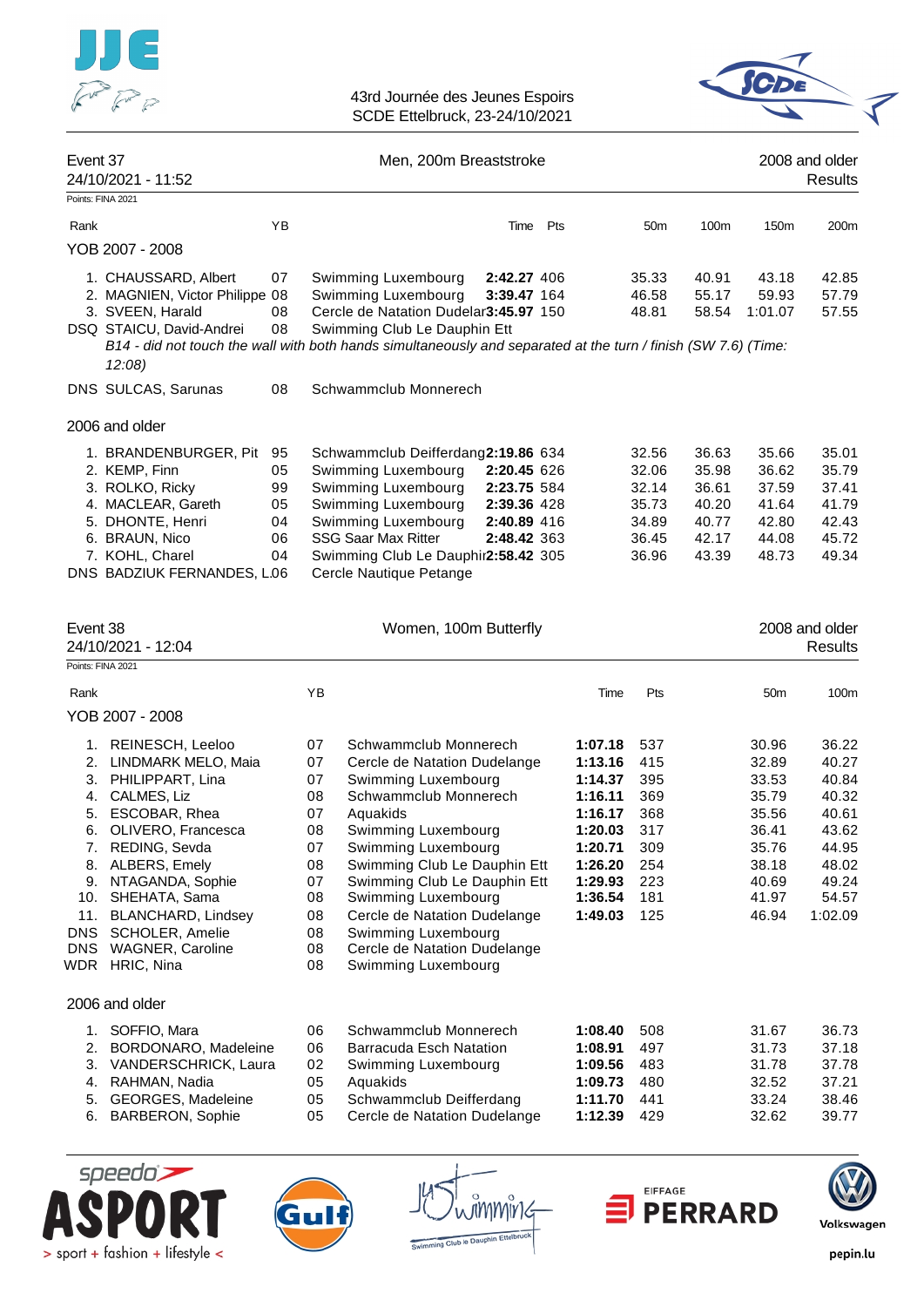43rd Journée des Jeunes Espoirs
SCDE Ettelbruck, 23-24/10/2021

## Event 37 — Men, 200m Breaststroke — 2008 and older

24/10/2021 - 11:52 — Results

Points: FINA 2021

### YOB 2007 - 2008

| Rank | Name | YB | Club | Time | Pts | 50m | 100m | 150m | 200m |
|---|---|---|---|---|---|---|---|---|---|
| 1. | CHAUSSARD, Albert | 07 | Swimming Luxembourg | **2:42.27** | 406 | 35.33 | 40.91 | 43.18 | 42.85 |
| 2. | MAGNIEN, Victor Philippe | 08 | Swimming Luxembourg | **3:39.47** | 164 | 46.58 | 55.17 | 59.93 | 57.79 |
| 3. | SVEEN, Harald | 08 | Cercle de Natation Dudelange | **3:45.97** | 150 | 48.81 | 58.54 | 1:01.07 | 57.55 |
| DSQ | STAICU, David-Andrei | 08 | Swimming Club Le Dauphin Ett | | | | | | |
| DNS | SULCAS, Sarunas | 08 | Schwammclub Monnerech | | | | | | |

*B14 - did not touch the wall with both hands simultaneously and separated at the turn / finish (SW 7.6) (Time: 12:08)* (STAICU, David-Andrei)

### 2006 and older

| Rank | Name | YB | Club | Time | Pts | 50m | 100m | 150m | 200m |
|---|---|---|---|---|---|---|---|---|---|
| 1. | BRANDENBURGER, Pit | 95 | Schwammclub Deifferdang | **2:19.86** | 634 | 32.56 | 36.63 | 35.66 | 35.01 |
| 2. | KEMP, Finn | 05 | Swimming Luxembourg | **2:20.45** | 626 | 32.06 | 35.98 | 36.62 | 35.79 |
| 3. | ROLKO, Ricky | 99 | Swimming Luxembourg | **2:23.75** | 584 | 32.14 | 36.61 | 37.59 | 37.41 |
| 4. | MACLEAR, Gareth | 05 | Swimming Luxembourg | **2:39.36** | 428 | 35.73 | 40.20 | 41.64 | 41.79 |
| 5. | DHONTE, Henri | 04 | Swimming Luxembourg | **2:40.89** | 416 | 34.89 | 40.77 | 42.80 | 42.43 |
| 6. | BRAUN, Nico | 06 | SSG Saar Max Ritter | **2:48.42** | 363 | 36.45 | 42.17 | 44.08 | 45.72 |
| 7. | KOHL, Charel | 04 | Swimming Club Le Dauphin Ett | **2:58.42** | 305 | 36.96 | 43.39 | 48.73 | 49.34 |
| DNS | BADZIUK FERNANDES, L. | 06 | Cercle Nautique Petange | | | | | | |

## Event 38 — Women, 100m Butterfly — 2008 and older

24/10/2021 - 12:04 — Results

Points: FINA 2021

### YOB 2007 - 2008

| Rank | Name | YB | Club | Time | Pts | 50m | 100m |
|---|---|---|---|---|---|---|---|
| 1. | REINESCH, Leeloo | 07 | Schwammclub Monnerech | **1:07.18** | 537 | 30.96 | 36.22 |
| 2. | LINDMARK MELO, Maia | 07 | Cercle de Natation Dudelange | **1:13.16** | 415 | 32.89 | 40.27 |
| 3. | PHILIPPART, Lina | 07 | Swimming Luxembourg | **1:14.37** | 395 | 33.53 | 40.84 |
| 4. | CALMES, Liz | 08 | Schwammclub Monnerech | **1:16.11** | 369 | 35.79 | 40.32 |
| 5. | ESCOBAR, Rhea | 07 | Aquakids | **1:16.17** | 368 | 35.56 | 40.61 |
| 6. | OLIVERO, Francesca | 08 | Swimming Luxembourg | **1:20.03** | 317 | 36.41 | 43.62 |
| 7. | REDING, Sevda | 07 | Swimming Luxembourg | **1:20.71** | 309 | 35.76 | 44.95 |
| 8. | ALBERS, Emely | 08 | Swimming Club Le Dauphin Ett | **1:26.20** | 254 | 38.18 | 48.02 |
| 9. | NTAGANDA, Sophie | 07 | Swimming Club Le Dauphin Ett | **1:29.93** | 223 | 40.69 | 49.24 |
| 10. | SHEHATA, Sama | 08 | Swimming Luxembourg | **1:36.54** | 181 | 41.97 | 54.57 |
| 11. | BLANCHARD, Lindsey | 08 | Cercle de Natation Dudelange | **1:49.03** | 125 | 46.94 | 1:02.09 |
| DNS | SCHOLER, Amelie | 08 | Swimming Luxembourg | | | | |
| DNS | WAGNER, Caroline | 08 | Cercle de Natation Dudelange | | | | |
| WDR | HRIC, Nina | 08 | Swimming Luxembourg | | | | |

### 2006 and older

| Rank | Name | YB | Club | Time | Pts | 50m | 100m |
|---|---|---|---|---|---|---|---|
| 1. | SOFFIO, Mara | 06 | Schwammclub Monnerech | **1:08.40** | 508 | 31.67 | 36.73 |
| 2. | BORDONARO, Madeleine | 06 | Barracuda Esch Natation | **1:08.91** | 497 | 31.73 | 37.18 |
| 3. | VANDERSCHRICK, Laura | 02 | Swimming Luxembourg | **1:09.56** | 483 | 31.78 | 37.78 |
| 4. | RAHMAN, Nadia | 05 | Aquakids | **1:09.73** | 480 | 32.52 | 37.21 |
| 5. | GEORGES, Madeleine | 05 | Schwammclub Deifferdang | **1:11.70** | 441 | 33.24 | 38.46 |
| 6. | BARBERON, Sophie | 05 | Cercle de Natation Dudelange | **1:12.39** | 429 | 32.62 | 39.77 |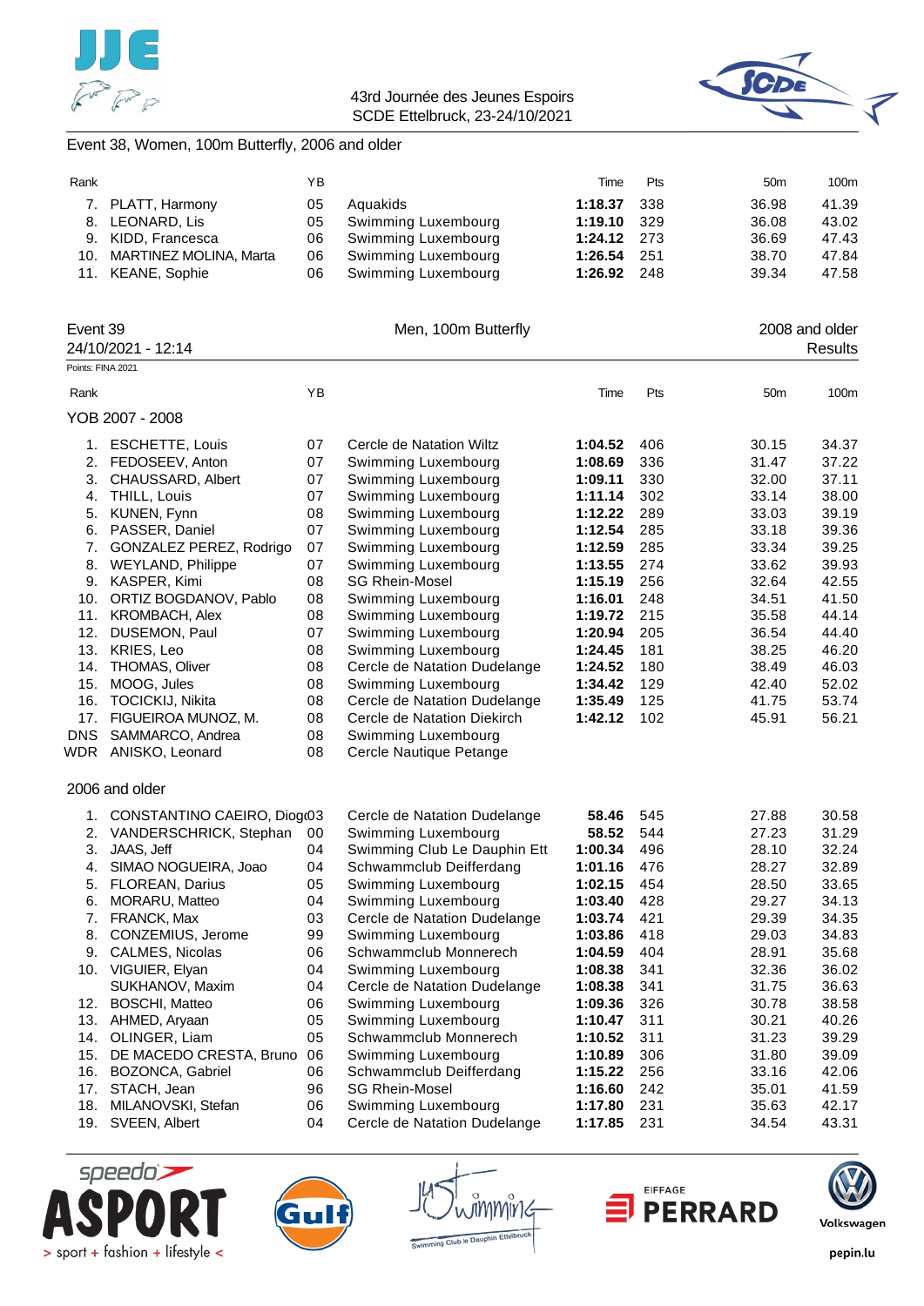Event 38, Women, 100m Butterfly, 2006 and older

| Rank | | YB | | Time | Pts | 50m | 100m |
|---|---|---|---|---|---|---|---|
| 7. | PLATT, Harmony | 05 | Aquakids | **1:18.37** | 338 | 36.98 | 41.39 |
| 8. | LEONARD, Lis | 05 | Swimming Luxembourg | **1:19.10** | 329 | 36.08 | 43.02 |
| 9. | KIDD, Francesca | 06 | Swimming Luxembourg | **1:24.12** | 273 | 36.69 | 47.43 |
| 10. | MARTINEZ MOLINA, Marta | 06 | Swimming Luxembourg | **1:26.54** | 251 | 38.70 | 47.84 |
| 11. | KEANE, Sophie | 06 | Swimming Luxembourg | **1:26.92** | 248 | 39.34 | 47.58 |

## Event 39 — Men, 100m Butterfly — 2008 and older

24/10/2021 - 12:14 — Results

Points: FINA 2021

### YOB 2007 - 2008

| Rank | | YB | | Time | Pts | 50m | 100m |
|---|---|---|---|---|---|---|---|
| 1. | ESCHETTE, Louis | 07 | Cercle de Natation Wiltz | **1:04.52** | 406 | 30.15 | 34.37 |
| 2. | FEDOSEEV, Anton | 07 | Swimming Luxembourg | **1:08.69** | 336 | 31.47 | 37.22 |
| 3. | CHAUSSARD, Albert | 07 | Swimming Luxembourg | **1:09.11** | 330 | 32.00 | 37.11 |
| 4. | THILL, Louis | 07 | Swimming Luxembourg | **1:11.14** | 302 | 33.14 | 38.00 |
| 5. | KUNEN, Fynn | 08 | Swimming Luxembourg | **1:12.22** | 289 | 33.03 | 39.19 |
| 6. | PASSER, Daniel | 07 | Swimming Luxembourg | **1:12.54** | 285 | 33.18 | 39.36 |
| 7. | GONZALEZ PEREZ, Rodrigo | 07 | Swimming Luxembourg | **1:12.59** | 285 | 33.34 | 39.25 |
| 8. | WEYLAND, Philippe | 07 | Swimming Luxembourg | **1:13.55** | 274 | 33.62 | 39.93 |
| 9. | KASPER, Kimi | 08 | SG Rhein-Mosel | **1:15.19** | 256 | 32.64 | 42.55 |
| 10. | ORTIZ BOGDANOV, Pablo | 08 | Swimming Luxembourg | **1:16.01** | 248 | 34.51 | 41.50 |
| 11. | KROMBACH, Alex | 08 | Swimming Luxembourg | **1:19.72** | 215 | 35.58 | 44.14 |
| 12. | DUSEMON, Paul | 07 | Swimming Luxembourg | **1:20.94** | 205 | 36.54 | 44.40 |
| 13. | KRIES, Leo | 08 | Swimming Luxembourg | **1:24.45** | 181 | 38.25 | 46.20 |
| 14. | THOMAS, Oliver | 08 | Cercle de Natation Dudelange | **1:24.52** | 180 | 38.49 | 46.03 |
| 15. | MOOG, Jules | 08 | Swimming Luxembourg | **1:34.42** | 129 | 42.40 | 52.02 |
| 16. | TOCICKIJ, Nikita | 08 | Cercle de Natation Dudelange | **1:35.49** | 125 | 41.75 | 53.74 |
| 17. | FIGUEIROA MUNOZ, M. | 08 | Cercle de Natation Diekirch | **1:42.12** | 102 | 45.91 | 56.21 |
| DNS | SAMMARCO, Andrea | 08 | Swimming Luxembourg | | | | |
| WDR | ANISKO, Leonard | 08 | Cercle Nautique Petange | | | | |

### 2006 and older

| Rank | | YB | | Time | Pts | 50m | 100m |
|---|---|---|---|---|---|---|---|
| 1. | CONSTANTINO CAEIRO, Diog | 03 | Cercle de Natation Dudelange | **58.46** | 545 | 27.88 | 30.58 |
| 2. | VANDERSCHRICK, Stephan | 00 | Swimming Luxembourg | **58.52** | 544 | 27.23 | 31.29 |
| 3. | JAAS, Jeff | 04 | Swimming Club Le Dauphin Ett | **1:00.34** | 496 | 28.10 | 32.24 |
| 4. | SIMAO NOGUEIRA, Joao | 04 | Schwammclub Deifferdang | **1:01.16** | 476 | 28.27 | 32.89 |
| 5. | FLOREAN, Darius | 05 | Swimming Luxembourg | **1:02.15** | 454 | 28.50 | 33.65 |
| 6. | MORARU, Matteo | 04 | Swimming Luxembourg | **1:03.40** | 428 | 29.27 | 34.13 |
| 7. | FRANCK, Max | 03 | Cercle de Natation Dudelange | **1:03.74** | 421 | 29.39 | 34.35 |
| 8. | CONZEMIUS, Jerome | 99 | Swimming Luxembourg | **1:03.86** | 418 | 29.03 | 34.83 |
| 9. | CALMES, Nicolas | 06 | Schwammclub Monnerech | **1:04.59** | 404 | 28.91 | 35.68 |
| 10. | VIGUIER, Elyan | 04 | Swimming Luxembourg | **1:08.38** | 341 | 32.36 | 36.02 |
| | SUKHANOV, Maxim | 04 | Cercle de Natation Dudelange | **1:08.38** | 341 | 31.75 | 36.63 |
| 12. | BOSCHI, Matteo | 06 | Swimming Luxembourg | **1:09.36** | 326 | 30.78 | 38.58 |
| 13. | AHMED, Aryaan | 05 | Swimming Luxembourg | **1:10.47** | 311 | 30.21 | 40.26 |
| 14. | OLINGER, Liam | 05 | Schwammclub Monnerech | **1:10.52** | 311 | 31.23 | 39.29 |
| 15. | DE MACEDO CRESTA, Bruno | 06 | Swimming Luxembourg | **1:10.89** | 306 | 31.80 | 39.09 |
| 16. | BOZONCA, Gabriel | 06 | Schwammclub Deifferdang | **1:15.22** | 256 | 33.16 | 42.06 |
| 17. | STACH, Jean | 96 | SG Rhein-Mosel | **1:16.60** | 242 | 35.01 | 41.59 |
| 18. | MILANOVSKI, Stefan | 06 | Swimming Luxembourg | **1:17.80** | 231 | 35.63 | 42.17 |
| 19. | SVEEN, Albert | 04 | Cercle de Natation Dudelange | **1:17.85** | 231 | 34.54 | 43.31 |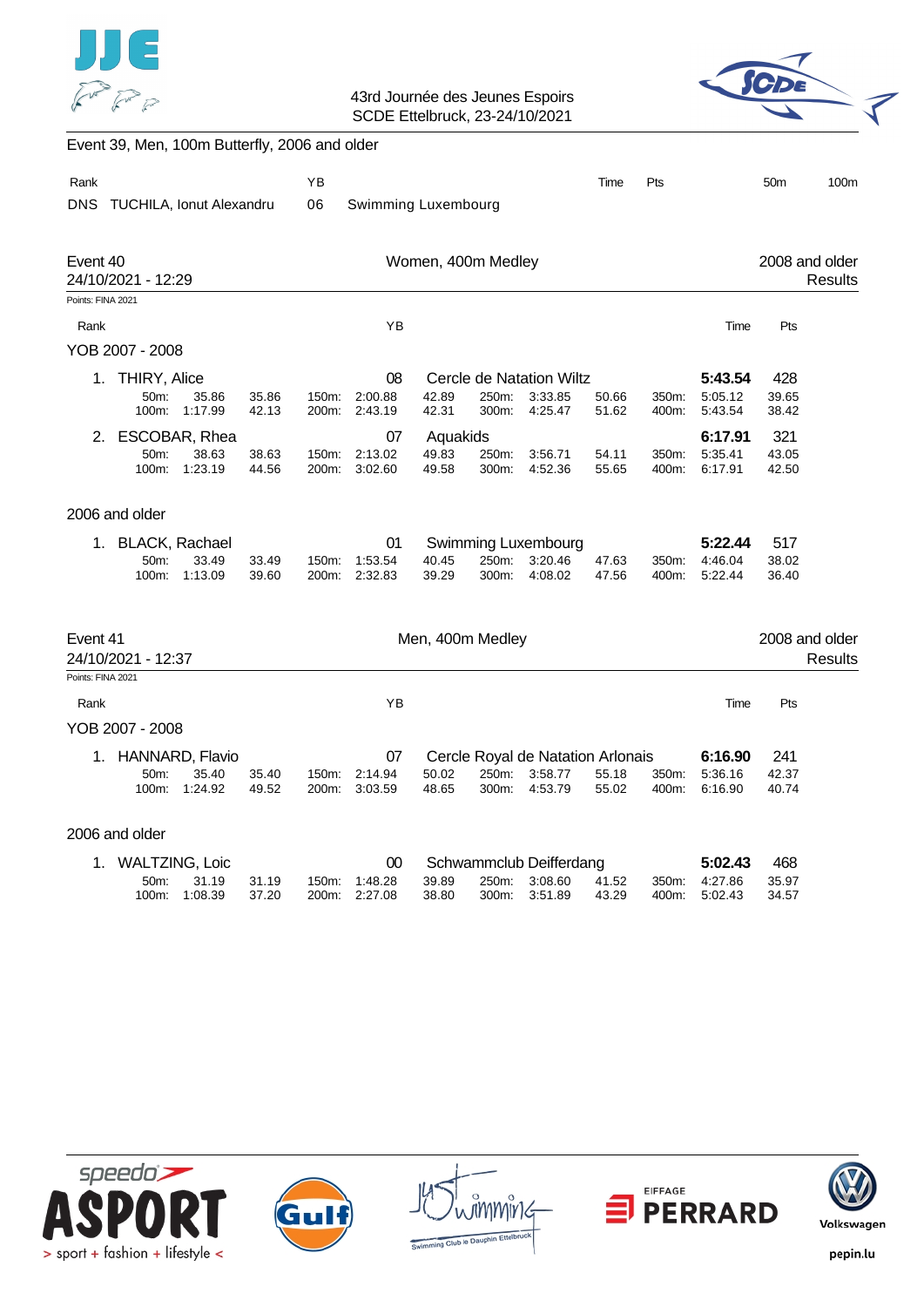Event 39, Men, 100m Butterfly, 2006 and older

| Rank | | YB | | Time | Pts | 50m | 100m |
|---|---|---|---|---|---|---|---|
| DNS | TUCHILA, Ionut Alexandru | 06 | Swimming Luxembourg | | | | |

## Event 40 — Women, 400m Medley — 2008 and older

24/10/2021 - 12:29 — Results

Points: FINA 2021

### YOB 2007 - 2008

| Rank | Name | YB | Club | Time | Pts |
|---|---|---|---|---|---|
| 1. | THIRY, Alice | 08 | Cercle de Natation Wiltz | 5:43.54 | 428 |
| | 50m: 35.86 (35.86) · 100m: 1:17.99 (42.13) · 150m: 2:00.88 (42.89) · 200m: 2:43.19 (42.31) · 250m: 3:33.85 (50.66) · 300m: 4:25.47 (51.62) · 350m: 5:05.12 (39.65) · 400m: 5:43.54 (38.42) | | | | |
| 2. | ESCOBAR, Rhea | 07 | Aquakids | 6:17.91 | 321 |
| | 50m: 38.63 (38.63) · 100m: 1:23.19 (44.56) · 150m: 2:13.02 (49.83) · 200m: 3:02.60 (49.58) · 250m: 3:56.71 (54.11) · 300m: 4:52.36 (55.65) · 350m: 5:35.41 (43.05) · 400m: 6:17.91 (42.50) | | | | |

### 2006 and older

| Rank | Name | YB | Club | Time | Pts |
|---|---|---|---|---|---|
| 1. | BLACK, Rachael | 01 | Swimming Luxembourg | 5:22.44 | 517 |
| | 50m: 33.49 (33.49) · 100m: 1:13.09 (39.60) · 150m: 1:53.54 (40.45) · 200m: 2:32.83 (39.29) · 250m: 3:20.46 (47.63) · 300m: 4:08.02 (47.56) · 350m: 4:46.04 (38.02) · 400m: 5:22.44 (36.40) | | | | |

## Event 41 — Men, 400m Medley — 2008 and older

24/10/2021 - 12:37 — Results

Points: FINA 2021

### YOB 2007 - 2008

| Rank | Name | YB | Club | Time | Pts |
|---|---|---|---|---|---|
| 1. | HANNARD, Flavio | 07 | Cercle Royal de Natation Arlonais | 6:16.90 | 241 |
| | 50m: 35.40 (35.40) · 100m: 1:24.92 (49.52) · 150m: 2:14.94 (50.02) · 200m: 3:03.59 (48.65) · 250m: 3:58.77 (55.18) · 300m: 4:53.79 (55.02) · 350m: 5:36.16 (42.37) · 400m: 6:16.90 (40.74) | | | | |

### 2006 and older

| Rank | Name | YB | Club | Time | Pts |
|---|---|---|---|---|---|
| 1. | WALTZING, Loic | 00 | Schwammclub Deifferdang | 5:02.43 | 468 |
| | 50m: 31.19 (31.19) · 100m: 1:08.39 (37.20) · 150m: 1:48.28 (39.89) · 200m: 2:27.08 (38.80) · 250m: 3:08.60 (41.52) · 300m: 3:51.89 (43.29) · 350m: 4:27.86 (35.97) · 400m: 5:02.43 (34.57) | | | | |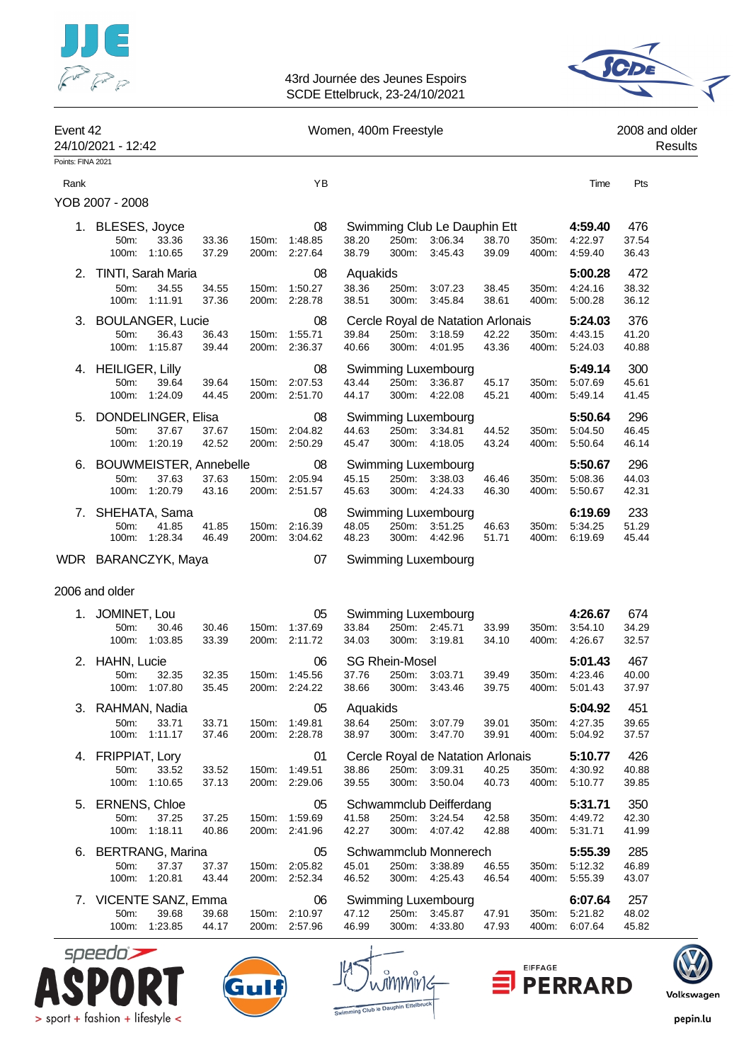43rd Journée des Jeunes Espoirs
SCDE Ettelbruck, 23-24/10/2021

Event 42 — Women, 400m Freestyle — 2008 and older
24/10/2021 - 12:42 — Results

Points: FINA 2021

| Rank | Name | YB | Club | Time | Pts |
|---|---|---|---|---|---|
| **YOB 2007 - 2008** | | | | | |
| 1. | BLESES, Joyce | 08 | Swimming Club Le Dauphin Ett | **4:59.40** | 476 |
| | 50m: 33.36 33.36 / 100m: 1:10.65 37.29 / 150m: 1:48.85 38.20 / 200m: 2:27.64 38.79 / 250m: 3:06.34 38.70 / 300m: 3:45.43 39.09 / 350m: 4:22.97 37.54 / 400m: 4:59.40 36.43 | | | | |
| 2. | TINTI, Sarah Maria | 08 | Aquakids | **5:00.28** | 472 |
| | 50m: 34.55 34.55 / 100m: 1:11.91 37.36 / 150m: 1:50.27 38.36 / 200m: 2:28.78 38.51 / 250m: 3:07.23 38.45 / 300m: 3:45.84 38.61 / 350m: 4:24.16 38.32 / 400m: 5:00.28 36.12 | | | | |
| 3. | BOULANGER, Lucie | 08 | Cercle Royal de Natation Arlonais | **5:24.03** | 376 |
| | 50m: 36.43 36.43 / 100m: 1:15.87 39.44 / 150m: 1:55.71 39.84 / 200m: 2:36.37 40.66 / 250m: 3:18.59 42.22 / 300m: 4:01.95 43.36 / 350m: 4:43.15 41.20 / 400m: 5:24.03 40.88 | | | | |
| 4. | HEILIGER, Lilly | 08 | Swimming Luxembourg | **5:49.14** | 300 |
| | 50m: 39.64 39.64 / 100m: 1:24.09 44.45 / 150m: 2:07.53 43.44 / 200m: 2:51.70 44.17 / 250m: 3:36.87 45.17 / 300m: 4:22.08 45.21 / 350m: 5:07.69 45.61 / 400m: 5:49.14 41.45 | | | | |
| 5. | DONDELINGER, Elisa | 08 | Swimming Luxembourg | **5:50.64** | 296 |
| | 50m: 37.67 37.67 / 100m: 1:20.19 42.52 / 150m: 2:04.82 44.63 / 200m: 2:50.29 45.47 / 250m: 3:34.81 44.52 / 300m: 4:18.05 43.24 / 350m: 5:04.50 46.45 / 400m: 5:50.64 46.14 | | | | |
| 6. | BOUWMEISTER, Annebelle | 08 | Swimming Luxembourg | **5:50.67** | 296 |
| | 50m: 37.63 37.63 / 100m: 1:20.79 43.16 / 150m: 2:05.94 45.15 / 200m: 2:51.57 45.63 / 250m: 3:38.03 46.46 / 300m: 4:24.33 46.30 / 350m: 5:08.36 44.03 / 400m: 5:50.67 42.31 | | | | |
| 7. | SHEHATA, Sama | 08 | Swimming Luxembourg | **6:19.69** | 233 |
| | 50m: 41.85 41.85 / 100m: 1:28.34 46.49 / 150m: 2:16.39 48.05 / 200m: 3:04.62 48.23 / 250m: 3:51.25 46.63 / 300m: 4:42.96 51.71 / 350m: 5:34.25 51.29 / 400m: 6:19.69 45.44 | | | | |
| WDR | BARANCZYK, Maya | 07 | Swimming Luxembourg | | |
| **2006 and older** | | | | | |
| 1. | JOMINET, Lou | 05 | Swimming Luxembourg | **4:26.67** | 674 |
| | 50m: 30.46 30.46 / 100m: 1:03.85 33.39 / 150m: 1:37.69 33.84 / 200m: 2:11.72 34.03 / 250m: 2:45.71 33.99 / 300m: 3:19.81 34.10 / 350m: 3:54.10 34.29 / 400m: 4:26.67 32.57 | | | | |
| 2. | HAHN, Lucie | 06 | SG Rhein-Mosel | **5:01.43** | 467 |
| | 50m: 32.35 32.35 / 100m: 1:07.80 35.45 / 150m: 1:45.56 37.76 / 200m: 2:24.22 38.66 / 250m: 3:03.71 39.49 / 300m: 3:43.46 39.75 / 350m: 4:23.46 40.00 / 400m: 5:01.43 37.97 | | | | |
| 3. | RAHMAN, Nadia | 05 | Aquakids | **5:04.92** | 451 |
| | 50m: 33.71 33.71 / 100m: 1:11.17 37.46 / 150m: 1:49.81 38.64 / 200m: 2:28.78 38.97 / 250m: 3:07.79 39.01 / 300m: 3:47.70 39.91 / 350m: 4:27.35 39.65 / 400m: 5:04.92 37.57 | | | | |
| 4. | FRIPPIAT, Lory | 01 | Cercle Royal de Natation Arlonais | **5:10.77** | 426 |
| | 50m: 33.52 33.52 / 100m: 1:10.65 37.13 / 150m: 1:49.51 38.86 / 200m: 2:29.06 39.55 / 250m: 3:09.31 40.25 / 300m: 3:50.04 40.73 / 350m: 4:30.92 40.88 / 400m: 5:10.77 39.85 | | | | |
| 5. | ERNENS, Chloe | 05 | Schwammclub Deifferdang | **5:31.71** | 350 |
| | 50m: 37.25 37.25 / 100m: 1:18.11 40.86 / 150m: 1:59.69 41.58 / 200m: 2:41.96 42.27 / 250m: 3:24.54 42.58 / 300m: 4:07.42 42.88 / 350m: 4:49.72 42.30 / 400m: 5:31.71 41.99 | | | | |
| 6. | BERTRANG, Marina | 05 | Schwammclub Monnerech | **5:55.39** | 285 |
| | 50m: 37.37 37.37 / 100m: 1:20.81 43.44 / 150m: 2:05.82 45.01 / 200m: 2:52.34 46.52 / 250m: 3:38.89 46.55 / 300m: 4:25.43 46.54 / 350m: 5:12.32 46.89 / 400m: 5:55.39 43.07 | | | | |
| 7. | VICENTE SANZ, Emma | 06 | Swimming Luxembourg | **6:07.64** | 257 |
| | 50m: 39.68 39.68 / 100m: 1:23.85 44.17 / 150m: 2:10.97 47.12 / 200m: 2:57.96 46.99 / 250m: 3:45.87 47.91 / 300m: 4:33.80 47.93 / 350m: 5:21.82 48.02 / 400m: 6:07.64 45.82 | | | | |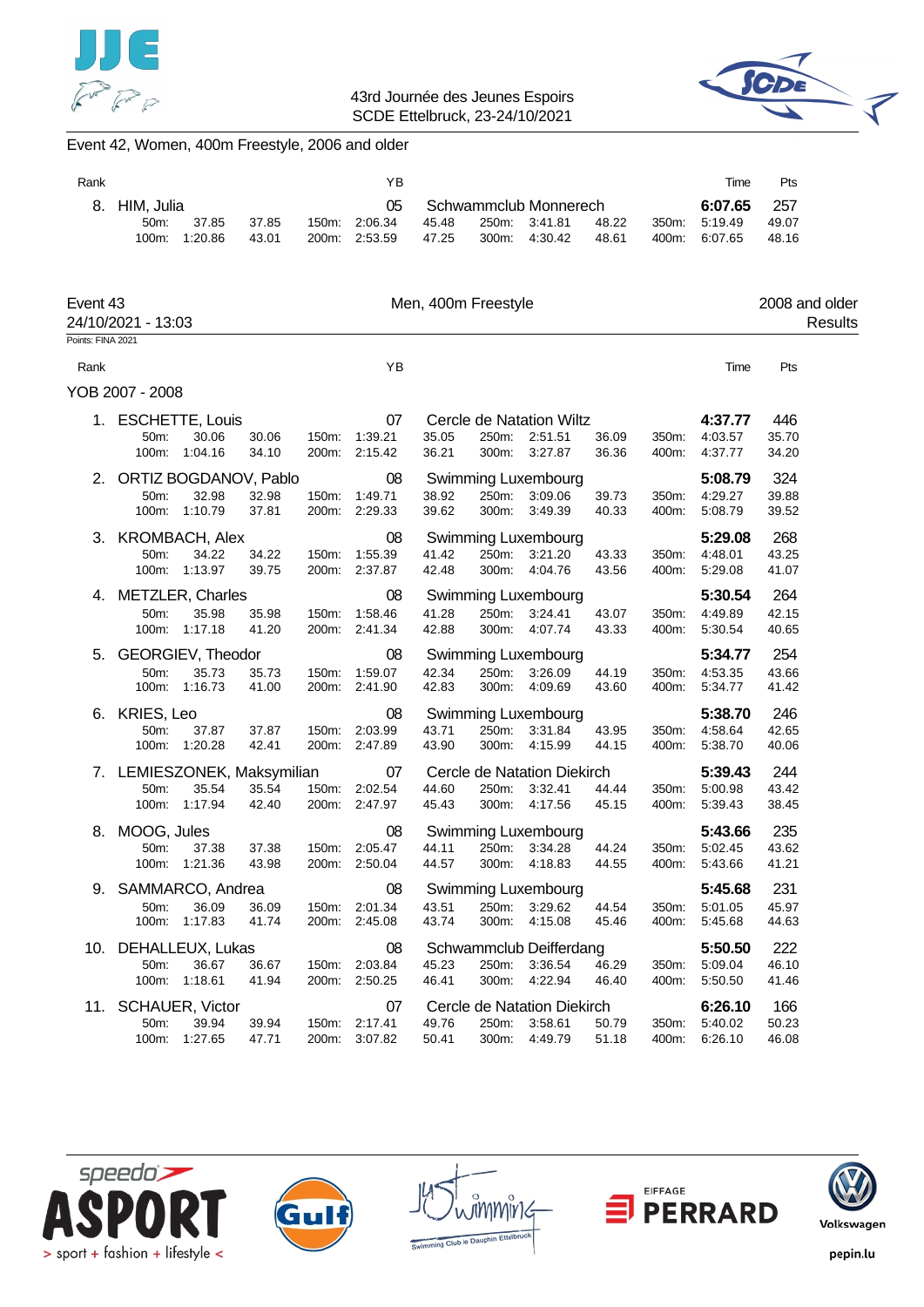Event 42, Women, 400m Freestyle, 2006 and older

| Rank | | YB | | Time | Pts |
|---|---|---|---|---|---|
| 8. | HIM, Julia | 05 | Schwammclub Monnerech | **6:07.65** | 257 |
| | 50m: 37.85 37.85 | 150m: 2:06.34 45.48 | 250m: 3:41.81 48.22 | 350m: 5:19.49 | 49.07 |
| | 100m: 1:20.86 43.01 | 200m: 2:53.59 47.25 | 300m: 4:30.42 48.61 | 400m: 6:07.65 | 48.16 |

## Event 43 — Men, 400m Freestyle — 2008 and older

24/10/2021 - 13:03 — Results

Points: FINA 2021

### YOB 2007 - 2008

| Rank | | YB | | Time | Pts |
|---|---|---|---|---|---|
| 1. | ESCHETTE, Louis | 07 | Cercle de Natation Wiltz | **4:37.77** | 446 |
| | 50m: 30.06 30.06 | 150m: 1:39.21 35.05 | 250m: 2:51.51 36.09 | 350m: 4:03.57 | 35.70 |
| | 100m: 1:04.16 34.10 | 200m: 2:15.42 36.21 | 300m: 3:27.87 36.36 | 400m: 4:37.77 | 34.20 |
| 2. | ORTIZ BOGDANOV, Pablo | 08 | Swimming Luxembourg | **5:08.79** | 324 |
| | 50m: 32.98 32.98 | 150m: 1:49.71 38.92 | 250m: 3:09.06 39.73 | 350m: 4:29.27 | 39.88 |
| | 100m: 1:10.79 37.81 | 200m: 2:29.33 39.62 | 300m: 3:49.39 40.33 | 400m: 5:08.79 | 39.52 |
| 3. | KROMBACH, Alex | 08 | Swimming Luxembourg | **5:29.08** | 268 |
| | 50m: 34.22 34.22 | 150m: 1:55.39 41.42 | 250m: 3:21.20 43.33 | 350m: 4:48.01 | 43.25 |
| | 100m: 1:13.97 39.75 | 200m: 2:37.87 42.48 | 300m: 4:04.76 43.56 | 400m: 5:29.08 | 41.07 |
| 4. | METZLER, Charles | 08 | Swimming Luxembourg | **5:30.54** | 264 |
| | 50m: 35.98 35.98 | 150m: 1:58.46 41.28 | 250m: 3:24.41 43.07 | 350m: 4:49.89 | 42.15 |
| | 100m: 1:17.18 41.20 | 200m: 2:41.34 42.88 | 300m: 4:07.74 43.33 | 400m: 5:30.54 | 40.65 |
| 5. | GEORGIEV, Theodor | 08 | Swimming Luxembourg | **5:34.77** | 254 |
| | 50m: 35.73 35.73 | 150m: 1:59.07 42.34 | 250m: 3:26.09 44.19 | 350m: 4:53.35 | 43.66 |
| | 100m: 1:16.73 41.00 | 200m: 2:41.90 42.83 | 300m: 4:09.69 43.60 | 400m: 5:34.77 | 41.42 |
| 6. | KRIES, Leo | 08 | Swimming Luxembourg | **5:38.70** | 246 |
| | 50m: 37.87 37.87 | 150m: 2:03.99 43.71 | 250m: 3:31.84 43.95 | 350m: 4:58.64 | 42.65 |
| | 100m: 1:20.28 42.41 | 200m: 2:47.89 43.90 | 300m: 4:15.99 44.15 | 400m: 5:38.70 | 40.06 |
| 7. | LEMIESZONEK, Maksymilian | 07 | Cercle de Natation Diekirch | **5:39.43** | 244 |
| | 50m: 35.54 35.54 | 150m: 2:02.54 44.60 | 250m: 3:32.41 44.44 | 350m: 5:00.98 | 43.42 |
| | 100m: 1:17.94 42.40 | 200m: 2:47.97 45.43 | 300m: 4:17.56 45.15 | 400m: 5:39.43 | 38.45 |
| 8. | MOOG, Jules | 08 | Swimming Luxembourg | **5:43.66** | 235 |
| | 50m: 37.38 37.38 | 150m: 2:05.47 44.11 | 250m: 3:34.28 44.24 | 350m: 5:02.45 | 43.62 |
| | 100m: 1:21.36 43.98 | 200m: 2:50.04 44.57 | 300m: 4:18.83 44.55 | 400m: 5:43.66 | 41.21 |
| 9. | SAMMARCO, Andrea | 08 | Swimming Luxembourg | **5:45.68** | 231 |
| | 50m: 36.09 36.09 | 150m: 2:01.34 43.51 | 250m: 3:29.62 44.54 | 350m: 5:01.05 | 45.97 |
| | 100m: 1:17.83 41.74 | 200m: 2:45.08 43.74 | 300m: 4:15.08 45.46 | 400m: 5:45.68 | 44.63 |
| 10. | DEHALLEUX, Lukas | 08 | Schwammclub Deifferdang | **5:50.50** | 222 |
| | 50m: 36.67 36.67 | 150m: 2:03.84 45.23 | 250m: 3:36.54 46.29 | 350m: 5:09.04 | 46.10 |
| | 100m: 1:18.61 41.94 | 200m: 2:50.25 46.41 | 300m: 4:22.94 46.40 | 400m: 5:50.50 | 41.46 |
| 11. | SCHAUER, Victor | 07 | Cercle de Natation Diekirch | **6:26.10** | 166 |
| | 50m: 39.94 39.94 | 150m: 2:17.41 49.76 | 250m: 3:58.61 50.79 | 350m: 5:40.02 | 50.23 |
| | 100m: 1:27.65 47.71 | 200m: 3:07.82 50.41 | 300m: 4:49.79 51.18 | 400m: 6:26.10 | 46.08 |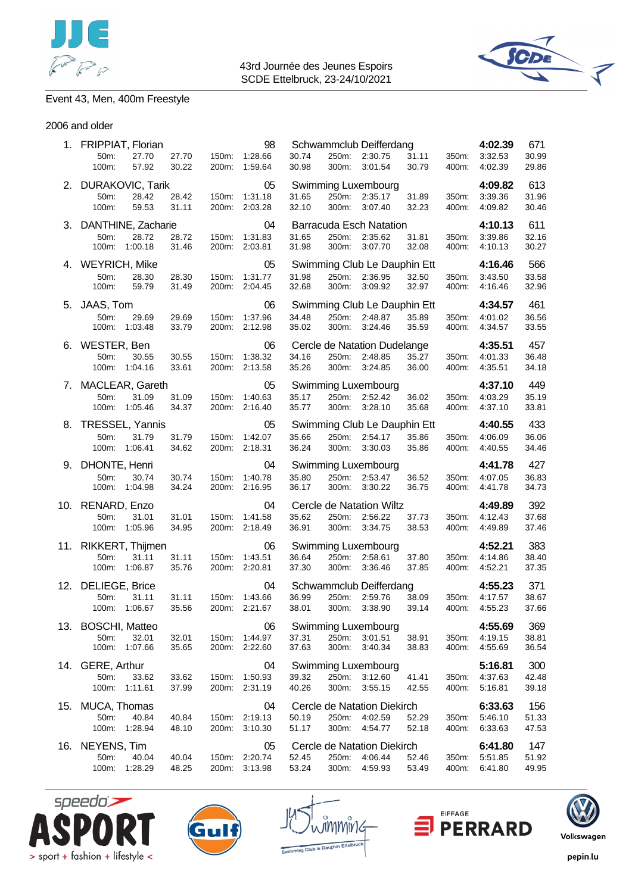43rd Journée des Jeunes Espoirs
SCDE Ettelbruck, 23-24/10/2021

Event 43, Men, 400m Freestyle

2006 and older

| Place | Name | YoB | Club | Time | Points |
|---|---|---|---|---|---|
| 1. | FRIPPIAT, Florian | 98 | Schwammclub Deifferdang | 4:02.39 | 671 |
| | 50m: 27.70 27.70 / 100m: 57.92 30.22 | 150m: 1:28.66 30.74 / 200m: 1:59.64 30.98 | 250m: 2:30.75 31.11 / 300m: 3:01.54 30.79 | 350m: 3:32.53 30.99 / 400m: 4:02.39 29.86 | |
| 2. | DURAKOVIC, Tarik | 05 | Swimming Luxembourg | 4:09.82 | 613 |
| | 50m: 28.42 28.42 / 100m: 59.53 31.11 | 150m: 1:31.18 31.65 / 200m: 2:03.28 32.10 | 250m: 2:35.17 31.89 / 300m: 3:07.40 32.23 | 350m: 3:39.36 31.96 / 400m: 4:09.82 30.46 | |
| 3. | DANTHINE, Zacharie | 04 | Barracuda Esch Natation | 4:10.13 | 611 |
| | 50m: 28.72 28.72 / 100m: 1:00.18 31.46 | 150m: 1:31.83 31.65 / 200m: 2:03.81 31.98 | 250m: 2:35.62 31.81 / 300m: 3:07.70 32.08 | 350m: 3:39.86 32.16 / 400m: 4:10.13 30.27 | |
| 4. | WEYRICH, Mike | 05 | Swimming Club Le Dauphin Ett | 4:16.46 | 566 |
| | 50m: 28.30 28.30 / 100m: 59.79 31.49 | 150m: 1:31.77 31.98 / 200m: 2:04.45 32.68 | 250m: 2:36.95 32.50 / 300m: 3:09.92 32.97 | 350m: 3:43.50 33.58 / 400m: 4:16.46 32.96 | |
| 5. | JAAS, Tom | 06 | Swimming Club Le Dauphin Ett | 4:34.57 | 461 |
| | 50m: 29.69 29.69 / 100m: 1:03.48 33.79 | 150m: 1:37.96 34.48 / 200m: 2:12.98 35.02 | 250m: 2:48.87 35.89 / 300m: 3:24.46 35.59 | 350m: 4:01.02 36.56 / 400m: 4:34.57 33.55 | |
| 6. | WESTER, Ben | 06 | Cercle de Natation Dudelange | 4:35.51 | 457 |
| | 50m: 30.55 30.55 / 100m: 1:04.16 33.61 | 150m: 1:38.32 34.16 / 200m: 2:13.58 35.26 | 250m: 2:48.85 35.27 / 300m: 3:24.85 36.00 | 350m: 4:01.33 36.48 / 400m: 4:35.51 34.18 | |
| 7. | MACLEAR, Gareth | 05 | Swimming Luxembourg | 4:37.10 | 449 |
| | 50m: 31.09 31.09 / 100m: 1:05.46 34.37 | 150m: 1:40.63 35.17 / 200m: 2:16.40 35.77 | 250m: 2:52.42 36.02 / 300m: 3:28.10 35.68 | 350m: 4:03.29 35.19 / 400m: 4:37.10 33.81 | |
| 8. | TRESSEL, Yannis | 05 | Swimming Club Le Dauphin Ett | 4:40.55 | 433 |
| | 50m: 31.79 31.79 / 100m: 1:06.41 34.62 | 150m: 1:42.07 35.66 / 200m: 2:18.31 36.24 | 250m: 2:54.17 35.86 / 300m: 3:30.03 35.86 | 350m: 4:06.09 36.06 / 400m: 4:40.55 34.46 | |
| 9. | DHONTE, Henri | 04 | Swimming Luxembourg | 4:41.78 | 427 |
| | 50m: 30.74 30.74 / 100m: 1:04.98 34.24 | 150m: 1:40.78 35.80 / 200m: 2:16.95 36.17 | 250m: 2:53.47 36.52 / 300m: 3:30.22 36.75 | 350m: 4:07.05 36.83 / 400m: 4:41.78 34.73 | |
| 10. | RENARD, Enzo | 04 | Cercle de Natation Wiltz | 4:49.89 | 392 |
| | 50m: 31.01 31.01 / 100m: 1:05.96 34.95 | 150m: 1:41.58 35.62 / 200m: 2:18.49 36.91 | 250m: 2:56.22 37.73 / 300m: 3:34.75 38.53 | 350m: 4:12.43 37.68 / 400m: 4:49.89 37.46 | |
| 11. | RIKKERT, Thijmen | 06 | Swimming Luxembourg | 4:52.21 | 383 |
| | 50m: 31.11 31.11 / 100m: 1:06.87 35.76 | 150m: 1:43.51 36.64 / 200m: 2:20.81 37.30 | 250m: 2:58.61 37.80 / 300m: 3:36.46 37.85 | 350m: 4:14.86 38.40 / 400m: 4:52.21 37.35 | |
| 12. | DELIEGE, Brice | 04 | Schwammclub Deifferdang | 4:55.23 | 371 |
| | 50m: 31.11 31.11 / 100m: 1:06.67 35.56 | 150m: 1:43.66 36.99 / 200m: 2:21.67 38.01 | 250m: 2:59.76 38.09 / 300m: 3:38.90 39.14 | 350m: 4:17.57 38.67 / 400m: 4:55.23 37.66 | |
| 13. | BOSCHI, Matteo | 06 | Swimming Luxembourg | 4:55.69 | 369 |
| | 50m: 32.01 32.01 / 100m: 1:07.66 35.65 | 150m: 1:44.97 37.31 / 200m: 2:22.60 37.63 | 250m: 3:01.51 38.91 / 300m: 3:40.34 38.83 | 350m: 4:19.15 38.81 / 400m: 4:55.69 36.54 | |
| 14. | GERE, Arthur | 04 | Swimming Luxembourg | 5:16.81 | 300 |
| | 50m: 33.62 33.62 / 100m: 1:11.61 37.99 | 150m: 1:50.93 39.32 / 200m: 2:31.19 40.26 | 250m: 3:12.60 41.41 / 300m: 3:55.15 42.55 | 350m: 4:37.63 42.48 / 400m: 5:16.81 39.18 | |
| 15. | MUCA, Thomas | 04 | Cercle de Natation Diekirch | 6:33.63 | 156 |
| | 50m: 40.84 40.84 / 100m: 1:28.94 48.10 | 150m: 2:19.13 50.19 / 200m: 3:10.30 51.17 | 250m: 4:02.59 52.29 / 300m: 4:54.77 52.18 | 350m: 5:46.10 51.33 / 400m: 6:33.63 47.53 | |
| 16. | NEYENS, Tim | 05 | Cercle de Natation Diekirch | 6:41.80 | 147 |
| | 50m: 40.04 40.04 / 100m: 1:28.29 48.25 | 150m: 2:20.74 52.45 / 200m: 3:13.98 53.24 | 250m: 4:06.44 52.46 / 300m: 4:59.93 53.49 | 350m: 5:51.85 51.92 / 400m: 6:41.80 49.95 | |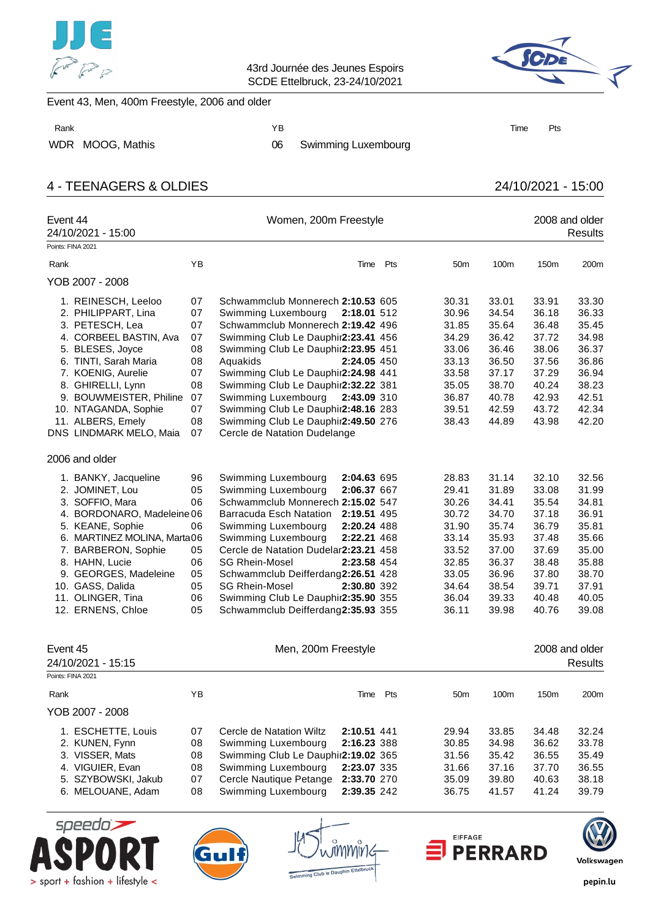Event 43, Men, 400m Freestyle, 2006 and older

| Rank | | YB | | Time | Pts |
|---|---|---|---|---|---|
| WDR | MOOG, Mathis | 06 | Swimming Luxembourg | | |

## 4 - TEENAGERS & OLDIES

24/10/2021 - 15:00

### Event 44 — Women, 200m Freestyle — 2008 and older

24/10/2021 - 15:00 — Results

Points: FINA 2021

| Rank | Name | YB | Club | Time | Pts | 50m | 100m | 150m | 200m |
|---|---|---|---|---|---|---|---|---|---|
| **YOB 2007 - 2008** | | | | | | | | | |
| 1. | REINESCH, Leeloo | 07 | Schwammclub Monnerech | **2:10.53** | 605 | 30.31 | 33.01 | 33.91 | 33.30 |
| 2. | PHILIPPART, Lina | 07 | Swimming Luxembourg | **2:18.01** | 512 | 30.96 | 34.54 | 36.18 | 36.33 |
| 3. | PETESCH, Lea | 07 | Schwammclub Monnerech | **2:19.42** | 496 | 31.85 | 35.64 | 36.48 | 35.45 |
| 4. | CORBEEL BASTIN, Ava | 07 | Swimming Club Le Dauphin | **2:23.41** | 456 | 34.29 | 36.42 | 37.72 | 34.98 |
| 5. | BLESES, Joyce | 08 | Swimming Club Le Dauphin | **2:23.95** | 451 | 33.06 | 36.46 | 38.06 | 36.37 |
| 6. | TINTI, Sarah Maria | 08 | Aquakids | **2:24.05** | 450 | 33.13 | 36.50 | 37.56 | 36.86 |
| 7. | KOENIG, Aurelie | 07 | Swimming Club Le Dauphin | **2:24.98** | 441 | 33.58 | 37.17 | 37.29 | 36.94 |
| 8. | GHIRELLI, Lynn | 08 | Swimming Club Le Dauphin | **2:32.22** | 381 | 35.05 | 38.70 | 40.24 | 38.23 |
| 9. | BOUWMEISTER, Philine | 07 | Swimming Luxembourg | **2:43.09** | 310 | 36.87 | 40.78 | 42.93 | 42.51 |
| 10. | NTAGANDA, Sophie | 07 | Swimming Club Le Dauphin | **2:48.16** | 283 | 39.51 | 42.59 | 43.72 | 42.34 |
| 11. | ALBERS, Emely | 08 | Swimming Club Le Dauphin | **2:49.50** | 276 | 38.43 | 44.89 | 43.98 | 42.20 |
| DNS | LINDMARK MELO, Maia | 07 | Cercle de Natation Dudelange | | | | | | |
| **2006 and older** | | | | | | | | | |
| 1. | BANKY, Jacqueline | 96 | Swimming Luxembourg | **2:04.63** | 695 | 28.83 | 31.14 | 32.10 | 32.56 |
| 2. | JOMINET, Lou | 05 | Swimming Luxembourg | **2:06.37** | 667 | 29.41 | 31.89 | 33.08 | 31.99 |
| 3. | SOFFIO, Mara | 06 | Schwammclub Monnerech | **2:15.02** | 547 | 30.26 | 34.41 | 35.54 | 34.81 |
| 4. | BORDONARO, Madeleine | 06 | Barracuda Esch Natation | **2:19.51** | 495 | 30.72 | 34.70 | 37.18 | 36.91 |
| 5. | KEANE, Sophie | 06 | Swimming Luxembourg | **2:20.24** | 488 | 31.90 | 35.74 | 36.79 | 35.81 |
| 6. | MARTINEZ MOLINA, Marta | 06 | Swimming Luxembourg | **2:22.21** | 468 | 33.14 | 35.93 | 37.48 | 35.66 |
| 7. | BARBERON, Sophie | 05 | Cercle de Natation Dudelange | **2:23.21** | 458 | 33.52 | 37.00 | 37.69 | 35.00 |
| 8. | HAHN, Lucie | 06 | SG Rhein-Mosel | **2:23.58** | 454 | 32.85 | 36.37 | 38.48 | 35.88 |
| 9. | GEORGES, Madeleine | 05 | Schwammclub Deifferdang | **2:26.51** | 428 | 33.05 | 36.96 | 37.80 | 38.70 |
| 10. | GASS, Dalida | 05 | SG Rhein-Mosel | **2:30.80** | 392 | 34.64 | 38.54 | 39.71 | 37.91 |
| 11. | OLINGER, Tina | 06 | Swimming Club Le Dauphin | **2:35.90** | 355 | 36.04 | 39.33 | 40.48 | 40.05 |
| 12. | ERNENS, Chloe | 05 | Schwammclub Deifferdang | **2:35.93** | 355 | 36.11 | 39.98 | 40.76 | 39.08 |

### Event 45 — Men, 200m Freestyle — 2008 and older

24/10/2021 - 15:15 — Results

Points: FINA 2021

| Rank | Name | YB | Club | Time | Pts | 50m | 100m | 150m | 200m |
|---|---|---|---|---|---|---|---|---|---|
| **YOB 2007 - 2008** | | | | | | | | | |
| 1. | ESCHETTE, Louis | 07 | Cercle de Natation Wiltz | **2:10.51** | 441 | 29.94 | 33.85 | 34.48 | 32.24 |
| 2. | KUNEN, Fynn | 08 | Swimming Luxembourg | **2:16.23** | 388 | 30.85 | 34.98 | 36.62 | 33.78 |
| 3. | VISSER, Mats | 08 | Swimming Club Le Dauphin | **2:19.02** | 365 | 31.56 | 35.42 | 36.55 | 35.49 |
| 4. | VIGUIER, Evan | 08 | Swimming Luxembourg | **2:23.07** | 335 | 31.66 | 37.16 | 37.70 | 36.55 |
| 5. | SZYBOWSKI, Jakub | 07 | Cercle Nautique Petange | **2:33.70** | 270 | 35.09 | 39.80 | 40.63 | 38.18 |
| 6. | MELOUANE, Adam | 08 | Swimming Luxembourg | **2:39.35** | 242 | 36.75 | 41.57 | 41.24 | 39.79 |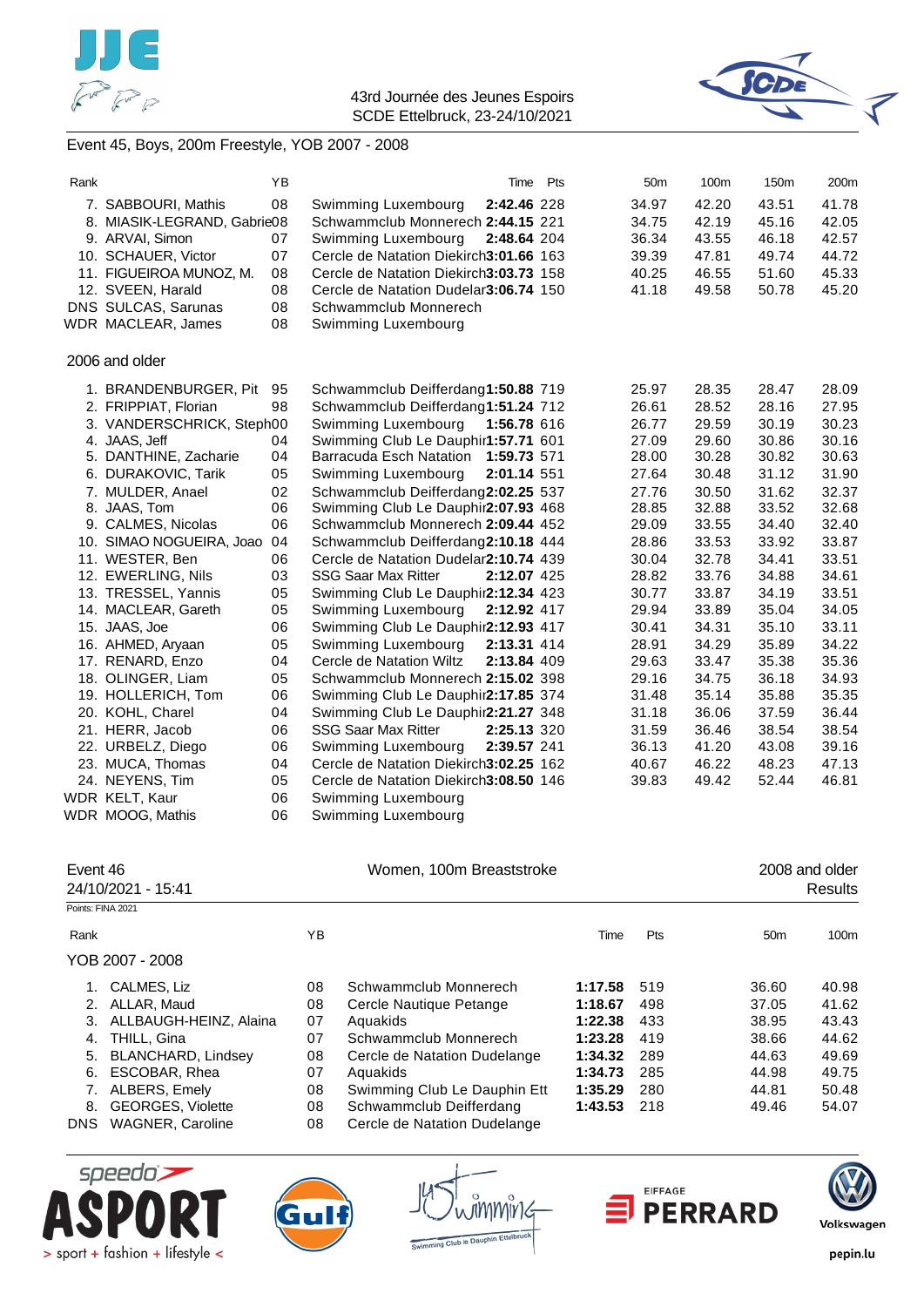43rd Journée des Jeunes Espoirs
SCDE Ettelbruck, 23-24/10/2021

## Event 45, Boys, 200m Freestyle, YOB 2007 - 2008

| Rank | | YB | | Time | Pts | 50m | 100m | 150m | 200m |
|---|---|---|---|---|---|---|---|---|---|
| 7. | SABBOURI, Mathis | 08 | Swimming Luxembourg | **2:42.46** | 228 | 34.97 | 42.20 | 43.51 | 41.78 |
| 8. | MIASIK-LEGRAND, Gabrie | 08 | Schwammclub Monnerech | **2:44.15** | 221 | 34.75 | 42.19 | 45.16 | 42.05 |
| 9. | ARVAI, Simon | 07 | Swimming Luxembourg | **2:48.64** | 204 | 36.34 | 43.55 | 46.18 | 42.57 |
| 10. | SCHAUER, Victor | 07 | Cercle de Natation Diekirch | **3:01.66** | 163 | 39.39 | 47.81 | 49.74 | 44.72 |
| 11. | FIGUEIROA MUNOZ, M. | 08 | Cercle de Natation Diekirch | **3:03.73** | 158 | 40.25 | 46.55 | 51.60 | 45.33 |
| 12. | SVEEN, Harald | 08 | Cercle de Natation Dudelar | **3:06.74** | 150 | 41.18 | 49.58 | 50.78 | 45.20 |
| DNS | SULCAS, Sarunas | 08 | Schwammclub Monnerech | | | | | | |
| WDR | MACLEAR, James | 08 | Swimming Luxembourg | | | | | | |

### 2006 and older

| Rank | | YB | | Time | Pts | 50m | 100m | 150m | 200m |
|---|---|---|---|---|---|---|---|---|---|
| 1. | BRANDENBURGER, Pit | 95 | Schwammclub Deifferdang | **1:50.88** | 719 | 25.97 | 28.35 | 28.47 | 28.09 |
| 2. | FRIPPIAT, Florian | 98 | Schwammclub Deifferdang | **1:51.24** | 712 | 26.61 | 28.52 | 28.16 | 27.95 |
| 3. | VANDERSCHRICK, Steph | 00 | Swimming Luxembourg | **1:56.78** | 616 | 26.77 | 29.59 | 30.19 | 30.23 |
| 4. | JAAS, Jeff | 04 | Swimming Club Le Dauphi | **1:57.71** | 601 | 27.09 | 29.60 | 30.86 | 30.16 |
| 5. | DANTHINE, Zacharie | 04 | Barracuda Esch Natation | **1:59.73** | 571 | 28.00 | 30.28 | 30.82 | 30.63 |
| 6. | DURAKOVIC, Tarik | 05 | Swimming Luxembourg | **2:01.14** | 551 | 27.64 | 30.48 | 31.12 | 31.90 |
| 7. | MULDER, Anael | 02 | Schwammclub Deifferdang | **2:02.25** | 537 | 27.76 | 30.50 | 31.62 | 32.37 |
| 8. | JAAS, Tom | 06 | Swimming Club Le Dauphi | **2:07.93** | 468 | 28.85 | 32.88 | 33.52 | 32.68 |
| 9. | CALMES, Nicolas | 06 | Schwammclub Monnerech | **2:09.44** | 452 | 29.09 | 33.55 | 34.40 | 32.40 |
| 10. | SIMAO NOGUEIRA, Joao | 04 | Schwammclub Deifferdang | **2:10.18** | 444 | 28.86 | 33.53 | 33.92 | 33.87 |
| 11. | WESTER, Ben | 06 | Cercle de Natation Dudelar | **2:10.74** | 439 | 30.04 | 32.78 | 34.41 | 33.51 |
| 12. | EWERLING, Nils | 03 | SSG Saar Max Ritter | **2:12.07** | 425 | 28.82 | 33.76 | 34.88 | 34.61 |
| 13. | TRESSEL, Yannis | 05 | Swimming Club Le Dauphi | **2:12.34** | 423 | 30.77 | 33.87 | 34.19 | 33.51 |
| 14. | MACLEAR, Gareth | 05 | Swimming Luxembourg | **2:12.92** | 417 | 29.94 | 33.89 | 35.04 | 34.05 |
| 15. | JAAS, Joe | 06 | Swimming Club Le Dauphi | **2:12.93** | 417 | 30.41 | 34.31 | 35.10 | 33.11 |
| 16. | AHMED, Aryaan | 05 | Swimming Luxembourg | **2:13.31** | 414 | 28.91 | 34.29 | 35.89 | 34.22 |
| 17. | RENARD, Enzo | 04 | Cercle de Natation Wiltz | **2:13.84** | 409 | 29.63 | 33.47 | 35.38 | 35.36 |
| 18. | OLINGER, Liam | 05 | Schwammclub Monnerech | **2:15.02** | 398 | 29.16 | 34.75 | 36.18 | 34.93 |
| 19. | HOLLERICH, Tom | 06 | Swimming Club Le Dauphi | **2:17.85** | 374 | 31.48 | 35.14 | 35.88 | 35.35 |
| 20. | KOHL, Charel | 04 | Swimming Club Le Dauphi | **2:21.27** | 348 | 31.18 | 36.06 | 37.59 | 36.44 |
| 21. | HERR, Jacob | 06 | SSG Saar Max Ritter | **2:25.13** | 320 | 31.59 | 36.46 | 38.54 | 38.54 |
| 22. | URBELZ, Diego | 06 | Swimming Luxembourg | **2:39.57** | 241 | 36.13 | 41.20 | 43.08 | 39.16 |
| 23. | MUCA, Thomas | 04 | Cercle de Natation Diekirch | **3:02.25** | 162 | 40.67 | 46.22 | 48.23 | 47.13 |
| 24. | NEYENS, Tim | 05 | Cercle de Natation Diekirch | **3:08.50** | 146 | 39.83 | 49.42 | 52.44 | 46.81 |
| WDR | KELT, Kaur | 06 | Swimming Luxembourg | | | | | | |
| WDR | MOOG, Mathis | 06 | Swimming Luxembourg | | | | | | |

## Event 46 — Women, 100m Breaststroke — 2008 and older

24/10/2021 - 15:41 — Results

Points: FINA 2021

### YOB 2007 - 2008

| Rank | | YB | | Time | Pts | 50m | 100m |
|---|---|---|---|---|---|---|---|
| 1. | CALMES, Liz | 08 | Schwammclub Monnerech | **1:17.58** | 519 | 36.60 | 40.98 |
| 2. | ALLAR, Maud | 08 | Cercle Nautique Petange | **1:18.67** | 498 | 37.05 | 41.62 |
| 3. | ALLBAUGH-HEINZ, Alaina | 07 | Aquakids | **1:22.38** | 433 | 38.95 | 43.43 |
| 4. | THILL, Gina | 07 | Schwammclub Monnerech | **1:23.28** | 419 | 38.66 | 44.62 |
| 5. | BLANCHARD, Lindsey | 08 | Cercle de Natation Dudelange | **1:34.32** | 289 | 44.63 | 49.69 |
| 6. | ESCOBAR, Rhea | 07 | Aquakids | **1:34.73** | 285 | 44.98 | 49.75 |
| 7. | ALBERS, Emely | 08 | Swimming Club Le Dauphin Ett | **1:35.29** | 280 | 44.81 | 50.48 |
| 8. | GEORGES, Violette | 08 | Schwammclub Deifferdang | **1:43.53** | 218 | 49.46 | 54.07 |
| DNS | WAGNER, Caroline | 08 | Cercle de Natation Dudelange | | | | |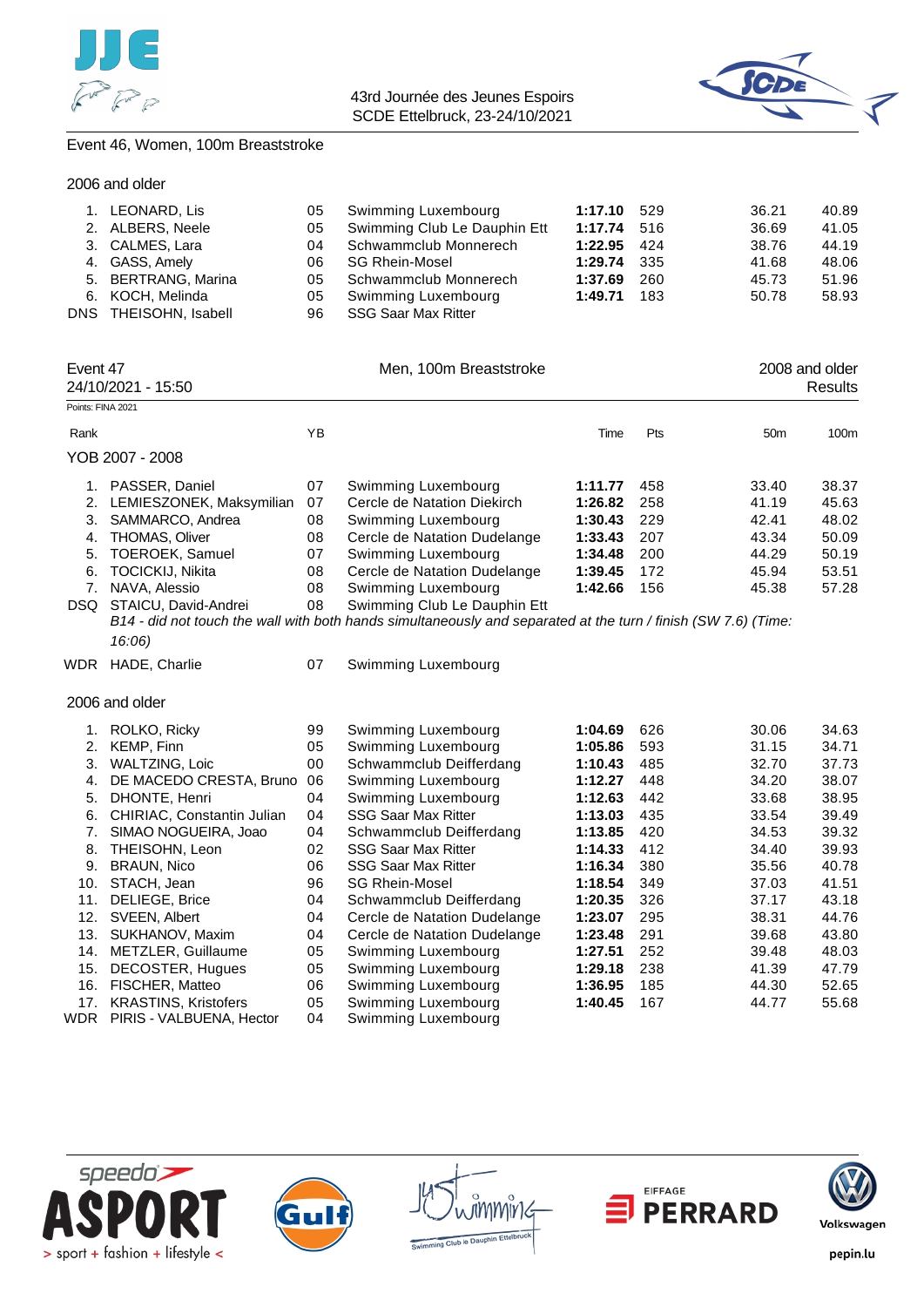Event 46, Women, 100m Breaststroke

2006 and older

| Rank | Name | YB | Club | Time | Pts | 50m | 100m |
|---|---|---|---|---|---|---|---|
| 1. | LEONARD, Lis | 05 | Swimming Luxembourg | **1:17.10** | 529 | 36.21 | 40.89 |
| 2. | ALBERS, Neele | 05 | Swimming Club Le Dauphin Ett | **1:17.74** | 516 | 36.69 | 41.05 |
| 3. | CALMES, Lara | 04 | Schwammclub Monnerech | **1:22.95** | 424 | 38.76 | 44.19 |
| 4. | GASS, Amely | 06 | SG Rhein-Mosel | **1:29.74** | 335 | 41.68 | 48.06 |
| 5. | BERTRANG, Marina | 05 | Schwammclub Monnerech | **1:37.69** | 260 | 45.73 | 51.96 |
| 6. | KOCH, Melinda | 05 | Swimming Luxembourg | **1:49.71** | 183 | 50.78 | 58.93 |
| DNS | THEISOHN, Isabell | 96 | SSG Saar Max Ritter | | | | |

Event 47 — Men, 100m Breaststroke — 2008 and older

24/10/2021 - 15:50 — Results

Points: FINA 2021

YOB 2007 - 2008

| Rank | Name | YB | Club | Time | Pts | 50m | 100m |
|---|---|---|---|---|---|---|---|
| 1. | PASSER, Daniel | 07 | Swimming Luxembourg | **1:11.77** | 458 | 33.40 | 38.37 |
| 2. | LEMIESZONEK, Maksymilian | 07 | Cercle de Natation Diekirch | **1:26.82** | 258 | 41.19 | 45.63 |
| 3. | SAMMARCO, Andrea | 08 | Swimming Luxembourg | **1:30.43** | 229 | 42.41 | 48.02 |
| 4. | THOMAS, Oliver | 08 | Cercle de Natation Dudelange | **1:33.43** | 207 | 43.34 | 50.09 |
| 5. | TOEROEK, Samuel | 07 | Swimming Luxembourg | **1:34.48** | 200 | 44.29 | 50.19 |
| 6. | TOCICKIJ, Nikita | 08 | Cercle de Natation Dudelange | **1:39.45** | 172 | 45.94 | 53.51 |
| 7. | NAVA, Alessio | 08 | Swimming Luxembourg | **1:42.66** | 156 | 45.38 | 57.28 |
| DSQ | STAICU, David-Andrei | 08 | Swimming Club Le Dauphin Ett | | | | |
| | *B14 - did not touch the wall with both hands simultaneously and separated at the turn / finish (SW 7.6) (Time: 16:06)* | | | | | | |
| WDR | HADE, Charlie | 07 | Swimming Luxembourg | | | | |

2006 and older

| Rank | Name | YB | Club | Time | Pts | 50m | 100m |
|---|---|---|---|---|---|---|---|
| 1. | ROLKO, Ricky | 99 | Swimming Luxembourg | **1:04.69** | 626 | 30.06 | 34.63 |
| 2. | KEMP, Finn | 05 | Swimming Luxembourg | **1:05.86** | 593 | 31.15 | 34.71 |
| 3. | WALTZING, Loic | 00 | Schwammclub Deifferdang | **1:10.43** | 485 | 32.70 | 37.73 |
| 4. | DE MACEDO CRESTA, Bruno | 06 | Swimming Luxembourg | **1:12.27** | 448 | 34.20 | 38.07 |
| 5. | DHONTE, Henri | 04 | Swimming Luxembourg | **1:12.63** | 442 | 33.68 | 38.95 |
| 6. | CHIRIAC, Constantin Julian | 04 | SSG Saar Max Ritter | **1:13.03** | 435 | 33.54 | 39.49 |
| 7. | SIMAO NOGUEIRA, Joao | 04 | Schwammclub Deifferdang | **1:13.85** | 420 | 34.53 | 39.32 |
| 8. | THEISOHN, Leon | 02 | SSG Saar Max Ritter | **1:14.33** | 412 | 34.40 | 39.93 |
| 9. | BRAUN, Nico | 06 | SSG Saar Max Ritter | **1:16.34** | 380 | 35.56 | 40.78 |
| 10. | STACH, Jean | 96 | SG Rhein-Mosel | **1:18.54** | 349 | 37.03 | 41.51 |
| 11. | DELIEGE, Brice | 04 | Schwammclub Deifferdang | **1:20.35** | 326 | 37.17 | 43.18 |
| 12. | SVEEN, Albert | 04 | Cercle de Natation Dudelange | **1:23.07** | 295 | 38.31 | 44.76 |
| 13. | SUKHANOV, Maxim | 04 | Cercle de Natation Dudelange | **1:23.48** | 291 | 39.68 | 43.80 |
| 14. | METZLER, Guillaume | 05 | Swimming Luxembourg | **1:27.51** | 252 | 39.48 | 48.03 |
| 15. | DECOSTER, Hugues | 05 | Swimming Luxembourg | **1:29.18** | 238 | 41.39 | 47.79 |
| 16. | FISCHER, Matteo | 06 | Swimming Luxembourg | **1:36.95** | 185 | 44.30 | 52.65 |
| 17. | KRASTINS, Kristofers | 05 | Swimming Luxembourg | **1:40.45** | 167 | 44.77 | 55.68 |
| WDR | PIRIS - VALBUENA, Hector | 04 | Swimming Luxembourg | | | | |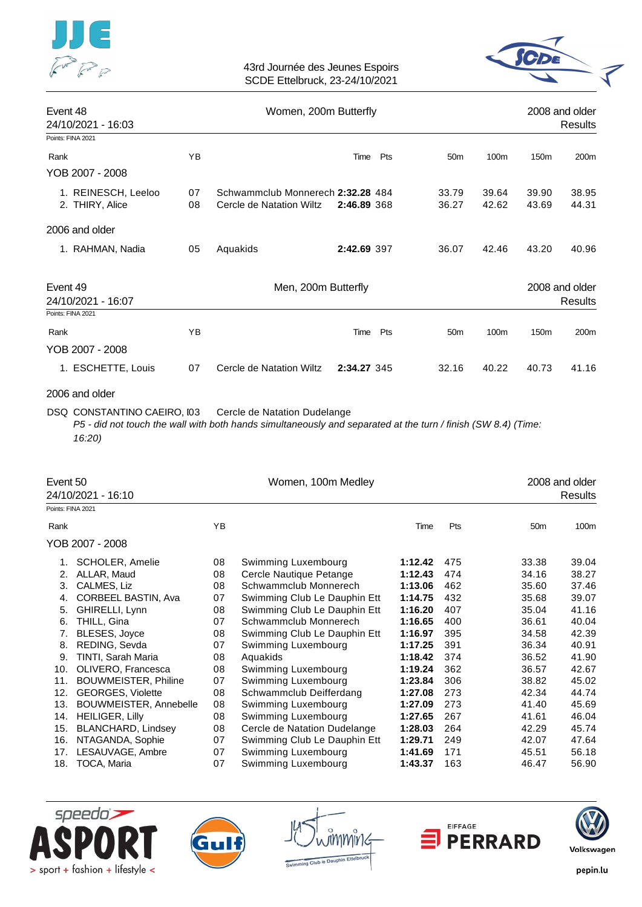43rd Journée des Jeunes Espoirs
SCDE Ettelbruck, 23-24/10/2021

## Event 48 — Women, 200m Butterfly — 2008 and older

24/10/2021 - 16:03 — Results

Points: FINA 2021

| Rank | | YB | | Time | Pts | 50m | 100m | 150m | 200m |
|---|---|---|---|---|---|---|---|---|---|
| **YOB 2007 - 2008** | | | | | | | | | |
| 1. | REINESCH, Leeloo | 07 | Schwammclub Monnerech | **2:32.28** | 484 | 33.79 | 39.64 | 39.90 | 38.95 |
| 2. | THIRY, Alice | 08 | Cercle de Natation Wiltz | **2:46.89** | 368 | 36.27 | 42.62 | 43.69 | 44.31 |
| **2006 and older** | | | | | | | | | |
| 1. | RAHMAN, Nadia | 05 | Aquakids | **2:42.69** | 397 | 36.07 | 42.46 | 43.20 | 40.96 |

## Event 49 — Men, 200m Butterfly — 2008 and older

24/10/2021 - 16:07 — Results

Points: FINA 2021

| Rank | | YB | | Time | Pts | 50m | 100m | 150m | 200m |
|---|---|---|---|---|---|---|---|---|---|
| **YOB 2007 - 2008** | | | | | | | | | |
| 1. | ESCHETTE, Louis | 07 | Cercle de Natation Wiltz | **2:34.27** | 345 | 32.16 | 40.22 | 40.73 | 41.16 |
| **2006 and older** | | | | | | | | | |
| DSQ | CONSTANTINO CAEIRO, I | 03 | Cercle de Natation Dudelange | | | | | | |

*P5 - did not touch the wall with both hands simultaneously and separated at the turn / finish (SW 8.4) (Time: 16:20)*

## Event 50 — Women, 100m Medley — 2008 and older

24/10/2021 - 16:10 — Results

Points: FINA 2021

| Rank | | YB | | Time | Pts | 50m | 100m |
|---|---|---|---|---|---|---|---|
| **YOB 2007 - 2008** | | | | | | | |
| 1. | SCHOLER, Amelie | 08 | Swimming Luxembourg | **1:12.42** | 475 | 33.38 | 39.04 |
| 2. | ALLAR, Maud | 08 | Cercle Nautique Petange | **1:12.43** | 474 | 34.16 | 38.27 |
| 3. | CALMES, Liz | 08 | Schwammclub Monnerech | **1:13.06** | 462 | 35.60 | 37.46 |
| 4. | CORBEEL BASTIN, Ava | 07 | Swimming Club Le Dauphin Ett | **1:14.75** | 432 | 35.68 | 39.07 |
| 5. | GHIRELLI, Lynn | 08 | Swimming Club Le Dauphin Ett | **1:16.20** | 407 | 35.04 | 41.16 |
| 6. | THILL, Gina | 07 | Schwammclub Monnerech | **1:16.65** | 400 | 36.61 | 40.04 |
| 7. | BLESES, Joyce | 08 | Swimming Club Le Dauphin Ett | **1:16.97** | 395 | 34.58 | 42.39 |
| 8. | REDING, Sevda | 07 | Swimming Luxembourg | **1:17.25** | 391 | 36.34 | 40.91 |
| 9. | TINTI, Sarah Maria | 08 | Aquakids | **1:18.42** | 374 | 36.52 | 41.90 |
| 10. | OLIVERO, Francesca | 08 | Swimming Luxembourg | **1:19.24** | 362 | 36.57 | 42.67 |
| 11. | BOUWMEISTER, Philine | 07 | Swimming Luxembourg | **1:23.84** | 306 | 38.82 | 45.02 |
| 12. | GEORGES, Violette | 08 | Schwammclub Deifferdang | **1:27.08** | 273 | 42.34 | 44.74 |
| 13. | BOUWMEISTER, Annebelle | 08 | Swimming Luxembourg | **1:27.09** | 273 | 41.40 | 45.69 |
| 14. | HEILIGER, Lilly | 08 | Swimming Luxembourg | **1:27.65** | 267 | 41.61 | 46.04 |
| 15. | BLANCHARD, Lindsey | 08 | Cercle de Natation Dudelange | **1:28.03** | 264 | 42.29 | 45.74 |
| 16. | NTAGANDA, Sophie | 07 | Swimming Club Le Dauphin Ett | **1:29.71** | 249 | 42.07 | 47.64 |
| 17. | LESAUVAGE, Ambre | 07 | Swimming Luxembourg | **1:41.69** | 171 | 45.51 | 56.18 |
| 18. | TOCA, Maria | 07 | Swimming Luxembourg | **1:43.37** | 163 | 46.47 | 56.90 |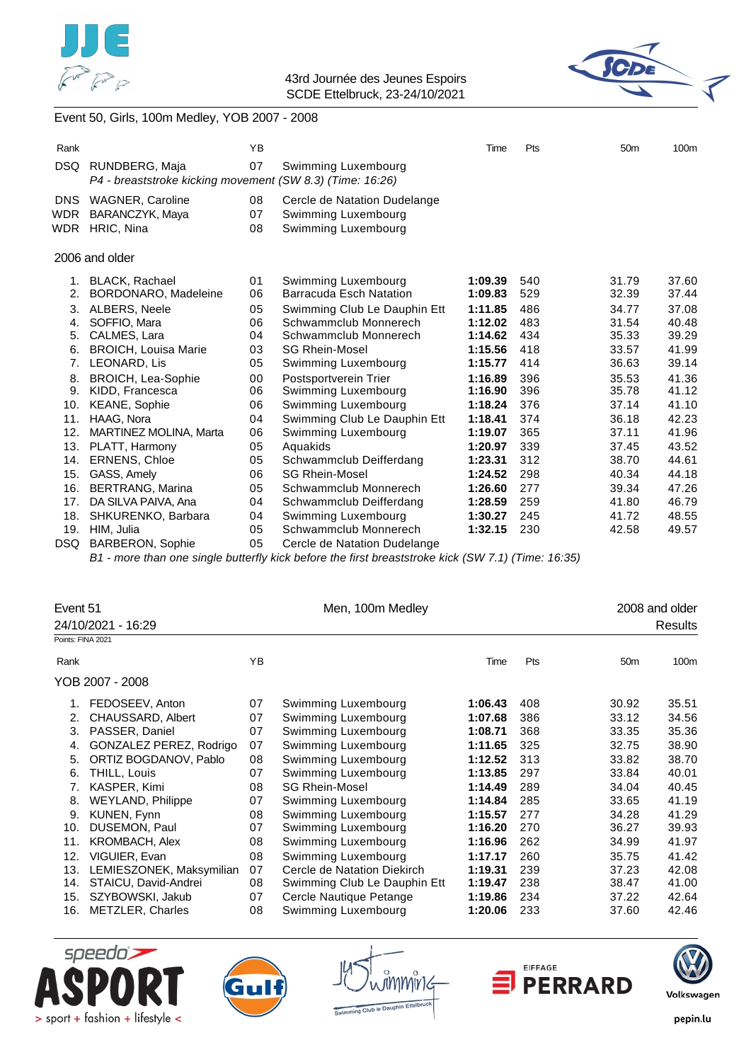Event 50, Girls, 100m Medley, YOB 2007 - 2008

| Rank | | YB | | Time | Pts | 50m | 100m |
|---|---|---|---|---|---|---|---|
| DSQ | RUNDBERG, Maja | 07 | Swimming Luxembourg | | | | |
| | *P4 - breaststroke kicking movement (SW 8.3) (Time: 16:26)* | | | | | | |
| DNS | WAGNER, Caroline | 08 | Cercle de Natation Dudelange | | | | |
| WDR | BARANCZYK, Maya | 07 | Swimming Luxembourg | | | | |
| WDR | HRIC, Nina | 08 | Swimming Luxembourg | | | | |

2006 and older

| Rank | | YB | | Time | Pts | 50m | 100m |
|---|---|---|---|---|---|---|---|
| 1. | BLACK, Rachael | 01 | Swimming Luxembourg | **1:09.39** | 540 | 31.79 | 37.60 |
| 2. | BORDONARO, Madeleine | 06 | Barracuda Esch Natation | **1:09.83** | 529 | 32.39 | 37.44 |
| 3. | ALBERS, Neele | 05 | Swimming Club Le Dauphin Ett | **1:11.85** | 486 | 34.77 | 37.08 |
| 4. | SOFFIO, Mara | 06 | Schwammclub Monnerech | **1:12.02** | 483 | 31.54 | 40.48 |
| 5. | CALMES, Lara | 04 | Schwammclub Monnerech | **1:14.62** | 434 | 35.33 | 39.29 |
| 6. | BROICH, Louisa Marie | 03 | SG Rhein-Mosel | **1:15.56** | 418 | 33.57 | 41.99 |
| 7. | LEONARD, Lis | 05 | Swimming Luxembourg | **1:15.77** | 414 | 36.63 | 39.14 |
| 8. | BROICH, Lea-Sophie | 00 | Postsportverein Trier | **1:16.89** | 396 | 35.53 | 41.36 |
| 9. | KIDD, Francesca | 06 | Swimming Luxembourg | **1:16.90** | 396 | 35.78 | 41.12 |
| 10. | KEANE, Sophie | 06 | Swimming Luxembourg | **1:18.24** | 376 | 37.14 | 41.10 |
| 11. | HAAG, Nora | 04 | Swimming Club Le Dauphin Ett | **1:18.41** | 374 | 36.18 | 42.23 |
| 12. | MARTINEZ MOLINA, Marta | 06 | Swimming Luxembourg | **1:19.07** | 365 | 37.11 | 41.96 |
| 13. | PLATT, Harmony | 05 | Aquakids | **1:20.97** | 339 | 37.45 | 43.52 |
| 14. | ERNENS, Chloe | 05 | Schwammclub Deifferdang | **1:23.31** | 312 | 38.70 | 44.61 |
| 15. | GASS, Amely | 06 | SG Rhein-Mosel | **1:24.52** | 298 | 40.34 | 44.18 |
| 16. | BERTRANG, Marina | 05 | Schwammclub Monnerech | **1:26.60** | 277 | 39.34 | 47.26 |
| 17. | DA SILVA PAIVA, Ana | 04 | Schwammclub Deifferdang | **1:28.59** | 259 | 41.80 | 46.79 |
| 18. | SHKURENKO, Barbara | 04 | Swimming Luxembourg | **1:30.27** | 245 | 41.72 | 48.55 |
| 19. | HIM, Julia | 05 | Schwammclub Monnerech | **1:32.15** | 230 | 42.58 | 49.57 |
| DSQ | BARBERON, Sophie | 05 | Cercle de Natation Dudelange | | | | |
| | *B1 - more than one single butterfly kick before the first breaststroke kick (SW 7.1) (Time: 16:35)* | | | | | | |

Event 51 — Men, 100m Medley — 2008 and older

24/10/2021 - 16:29 — Results

Points: FINA 2021

YOB 2007 - 2008

| Rank | | YB | | Time | Pts | 50m | 100m |
|---|---|---|---|---|---|---|---|
| 1. | FEDOSEEV, Anton | 07 | Swimming Luxembourg | **1:06.43** | 408 | 30.92 | 35.51 |
| 2. | CHAUSSARD, Albert | 07 | Swimming Luxembourg | **1:07.68** | 386 | 33.12 | 34.56 |
| 3. | PASSER, Daniel | 07 | Swimming Luxembourg | **1:08.71** | 368 | 33.35 | 35.36 |
| 4. | GONZALEZ PEREZ, Rodrigo | 07 | Swimming Luxembourg | **1:11.65** | 325 | 32.75 | 38.90 |
| 5. | ORTIZ BOGDANOV, Pablo | 08 | Swimming Luxembourg | **1:12.52** | 313 | 33.82 | 38.70 |
| 6. | THILL, Louis | 07 | Swimming Luxembourg | **1:13.85** | 297 | 33.84 | 40.01 |
| 7. | KASPER, Kimi | 08 | SG Rhein-Mosel | **1:14.49** | 289 | 34.04 | 40.45 |
| 8. | WEYLAND, Philippe | 07 | Swimming Luxembourg | **1:14.84** | 285 | 33.65 | 41.19 |
| 9. | KUNEN, Fynn | 08 | Swimming Luxembourg | **1:15.57** | 277 | 34.28 | 41.29 |
| 10. | DUSEMON, Paul | 07 | Swimming Luxembourg | **1:16.20** | 270 | 36.27 | 39.93 |
| 11. | KROMBACH, Alex | 08 | Swimming Luxembourg | **1:16.96** | 262 | 34.99 | 41.97 |
| 12. | VIGUIER, Evan | 08 | Swimming Luxembourg | **1:17.17** | 260 | 35.75 | 41.42 |
| 13. | LEMIESZONEK, Maksymilian | 07 | Cercle de Natation Diekirch | **1:19.31** | 239 | 37.23 | 42.08 |
| 14. | STAICU, David-Andrei | 08 | Swimming Club Le Dauphin Ett | **1:19.47** | 238 | 38.47 | 41.00 |
| 15. | SZYBOWSKI, Jakub | 07 | Cercle Nautique Petange | **1:19.86** | 234 | 37.22 | 42.64 |
| 16. | METZLER, Charles | 08 | Swimming Luxembourg | **1:20.06** | 233 | 37.60 | 42.46 |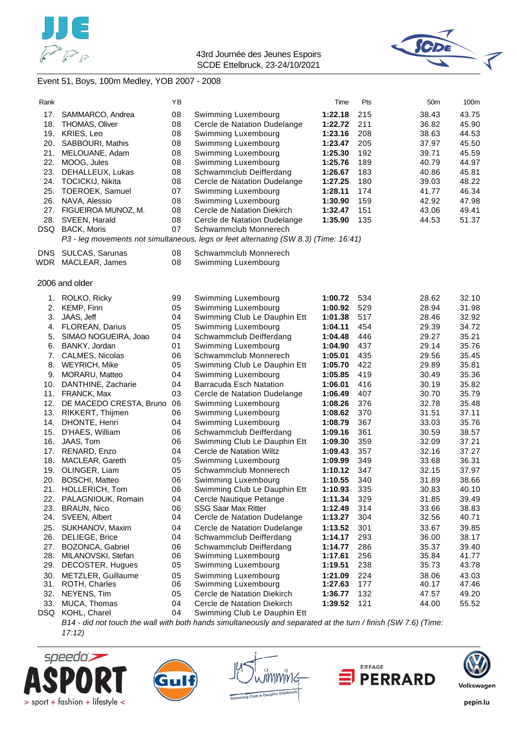43rd Journée des Jeunes Espoirs
SCDE Ettelbruck, 23-24/10/2021

## Event 51, Boys, 100m Medley, YOB 2007 - 2008

| Rank | | YB | | Time | Pts | 50m | 100m |
|---|---|---|---|---|---|---|---|
| 17. | SAMMARCO, Andrea | 08 | Swimming Luxembourg | **1:22.18** | 215 | 38.43 | 43.75 |
| 18. | THOMAS, Oliver | 08 | Cercle de Natation Dudelange | **1:22.72** | 211 | 36.82 | 45.90 |
| 19. | KRIES, Leo | 08 | Swimming Luxembourg | **1:23.16** | 208 | 38.63 | 44.53 |
| 20. | SABBOURI, Mathis | 08 | Swimming Luxembourg | **1:23.47** | 205 | 37.97 | 45.50 |
| 21. | MELOUANE, Adam | 08 | Swimming Luxembourg | **1:25.30** | 192 | 39.71 | 45.59 |
| 22. | MOOG, Jules | 08 | Swimming Luxembourg | **1:25.76** | 189 | 40.79 | 44.97 |
| 23. | DEHALLEUX, Lukas | 08 | Schwammclub Deifferdang | **1:26.67** | 183 | 40.86 | 45.81 |
| 24. | TOCICKIJ, Nikita | 08 | Cercle de Natation Dudelange | **1:27.25** | 180 | 39.03 | 48.22 |
| 25. | TOEROEK, Samuel | 07 | Swimming Luxembourg | **1:28.11** | 174 | 41.77 | 46.34 |
| 26. | NAVA, Alessio | 08 | Swimming Luxembourg | **1:30.90** | 159 | 42.92 | 47.98 |
| 27. | FIGUEIROA MUNOZ, M. | 08 | Cercle de Natation Diekirch | **1:32.47** | 151 | 43.06 | 49.41 |
| 28. | SVEEN, Harald | 08 | Cercle de Natation Dudelange | **1:35.90** | 135 | 44.53 | 51.37 |
| DSQ | BACK, Moris | 07 | Schwammclub Monnerech | | | | |

*P3 - leg movements not simultaneous, legs or feet alternating (SW 8.3) (Time: 16:41)*

| | | | | | | | |
|---|---|---|---|---|---|---|---|
| DNS | SULCAS, Sarunas | 08 | Schwammclub Monnerech | | | | |
| WDR | MACLEAR, James | 08 | Swimming Luxembourg | | | | |

### 2006 and older

| Rank | | YB | | Time | Pts | 50m | 100m |
|---|---|---|---|---|---|---|---|
| 1. | ROLKO, Ricky | 99 | Swimming Luxembourg | **1:00.72** | 534 | 28.62 | 32.10 |
| 2. | KEMP, Finn | 05 | Swimming Luxembourg | **1:00.92** | 529 | 28.94 | 31.98 |
| 3. | JAAS, Jeff | 04 | Swimming Club Le Dauphin Ett | **1:01.38** | 517 | 28.46 | 32.92 |
| 4. | FLOREAN, Darius | 05 | Swimming Luxembourg | **1:04.11** | 454 | 29.39 | 34.72 |
| 5. | SIMAO NOGUEIRA, Joao | 04 | Schwammclub Deifferdang | **1:04.48** | 446 | 29.27 | 35.21 |
| 6. | BANKY, Jordan | 01 | Swimming Luxembourg | **1:04.90** | 437 | 29.14 | 35.76 |
| 7. | CALMES, Nicolas | 06 | Schwammclub Monnerech | **1:05.01** | 435 | 29.56 | 35.45 |
| 8. | WEYRICH, Mike | 05 | Swimming Club Le Dauphin Ett | **1:05.70** | 422 | 29.89 | 35.81 |
| 9. | MORARU, Matteo | 04 | Swimming Luxembourg | **1:05.85** | 419 | 30.49 | 35.36 |
| 10. | DANTHINE, Zacharie | 04 | Barracuda Esch Natation | **1:06.01** | 416 | 30.19 | 35.82 |
| 11. | FRANCK, Max | 03 | Cercle de Natation Dudelange | **1:06.49** | 407 | 30.70 | 35.79 |
| 12. | DE MACEDO CRESTA, Bruno | 06 | Swimming Luxembourg | **1:08.26** | 376 | 32.78 | 35.48 |
| 13. | RIKKERT, Thijmen | 06 | Swimming Luxembourg | **1:08.62** | 370 | 31.51 | 37.11 |
| 14. | DHONTE, Henri | 04 | Swimming Luxembourg | **1:08.79** | 367 | 33.03 | 35.76 |
| 15. | D'HAES, William | 06 | Schwammclub Deifferdang | **1:09.16** | 361 | 30.59 | 38.57 |
| 16. | JAAS, Tom | 06 | Swimming Club Le Dauphin Ett | **1:09.30** | 359 | 32.09 | 37.21 |
| 17. | RENARD, Enzo | 04 | Cercle de Natation Wiltz | **1:09.43** | 357 | 32.16 | 37.27 |
| 18. | MACLEAR, Gareth | 05 | Swimming Luxembourg | **1:09.99** | 349 | 33.68 | 36.31 |
| 19. | OLINGER, Liam | 05 | Schwammclub Monnerech | **1:10.12** | 347 | 32.15 | 37.97 |
| 20. | BOSCHI, Matteo | 06 | Swimming Luxembourg | **1:10.55** | 340 | 31.89 | 38.66 |
| 21. | HOLLERICH, Tom | 06 | Swimming Club Le Dauphin Ett | **1:10.93** | 335 | 30.83 | 40.10 |
| 22. | PALAGNIOUK, Romain | 04 | Cercle Nautique Petange | **1:11.34** | 329 | 31.85 | 39.49 |
| 23. | BRAUN, Nico | 06 | SSG Saar Max Ritter | **1:12.49** | 314 | 33.66 | 38.83 |
| 24. | SVEEN, Albert | 04 | Cercle de Natation Dudelange | **1:13.27** | 304 | 32.56 | 40.71 |
| 25. | SUKHANOV, Maxim | 04 | Cercle de Natation Dudelange | **1:13.52** | 301 | 33.67 | 39.85 |
| 26. | DELIEGE, Brice | 04 | Schwammclub Deifferdang | **1:14.17** | 293 | 36.00 | 38.17 |
| 27. | BOZONCA, Gabriel | 06 | Schwammclub Deifferdang | **1:14.77** | 286 | 35.37 | 39.40 |
| 28. | MILANOVSKI, Stefan | 06 | Swimming Luxembourg | **1:17.61** | 256 | 35.84 | 41.77 |
| 29. | DECOSTER, Hugues | 05 | Swimming Luxembourg | **1:19.51** | 238 | 35.73 | 43.78 |
| 30. | METZLER, Guillaume | 05 | Swimming Luxembourg | **1:21.09** | 224 | 38.06 | 43.03 |
| 31. | ROTH, Charles | 06 | Swimming Luxembourg | **1:27.63** | 177 | 40.17 | 47.46 |
| 32. | NEYENS, Tim | 05 | Cercle de Natation Diekirch | **1:36.77** | 132 | 47.57 | 49.20 |
| 33. | MUCA, Thomas | 04 | Cercle de Natation Diekirch | **1:39.52** | 121 | 44.00 | 55.52 |
| DSQ | KOHL, Charel | 04 | Swimming Club Le Dauphin Ett | | | | |

*B14 - did not touch the wall with both hands simultaneously and separated at the turn / finish (SW 7.6) (Time: 17:12)*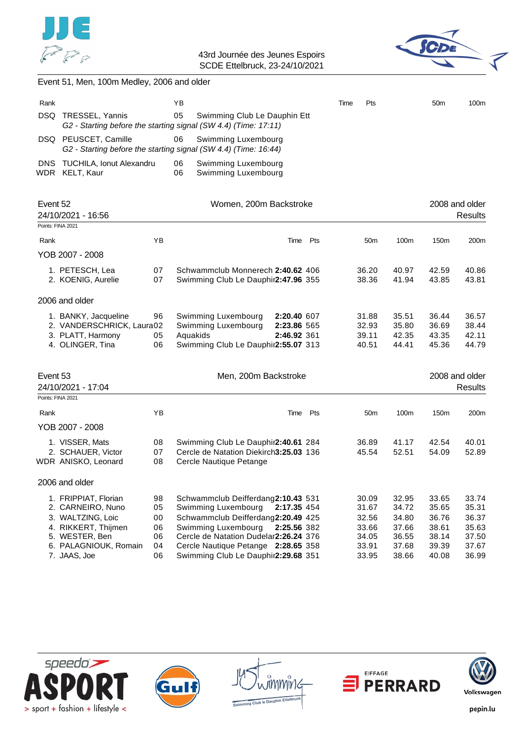## Event 51, Men, 100m Medley, 2006 and older

| Rank | | YB | | Time | Pts | 50m | 100m |
|---|---|---|---|---|---|---|---|
| DSQ | TRESSEL, Yannis | 05 | Swimming Club Le Dauphin Ett | | | | |
| | *G2 - Starting before the starting signal (SW 4.4) (Time: 17:11)* | | | | | | |
| DSQ | PEUSCET, Camille | 06 | Swimming Luxembourg | | | | |
| | *G2 - Starting before the starting signal (SW 4.4) (Time: 16:44)* | | | | | | |
| DNS | TUCHILA, Ionut Alexandru | 06 | Swimming Luxembourg | | | | |
| WDR | KELT, Kaur | 06 | Swimming Luxembourg | | | | |

## Event 52 — Women, 200m Backstroke — 2008 and older

24/10/2021 - 16:56 — Results

Points: FINA 2021

| Rank | | YB | | Time | Pts | 50m | 100m | 150m | 200m |
|---|---|---|---|---|---|---|---|---|---|
| **YOB 2007 - 2008** | | | | | | | | | |
| 1. | PETESCH, Lea | 07 | Schwammclub Monnerech | **2:40.62** | 406 | 36.20 | 40.97 | 42.59 | 40.86 |
| 2. | KOENIG, Aurelie | 07 | Swimming Club Le Dauphin | **2:47.96** | 355 | 38.36 | 41.94 | 43.85 | 43.81 |
| **2006 and older** | | | | | | | | | |
| 1. | BANKY, Jacqueline | 96 | Swimming Luxembourg | **2:20.40** | 607 | 31.88 | 35.51 | 36.44 | 36.57 |
| 2. | VANDERSCHRICK, Laura | 02 | Swimming Luxembourg | **2:23.86** | 565 | 32.93 | 35.80 | 36.69 | 38.44 |
| 3. | PLATT, Harmony | 05 | Aquakids | **2:46.92** | 361 | 39.11 | 42.35 | 43.35 | 42.11 |
| 4. | OLINGER, Tina | 06 | Swimming Club Le Dauphin | **2:55.07** | 313 | 40.51 | 44.41 | 45.36 | 44.79 |

## Event 53 — Men, 200m Backstroke — 2008 and older

24/10/2021 - 17:04 — Results

Points: FINA 2021

| Rank | | YB | | Time | Pts | 50m | 100m | 150m | 200m |
|---|---|---|---|---|---|---|---|---|---|
| **YOB 2007 - 2008** | | | | | | | | | |
| 1. | VISSER, Mats | 08 | Swimming Club Le Dauphin | **2:40.61** | 284 | 36.89 | 41.17 | 42.54 | 40.01 |
| 2. | SCHAUER, Victor | 07 | Cercle de Natation Diekirch | **3:25.03** | 136 | 45.54 | 52.51 | 54.09 | 52.89 |
| WDR | ANISKO, Leonard | 08 | Cercle Nautique Petange | | | | | | |
| **2006 and older** | | | | | | | | | |
| 1. | FRIPPIAT, Florian | 98 | Schwammclub Deifferdang | **2:10.43** | 531 | 30.09 | 32.95 | 33.65 | 33.74 |
| 2. | CARNEIRO, Nuno | 05 | Swimming Luxembourg | **2:17.35** | 454 | 31.67 | 34.72 | 35.65 | 35.31 |
| 3. | WALTZING, Loic | 00 | Schwammclub Deifferdang | **2:20.49** | 425 | 32.56 | 34.80 | 36.76 | 36.37 |
| 4. | RIKKERT, Thijmen | 06 | Swimming Luxembourg | **2:25.56** | 382 | 33.66 | 37.66 | 38.61 | 35.63 |
| 5. | WESTER, Ben | 06 | Cercle de Natation Dudelange | **2:26.24** | 376 | 34.05 | 36.55 | 38.14 | 37.50 |
| 6. | PALAGNIOUK, Romain | 04 | Cercle Nautique Petange | **2:28.65** | 358 | 33.91 | 37.68 | 39.39 | 37.67 |
| 7. | JAAS, Joe | 06 | Swimming Club Le Dauphin | **2:29.68** | 351 | 33.95 | 38.66 | 40.08 | 36.99 |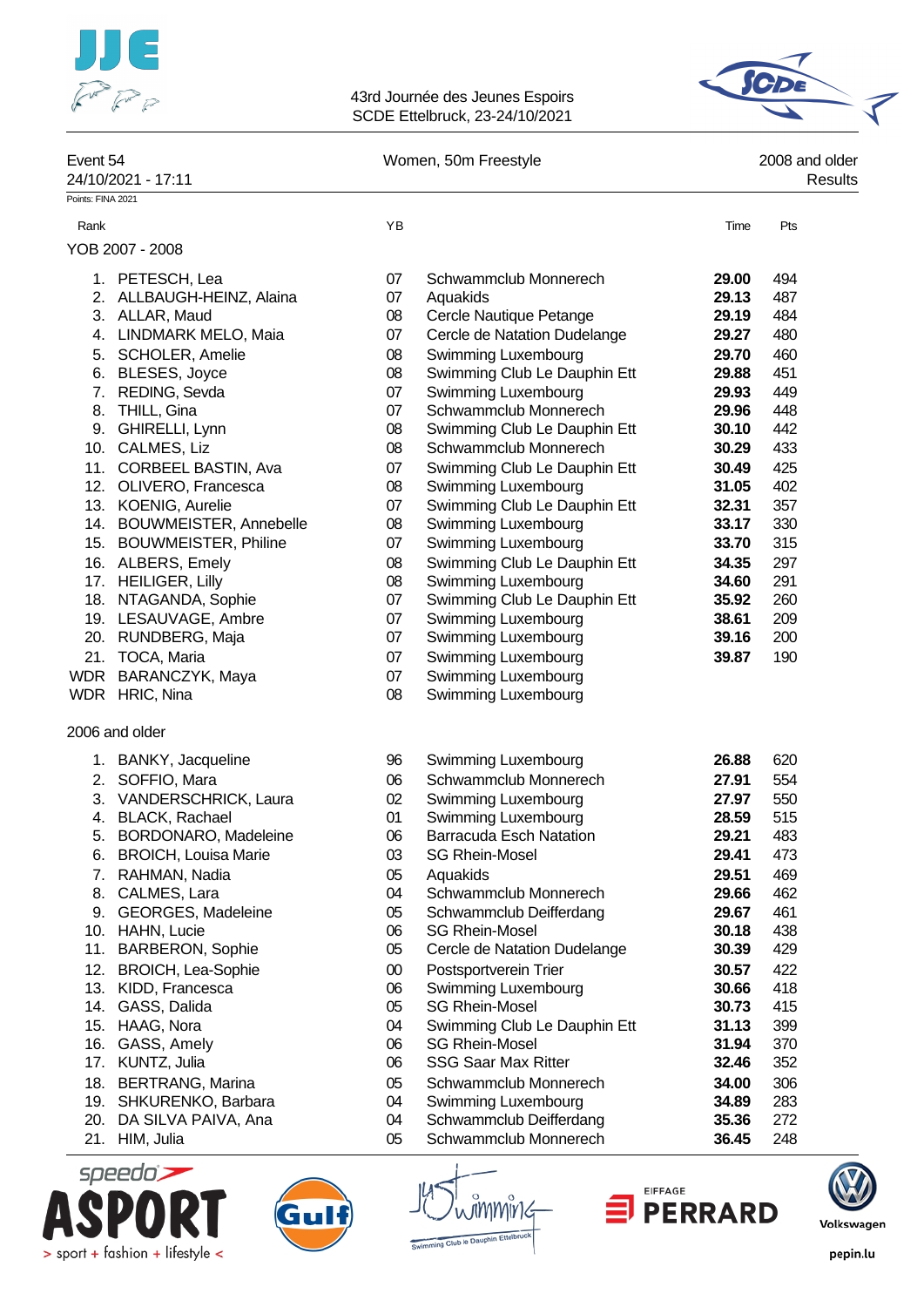43rd Journée des Jeunes Espoirs
SCDE Ettelbruck, 23-24/10/2021

Event 54 — Women, 50m Freestyle — 2008 and older
24/10/2021 - 17:11 — Results

Points: FINA 2021

### YOB 2007 - 2008

| Rank | Name | YB | Club | Time | Pts |
|---|---|---|---|---|---|
| 1. | PETESCH, Lea | 07 | Schwammclub Monnerech | **29.00** | 494 |
| 2. | ALLBAUGH-HEINZ, Alaina | 07 | Aquakids | **29.13** | 487 |
| 3. | ALLAR, Maud | 08 | Cercle Nautique Petange | **29.19** | 484 |
| 4. | LINDMARK MELO, Maia | 07 | Cercle de Natation Dudelange | **29.27** | 480 |
| 5. | SCHOLER, Amelie | 08 | Swimming Luxembourg | **29.70** | 460 |
| 6. | BLESES, Joyce | 08 | Swimming Club Le Dauphin Ett | **29.88** | 451 |
| 7. | REDING, Sevda | 07 | Swimming Luxembourg | **29.93** | 449 |
| 8. | THILL, Gina | 07 | Schwammclub Monnerech | **29.96** | 448 |
| 9. | GHIRELLI, Lynn | 08 | Swimming Club Le Dauphin Ett | **30.10** | 442 |
| 10. | CALMES, Liz | 08 | Schwammclub Monnerech | **30.29** | 433 |
| 11. | CORBEEL BASTIN, Ava | 07 | Swimming Club Le Dauphin Ett | **30.49** | 425 |
| 12. | OLIVERO, Francesca | 08 | Swimming Luxembourg | **31.05** | 402 |
| 13. | KOENIG, Aurelie | 07 | Swimming Club Le Dauphin Ett | **32.31** | 357 |
| 14. | BOUWMEISTER, Annebelle | 08 | Swimming Luxembourg | **33.17** | 330 |
| 15. | BOUWMEISTER, Philine | 07 | Swimming Luxembourg | **33.70** | 315 |
| 16. | ALBERS, Emely | 08 | Swimming Club Le Dauphin Ett | **34.35** | 297 |
| 17. | HEILIGER, Lilly | 08 | Swimming Luxembourg | **34.60** | 291 |
| 18. | NTAGANDA, Sophie | 07 | Swimming Club Le Dauphin Ett | **35.92** | 260 |
| 19. | LESAUVAGE, Ambre | 07 | Swimming Luxembourg | **38.61** | 209 |
| 20. | RUNDBERG, Maja | 07 | Swimming Luxembourg | **39.16** | 200 |
| 21. | TOCA, Maria | 07 | Swimming Luxembourg | **39.87** | 190 |
| WDR | BARANCZYK, Maya | 07 | Swimming Luxembourg | | |
| WDR | HRIC, Nina | 08 | Swimming Luxembourg | | |

### 2006 and older

| Rank | Name | YB | Club | Time | Pts |
|---|---|---|---|---|---|
| 1. | BANKY, Jacqueline | 96 | Swimming Luxembourg | **26.88** | 620 |
| 2. | SOFFIO, Mara | 06 | Schwammclub Monnerech | **27.91** | 554 |
| 3. | VANDERSCHRICK, Laura | 02 | Swimming Luxembourg | **27.97** | 550 |
| 4. | BLACK, Rachael | 01 | Swimming Luxembourg | **28.59** | 515 |
| 5. | BORDONARO, Madeleine | 06 | Barracuda Esch Natation | **29.21** | 483 |
| 6. | BROICH, Louisa Marie | 03 | SG Rhein-Mosel | **29.41** | 473 |
| 7. | RAHMAN, Nadia | 05 | Aquakids | **29.51** | 469 |
| 8. | CALMES, Lara | 04 | Schwammclub Monnerech | **29.66** | 462 |
| 9. | GEORGES, Madeleine | 05 | Schwammclub Deifferdang | **29.67** | 461 |
| 10. | HAHN, Lucie | 06 | SG Rhein-Mosel | **30.18** | 438 |
| 11. | BARBERON, Sophie | 05 | Cercle de Natation Dudelange | **30.39** | 429 |
| 12. | BROICH, Lea-Sophie | 00 | Postsportverein Trier | **30.57** | 422 |
| 13. | KIDD, Francesca | 06 | Swimming Luxembourg | **30.66** | 418 |
| 14. | GASS, Dalida | 05 | SG Rhein-Mosel | **30.73** | 415 |
| 15. | HAAG, Nora | 04 | Swimming Club Le Dauphin Ett | **31.13** | 399 |
| 16. | GASS, Amely | 06 | SG Rhein-Mosel | **31.94** | 370 |
| 17. | KUNTZ, Julia | 06 | SSG Saar Max Ritter | **32.46** | 352 |
| 18. | BERTRANG, Marina | 05 | Schwammclub Monnerech | **34.00** | 306 |
| 19. | SHKURENKO, Barbara | 04 | Swimming Luxembourg | **34.89** | 283 |
| 20. | DA SILVA PAIVA, Ana | 04 | Schwammclub Deifferdang | **35.36** | 272 |
| 21. | HIM, Julia | 05 | Schwammclub Monnerech | **36.45** | 248 |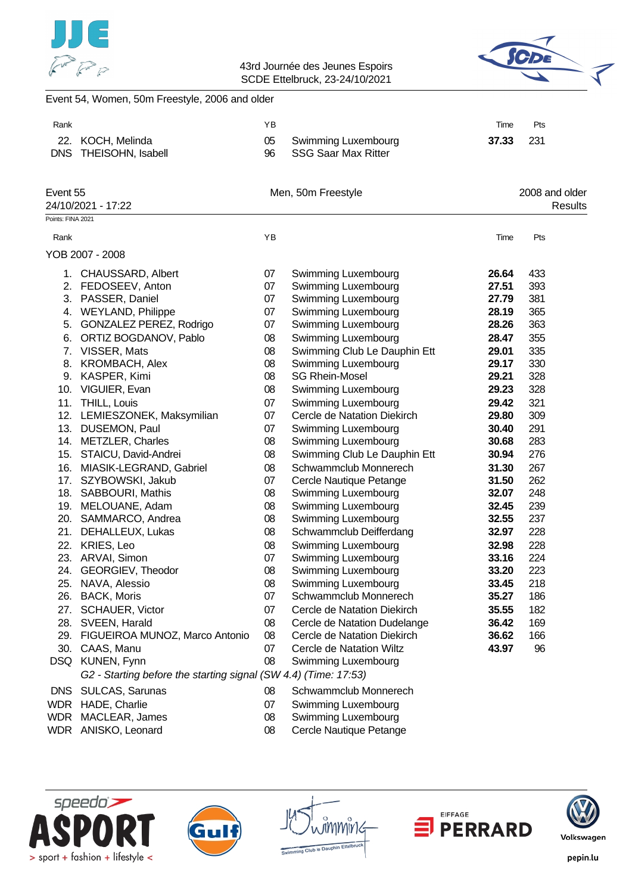Event 54, Women, 50m Freestyle, 2006 and older

| Rank | | YB | | Time | Pts |
|---|---|---|---|---|---|
| 22. | KOCH, Melinda | 05 | Swimming Luxembourg | **37.33** | 231 |
| DNS | THEISOHN, Isabell | 96 | SSG Saar Max Ritter | | |

## Event 55 — Men, 50m Freestyle — 2008 and older

24/10/2021 - 17:22 — Results

Points: FINA 2021

| Rank | | YB | | Time | Pts |
|---|---|---|---|---|---|
| YOB 2007 - 2008 | | | | | |
| 1. | CHAUSSARD, Albert | 07 | Swimming Luxembourg | **26.64** | 433 |
| 2. | FEDOSEEV, Anton | 07 | Swimming Luxembourg | **27.51** | 393 |
| 3. | PASSER, Daniel | 07 | Swimming Luxembourg | **27.79** | 381 |
| 4. | WEYLAND, Philippe | 07 | Swimming Luxembourg | **28.19** | 365 |
| 5. | GONZALEZ PEREZ, Rodrigo | 07 | Swimming Luxembourg | **28.26** | 363 |
| 6. | ORTIZ BOGDANOV, Pablo | 08 | Swimming Luxembourg | **28.47** | 355 |
| 7. | VISSER, Mats | 08 | Swimming Club Le Dauphin Ett | **29.01** | 335 |
| 8. | KROMBACH, Alex | 08 | Swimming Luxembourg | **29.17** | 330 |
| 9. | KASPER, Kimi | 08 | SG Rhein-Mosel | **29.21** | 328 |
| 10. | VIGUIER, Evan | 08 | Swimming Luxembourg | **29.23** | 328 |
| 11. | THILL, Louis | 07 | Swimming Luxembourg | **29.42** | 321 |
| 12. | LEMIESZONEK, Maksymilian | 07 | Cercle de Natation Diekirch | **29.80** | 309 |
| 13. | DUSEMON, Paul | 07 | Swimming Luxembourg | **30.40** | 291 |
| 14. | METZLER, Charles | 08 | Swimming Luxembourg | **30.68** | 283 |
| 15. | STAICU, David-Andrei | 08 | Swimming Club Le Dauphin Ett | **30.94** | 276 |
| 16. | MIASIK-LEGRAND, Gabriel | 08 | Schwammclub Monnerech | **31.30** | 267 |
| 17. | SZYBOWSKI, Jakub | 07 | Cercle Nautique Petange | **31.50** | 262 |
| 18. | SABBOURI, Mathis | 08 | Swimming Luxembourg | **32.07** | 248 |
| 19. | MELOUANE, Adam | 08 | Swimming Luxembourg | **32.45** | 239 |
| 20. | SAMMARCO, Andrea | 08 | Swimming Luxembourg | **32.55** | 237 |
| 21. | DEHALLEUX, Lukas | 08 | Schwammclub Deifferdang | **32.97** | 228 |
| 22. | KRIES, Leo | 08 | Swimming Luxembourg | **32.98** | 228 |
| 23. | ARVAI, Simon | 07 | Swimming Luxembourg | **33.16** | 224 |
| 24. | GEORGIEV, Theodor | 08 | Swimming Luxembourg | **33.20** | 223 |
| 25. | NAVA, Alessio | 08 | Swimming Luxembourg | **33.45** | 218 |
| 26. | BACK, Moris | 07 | Schwammclub Monnerech | **35.27** | 186 |
| 27. | SCHAUER, Victor | 07 | Cercle de Natation Diekirch | **35.55** | 182 |
| 28. | SVEEN, Harald | 08 | Cercle de Natation Dudelange | **36.42** | 169 |
| 29. | FIGUEIROA MUNOZ, Marco Antonio | 08 | Cercle de Natation Diekirch | **36.62** | 166 |
| 30. | CAAS, Manu | 07 | Cercle de Natation Wiltz | **43.97** | 96 |
| DSQ | KUNEN, Fynn | 08 | Swimming Luxembourg | | |
| | *G2 - Starting before the starting signal (SW 4.4) (Time: 17:53)* | | | | |
| DNS | SULCAS, Sarunas | 08 | Schwammclub Monnerech | | |
| WDR | HADE, Charlie | 07 | Swimming Luxembourg | | |
| WDR | MACLEAR, James | 08 | Swimming Luxembourg | | |
| WDR | ANISKO, Leonard | 08 | Cercle Nautique Petange | | |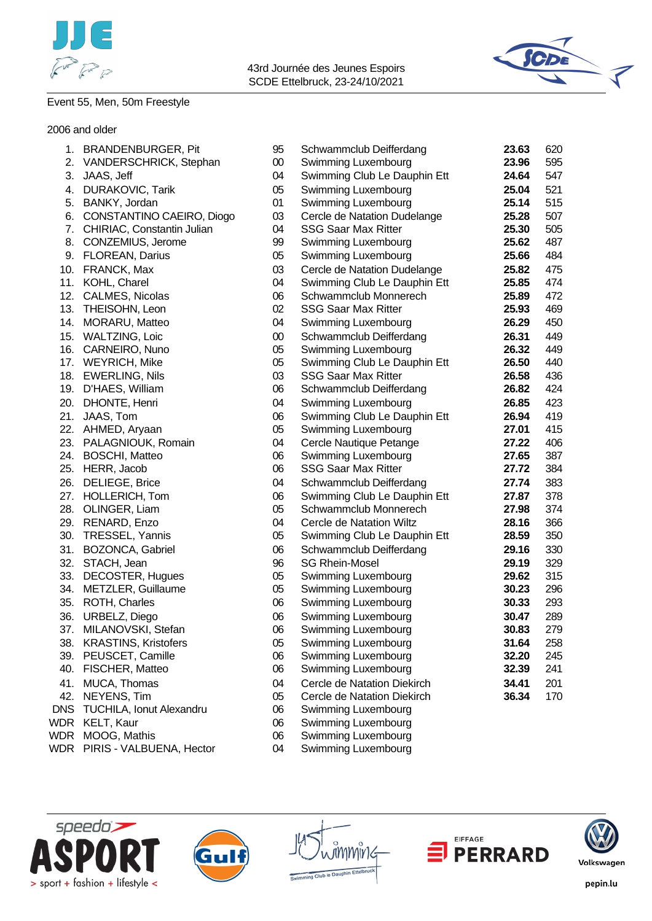43rd Journée des Jeunes Espoirs
SCDE Ettelbruck, 23-24/10/2021

Event 55, Men, 50m Freestyle

2006 and older

| Place | Name | YB | Club | Time | Points |
|---|---|---|---|---|---|
| 1. | BRANDENBURGER, Pit | 95 | Schwammclub Deifferdang | **23.63** | 620 |
| 2. | VANDERSCHRICK, Stephan | 00 | Swimming Luxembourg | **23.96** | 595 |
| 3. | JAAS, Jeff | 04 | Swimming Club Le Dauphin Ett | **24.64** | 547 |
| 4. | DURAKOVIC, Tarik | 05 | Swimming Luxembourg | **25.04** | 521 |
| 5. | BANKY, Jordan | 01 | Swimming Luxembourg | **25.14** | 515 |
| 6. | CONSTANTINO CAEIRO, Diogo | 03 | Cercle de Natation Dudelange | **25.28** | 507 |
| 7. | CHIRIAC, Constantin Julian | 04 | SSG Saar Max Ritter | **25.30** | 505 |
| 8. | CONZEMIUS, Jerome | 99 | Swimming Luxembourg | **25.62** | 487 |
| 9. | FLOREAN, Darius | 05 | Swimming Luxembourg | **25.66** | 484 |
| 10. | FRANCK, Max | 03 | Cercle de Natation Dudelange | **25.82** | 475 |
| 11. | KOHL, Charel | 04 | Swimming Club Le Dauphin Ett | **25.85** | 474 |
| 12. | CALMES, Nicolas | 06 | Schwammclub Monnerech | **25.89** | 472 |
| 13. | THEISOHN, Leon | 02 | SSG Saar Max Ritter | **25.93** | 469 |
| 14. | MORARU, Matteo | 04 | Swimming Luxembourg | **26.29** | 450 |
| 15. | WALTZING, Loic | 00 | Schwammclub Deifferdang | **26.31** | 449 |
| 16. | CARNEIRO, Nuno | 05 | Swimming Luxembourg | **26.32** | 449 |
| 17. | WEYRICH, Mike | 05 | Swimming Club Le Dauphin Ett | **26.50** | 440 |
| 18. | EWERLING, Nils | 03 | SSG Saar Max Ritter | **26.58** | 436 |
| 19. | D'HAES, William | 06 | Schwammclub Deifferdang | **26.82** | 424 |
| 20. | DHONTE, Henri | 04 | Swimming Luxembourg | **26.85** | 423 |
| 21. | JAAS, Tom | 06 | Swimming Club Le Dauphin Ett | **26.94** | 419 |
| 22. | AHMED, Aryaan | 05 | Swimming Luxembourg | **27.01** | 415 |
| 23. | PALAGNIOUK, Romain | 04 | Cercle Nautique Petange | **27.22** | 406 |
| 24. | BOSCHI, Matteo | 06 | Swimming Luxembourg | **27.65** | 387 |
| 25. | HERR, Jacob | 06 | SSG Saar Max Ritter | **27.72** | 384 |
| 26. | DELIEGE, Brice | 04 | Schwammclub Deifferdang | **27.74** | 383 |
| 27. | HOLLERICH, Tom | 06 | Swimming Club Le Dauphin Ett | **27.87** | 378 |
| 28. | OLINGER, Liam | 05 | Schwammclub Monnerech | **27.98** | 374 |
| 29. | RENARD, Enzo | 04 | Cercle de Natation Wiltz | **28.16** | 366 |
| 30. | TRESSEL, Yannis | 05 | Swimming Club Le Dauphin Ett | **28.59** | 350 |
| 31. | BOZONCA, Gabriel | 06 | Schwammclub Deifferdang | **29.16** | 330 |
| 32. | STACH, Jean | 96 | SG Rhein-Mosel | **29.19** | 329 |
| 33. | DECOSTER, Hugues | 05 | Swimming Luxembourg | **29.62** | 315 |
| 34. | METZLER, Guillaume | 05 | Swimming Luxembourg | **30.23** | 296 |
| 35. | ROTH, Charles | 06 | Swimming Luxembourg | **30.33** | 293 |
| 36. | URBELZ, Diego | 06 | Swimming Luxembourg | **30.47** | 289 |
| 37. | MILANOVSKI, Stefan | 06 | Swimming Luxembourg | **30.83** | 279 |
| 38. | KRASTINS, Kristofers | 05 | Swimming Luxembourg | **31.64** | 258 |
| 39. | PEUSCET, Camille | 06 | Swimming Luxembourg | **32.20** | 245 |
| 40. | FISCHER, Matteo | 06 | Swimming Luxembourg | **32.39** | 241 |
| 41. | MUCA, Thomas | 04 | Cercle de Natation Diekirch | **34.41** | 201 |
| 42. | NEYENS, Tim | 05 | Cercle de Natation Diekirch | **36.34** | 170 |
| DNS | TUCHILA, Ionut Alexandru | 06 | Swimming Luxembourg | | |
| WDR | KELT, Kaur | 06 | Swimming Luxembourg | | |
| WDR | MOOG, Mathis | 06 | Swimming Luxembourg | | |
| WDR | PIRIS - VALBUENA, Hector | 04 | Swimming Luxembourg | | |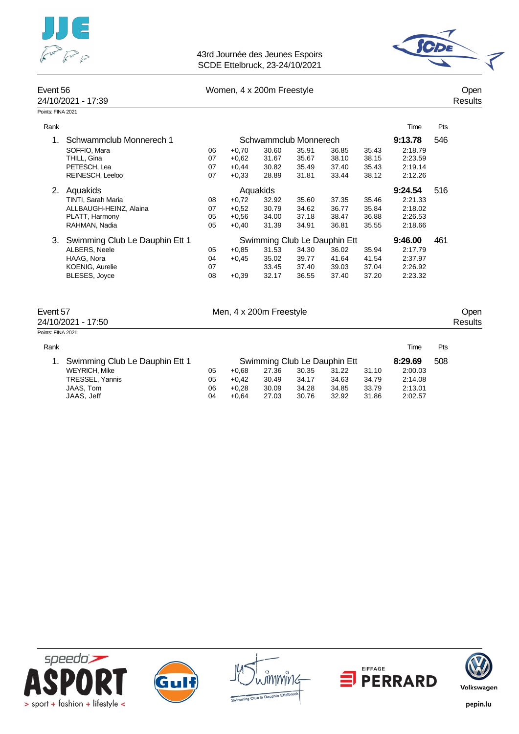43rd Journée des Jeunes Espoirs
SCDE Ettelbruck, 23-24/10/2021

## Event 56 — Women, 4 x 200m Freestyle — Open

24/10/2021 - 17:39 — Results

Points: FINA 2021

| Rank | Name | YoB | RT | 50m | 100m | 150m | 200m | Time | Pts |
|---|---|---|---|---|---|---|---|---|---|
| 1. | Schwammclub Monnerech 1 | | Schwammclub Monnerech | | | | | **9:13.78** | 546 |
| | SOFFIO, Mara | 06 | +0,70 | 30.60 | 35.91 | 36.85 | 35.43 | 2:18.79 | |
| | THILL, Gina | 07 | +0,62 | 31.67 | 35.67 | 38.10 | 38.15 | 2:23.59 | |
| | PETESCH, Lea | 07 | +0,44 | 30.82 | 35.49 | 37.40 | 35.43 | 2:19.14 | |
| | REINESCH, Leeloo | 07 | +0,33 | 28.89 | 31.81 | 33.44 | 38.12 | 2:12.26 | |
| 2. | Aquakids | | Aquakids | | | | | **9:24.54** | 516 |
| | TINTI, Sarah Maria | 08 | +0,72 | 32.92 | 35.60 | 37.35 | 35.46 | 2:21.33 | |
| | ALLBAUGH-HEINZ, Alaina | 07 | +0,52 | 30.79 | 34.62 | 36.77 | 35.84 | 2:18.02 | |
| | PLATT, Harmony | 05 | +0,56 | 34.00 | 37.18 | 38.47 | 36.88 | 2:26.53 | |
| | RAHMAN, Nadia | 05 | +0,40 | 31.39 | 34.91 | 36.81 | 35.55 | 2:18.66 | |
| 3. | Swimming Club Le Dauphin Ett 1 | | Swimming Club Le Dauphin Ett | | | | | **9:46.00** | 461 |
| | ALBERS, Neele | 05 | +0,85 | 31.53 | 34.30 | 36.02 | 35.94 | 2:17.79 | |
| | HAAG, Nora | 04 | +0,45 | 35.02 | 39.77 | 41.64 | 41.54 | 2:37.97 | |
| | KOENIG, Aurelie | 07 | | 33.45 | 37.40 | 39.03 | 37.04 | 2:26.92 | |
| | BLESES, Joyce | 08 | +0,39 | 32.17 | 36.55 | 37.40 | 37.20 | 2:23.32 | |

## Event 57 — Men, 4 x 200m Freestyle — Open

24/10/2021 - 17:50 — Results

Points: FINA 2021

| Rank | Name | YoB | RT | 50m | 100m | 150m | 200m | Time | Pts |
|---|---|---|---|---|---|---|---|---|---|
| 1. | Swimming Club Le Dauphin Ett 1 | | Swimming Club Le Dauphin Ett | | | | | **8:29.69** | 508 |
| | WEYRICH, Mike | 05 | +0,68 | 27.36 | 30.35 | 31.22 | 31.10 | 2:00.03 | |
| | TRESSEL, Yannis | 05 | +0,42 | 30.49 | 34.17 | 34.63 | 34.79 | 2:14.08 | |
| | JAAS, Tom | 06 | +0,28 | 30.09 | 34.28 | 34.85 | 33.79 | 2:13.01 | |
| | JAAS, Jeff | 04 | +0,64 | 27.03 | 30.76 | 32.92 | 31.86 | 2:02.57 | |